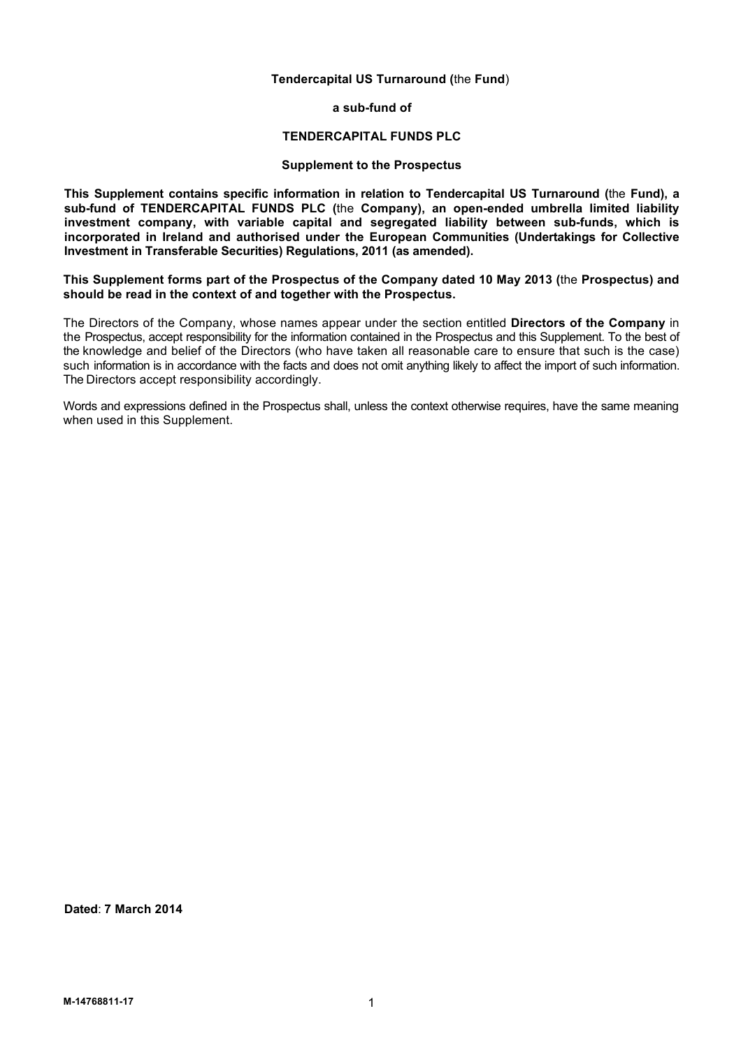**Tendercapital US Turnaround (**the **Fund**)

**a sub-fund of**

**TENDERCAPITAL FUNDS PLC**

**Supplement to the Prospectus**

**This Supplement contains specific information in relation to Tendercapital US Turnaround (**the **Fund), a sub-fund of TENDERCAPITAL FUNDS PLC (**the **Company), an open-ended umbrella limited liability investment company, with variable capital and segregated liability between sub-funds, which is incorporated in Ireland and authorised under the European Communities (Undertakings for Collective Investment in Transferable Securities) Regulations, 2011 (as amended).**

**This Supplement forms part of the Prospectus of the Company dated 10 May 2013 (**the **Prospectus) and should be read in the context of and together with the Prospectus.**

The Directors of the Company, whose names appear under the section entitled **Directors of the Company** in the Prospectus, accept responsibility for the information contained in the Prospectus and this Supplement. To the best of the knowledge and belief of the Directors (who have taken all reasonable care to ensure that such is the case) such information is in accordance with the facts and does not omit anything likely to affect the import of such information. The Directors accept responsibility accordingly.

Words and expressions defined in the Prospectus shall, unless the context otherwise requires, have the same meaning when used in this Supplement.

**Dated**: **7 March 2014**

**M-14768811-17**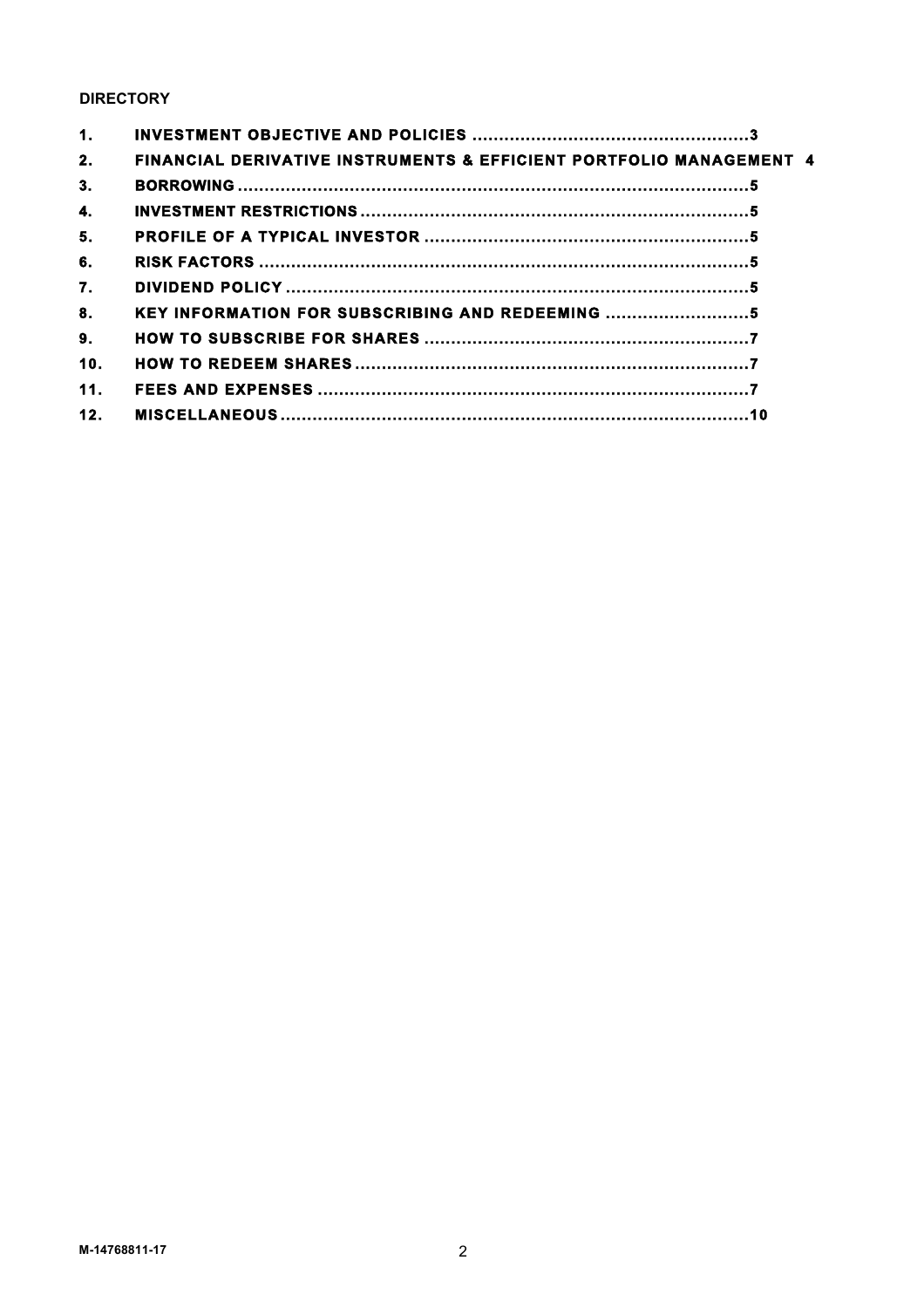**DIRECTORY**

| | | |
|---|---|---|
| 1. | INVESTMENT OBJECTIVE AND POLICIES | 3 |
| 2. | FINANCIAL DERIVATIVE INSTRUMENTS & EFFICIENT PORTFOLIO MANAGEMENT | 4 |
| 3. | BORROWING | 5 |
| 4. | INVESTMENT RESTRICTIONS | 5 |
| 5. | PROFILE OF A TYPICAL INVESTOR | 5 |
| 6. | RISK FACTORS | 5 |
| 7. | DIVIDEND POLICY | 5 |
| 8. | KEY INFORMATION FOR SUBSCRIBING AND REDEEMING | 5 |
| 9. | HOW TO SUBSCRIBE FOR SHARES | 7 |
| 10. | HOW TO REDEEM SHARES | 7 |
| 11. | FEES AND EXPENSES | 7 |
| 12. | MISCELLANEOUS | 10 |

M-14768811-17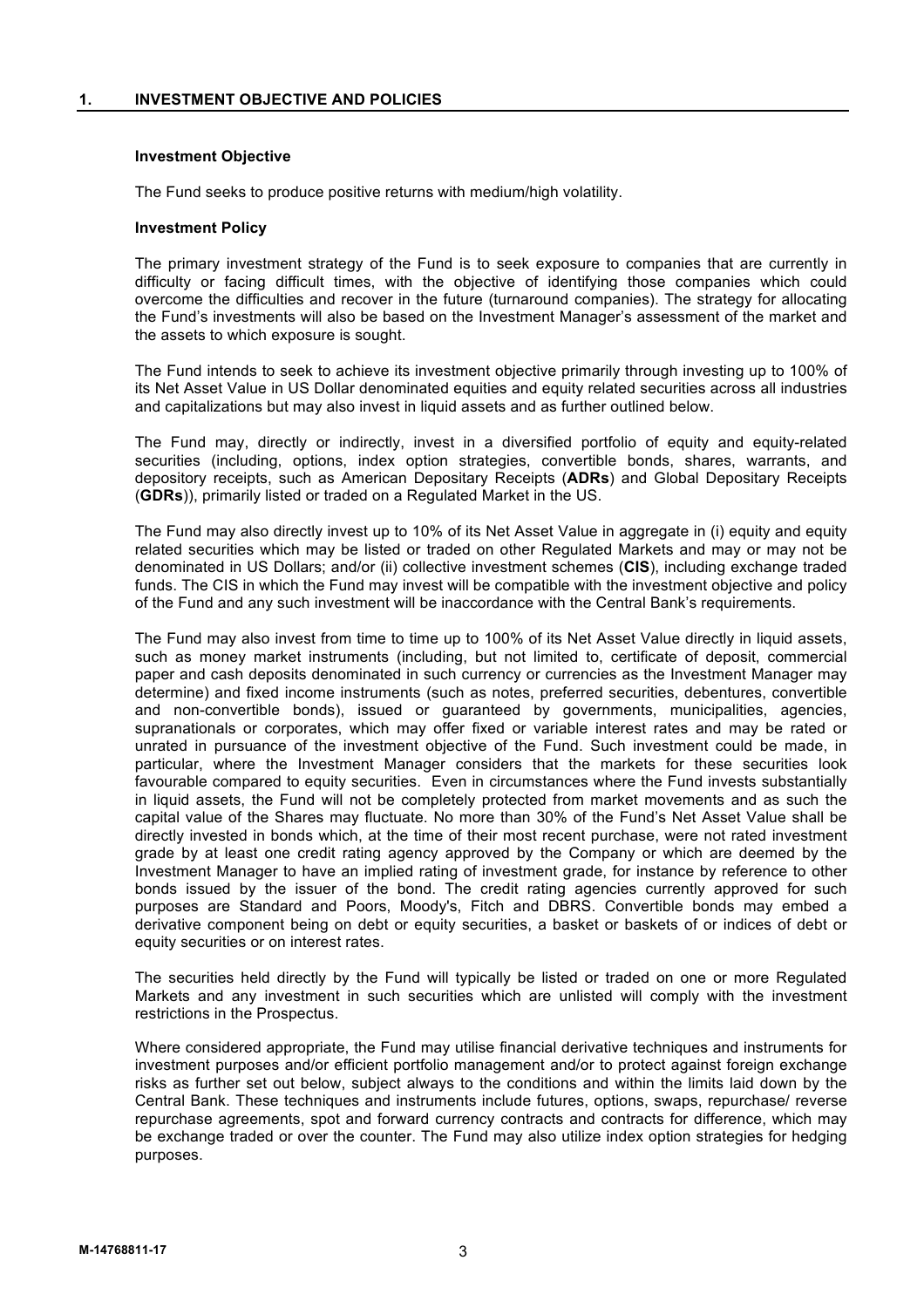## 1. INVESTMENT OBJECTIVE AND POLICIES

### Investment Objective

The Fund seeks to produce positive returns with medium/high volatility.

### Investment Policy

The primary investment strategy of the Fund is to seek exposure to companies that are currently in difficulty or facing difficult times, with the objective of identifying those companies which could overcome the difficulties and recover in the future (turnaround companies). The strategy for allocating the Fund's investments will also be based on the Investment Manager's assessment of the market and the assets to which exposure is sought.

The Fund intends to seek to achieve its investment objective primarily through investing up to 100% of its Net Asset Value in US Dollar denominated equities and equity related securities across all industries and capitalizations but may also invest in liquid assets and as further outlined below.

The Fund may, directly or indirectly, invest in a diversified portfolio of equity and equity-related securities (including, options, index option strategies, convertible bonds, shares, warrants, and depository receipts, such as American Depositary Receipts (**ADRs**) and Global Depositary Receipts (**GDRs**)), primarily listed or traded on a Regulated Market in the US.

The Fund may also directly invest up to 10% of its Net Asset Value in aggregate in (i) equity and equity related securities which may be listed or traded on other Regulated Markets and may or may not be denominated in US Dollars; and/or (ii) collective investment schemes (**CIS**), including exchange traded funds. The CIS in which the Fund may invest will be compatible with the investment objective and policy of the Fund and any such investment will be inaccordance with the Central Bank's requirements.

The Fund may also invest from time to time up to 100% of its Net Asset Value directly in liquid assets, such as money market instruments (including, but not limited to, certificate of deposit, commercial paper and cash deposits denominated in such currency or currencies as the Investment Manager may determine) and fixed income instruments (such as notes, preferred securities, debentures, convertible and non-convertible bonds), issued or guaranteed by governments, municipalities, agencies, supranationals or corporates, which may offer fixed or variable interest rates and may be rated or unrated in pursuance of the investment objective of the Fund. Such investment could be made, in particular, where the Investment Manager considers that the markets for these securities look favourable compared to equity securities. Even in circumstances where the Fund invests substantially in liquid assets, the Fund will not be completely protected from market movements and as such the capital value of the Shares may fluctuate. No more than 30% of the Fund's Net Asset Value shall be directly invested in bonds which, at the time of their most recent purchase, were not rated investment grade by at least one credit rating agency approved by the Company or which are deemed by the Investment Manager to have an implied rating of investment grade, for instance by reference to other bonds issued by the issuer of the bond. The credit rating agencies currently approved for such purposes are Standard and Poors, Moody's, Fitch and DBRS. Convertible bonds may embed a derivative component being on debt or equity securities, a basket or baskets of or indices of debt or equity securities or on interest rates.

The securities held directly by the Fund will typically be listed or traded on one or more Regulated Markets and any investment in such securities which are unlisted will comply with the investment restrictions in the Prospectus.

Where considered appropriate, the Fund may utilise financial derivative techniques and instruments for investment purposes and/or efficient portfolio management and/or to protect against foreign exchange risks as further set out below, subject always to the conditions and within the limits laid down by the Central Bank. These techniques and instruments include futures, options, swaps, repurchase/ reverse repurchase agreements, spot and forward currency contracts and contracts for difference, which may be exchange traded or over the counter. The Fund may also utilize index option strategies for hedging purposes.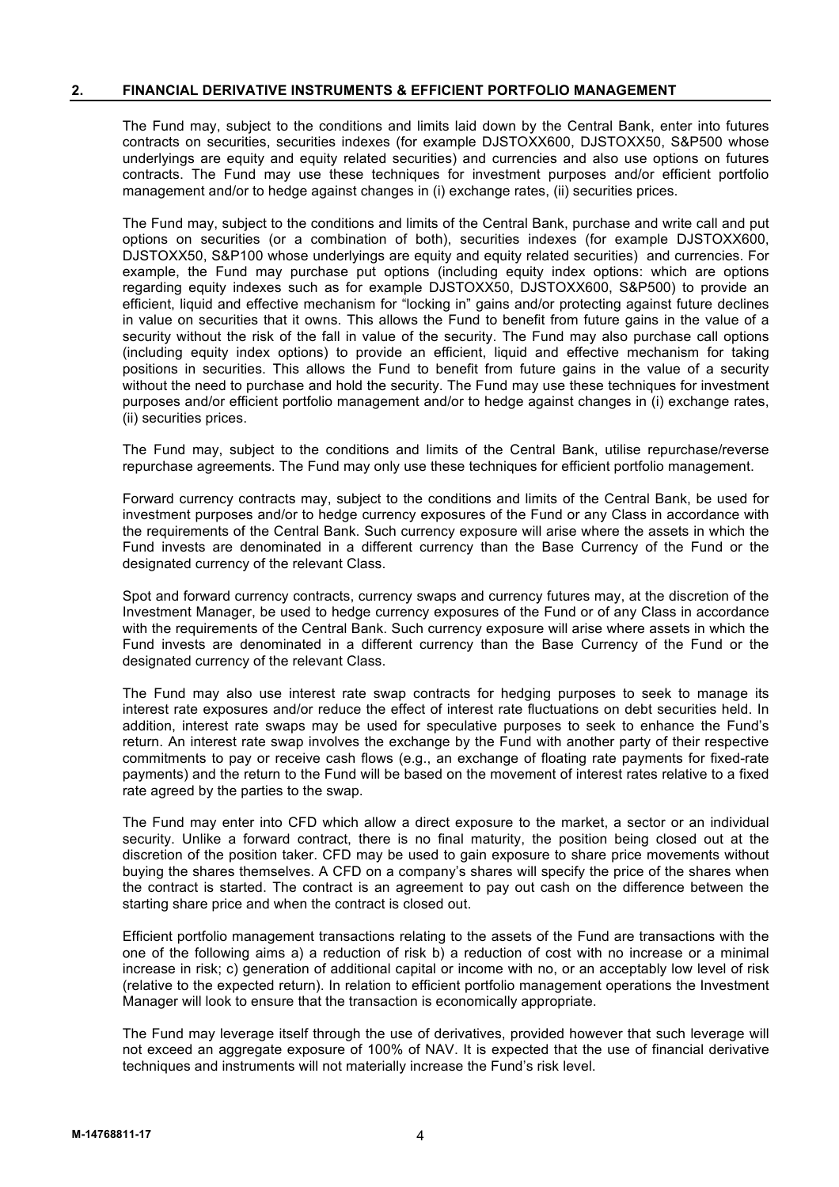## 2. FINANCIAL DERIVATIVE INSTRUMENTS & EFFICIENT PORTFOLIO MANAGEMENT

The Fund may, subject to the conditions and limits laid down by the Central Bank, enter into futures contracts on securities, securities indexes (for example DJSTOXX600, DJSTOXX50, S&P500 whose underlyings are equity and equity related securities) and currencies and also use options on futures contracts. The Fund may use these techniques for investment purposes and/or efficient portfolio management and/or to hedge against changes in (i) exchange rates, (ii) securities prices.

The Fund may, subject to the conditions and limits of the Central Bank, purchase and write call and put options on securities (or a combination of both), securities indexes (for example DJSTOXX600, DJSTOXX50, S&P100 whose underlyings are equity and equity related securities) and currencies. For example, the Fund may purchase put options (including equity index options: which are options regarding equity indexes such as for example DJSTOXX50, DJSTOXX600, S&P500) to provide an efficient, liquid and effective mechanism for "locking in" gains and/or protecting against future declines in value on securities that it owns. This allows the Fund to benefit from future gains in the value of a security without the risk of the fall in value of the security. The Fund may also purchase call options (including equity index options) to provide an efficient, liquid and effective mechanism for taking positions in securities. This allows the Fund to benefit from future gains in the value of a security without the need to purchase and hold the security. The Fund may use these techniques for investment purposes and/or efficient portfolio management and/or to hedge against changes in (i) exchange rates, (ii) securities prices.

The Fund may, subject to the conditions and limits of the Central Bank, utilise repurchase/reverse repurchase agreements. The Fund may only use these techniques for efficient portfolio management.

Forward currency contracts may, subject to the conditions and limits of the Central Bank, be used for investment purposes and/or to hedge currency exposures of the Fund or any Class in accordance with the requirements of the Central Bank. Such currency exposure will arise where the assets in which the Fund invests are denominated in a different currency than the Base Currency of the Fund or the designated currency of the relevant Class.

Spot and forward currency contracts, currency swaps and currency futures may, at the discretion of the Investment Manager, be used to hedge currency exposures of the Fund or of any Class in accordance with the requirements of the Central Bank. Such currency exposure will arise where assets in which the Fund invests are denominated in a different currency than the Base Currency of the Fund or the designated currency of the relevant Class.

The Fund may also use interest rate swap contracts for hedging purposes to seek to manage its interest rate exposures and/or reduce the effect of interest rate fluctuations on debt securities held. In addition, interest rate swaps may be used for speculative purposes to seek to enhance the Fund's return. An interest rate swap involves the exchange by the Fund with another party of their respective commitments to pay or receive cash flows (e.g., an exchange of floating rate payments for fixed-rate payments) and the return to the Fund will be based on the movement of interest rates relative to a fixed rate agreed by the parties to the swap.

The Fund may enter into CFD which allow a direct exposure to the market, a sector or an individual security. Unlike a forward contract, there is no final maturity, the position being closed out at the discretion of the position taker. CFD may be used to gain exposure to share price movements without buying the shares themselves. A CFD on a company's shares will specify the price of the shares when the contract is started. The contract is an agreement to pay out cash on the difference between the starting share price and when the contract is closed out.

Efficient portfolio management transactions relating to the assets of the Fund are transactions with the one of the following aims a) a reduction of risk b) a reduction of cost with no increase or a minimal increase in risk; c) generation of additional capital or income with no, or an acceptably low level of risk (relative to the expected return). In relation to efficient portfolio management operations the Investment Manager will look to ensure that the transaction is economically appropriate.

The Fund may leverage itself through the use of derivatives, provided however that such leverage will not exceed an aggregate exposure of 100% of NAV. It is expected that the use of financial derivative techniques and instruments will not materially increase the Fund's risk level.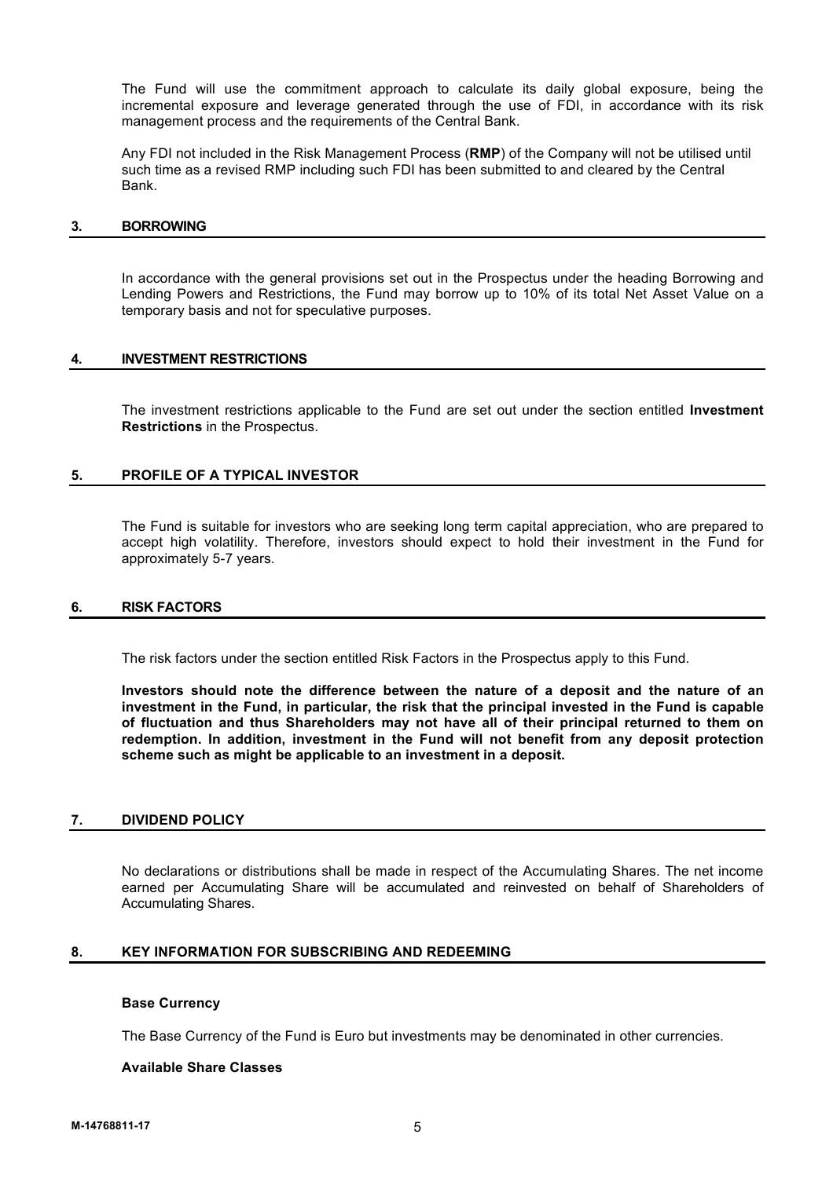The Fund will use the commitment approach to calculate its daily global exposure, being the incremental exposure and leverage generated through the use of FDI, in accordance with its risk management process and the requirements of the Central Bank.

Any FDI not included in the Risk Management Process (**RMP**) of the Company will not be utilised until such time as a revised RMP including such FDI has been submitted to and cleared by the Central Bank.

## 3. BORROWING

In accordance with the general provisions set out in the Prospectus under the heading Borrowing and Lending Powers and Restrictions, the Fund may borrow up to 10% of its total Net Asset Value on a temporary basis and not for speculative purposes.

## 4. INVESTMENT RESTRICTIONS

The investment restrictions applicable to the Fund are set out under the section entitled **Investment Restrictions** in the Prospectus.

## 5. PROFILE OF A TYPICAL INVESTOR

The Fund is suitable for investors who are seeking long term capital appreciation, who are prepared to accept high volatility. Therefore, investors should expect to hold their investment in the Fund for approximately 5-7 years.

## 6. RISK FACTORS

The risk factors under the section entitled Risk Factors in the Prospectus apply to this Fund.

**Investors should note the difference between the nature of a deposit and the nature of an investment in the Fund, in particular, the risk that the principal invested in the Fund is capable of fluctuation and thus Shareholders may not have all of their principal returned to them on redemption. In addition, investment in the Fund will not benefit from any deposit protection scheme such as might be applicable to an investment in a deposit.**

## 7. DIVIDEND POLICY

No declarations or distributions shall be made in respect of the Accumulating Shares. The net income earned per Accumulating Share will be accumulated and reinvested on behalf of Shareholders of Accumulating Shares.

## 8. KEY INFORMATION FOR SUBSCRIBING AND REDEEMING

**Base Currency**

The Base Currency of the Fund is Euro but investments may be denominated in other currencies.

**Available Share Classes**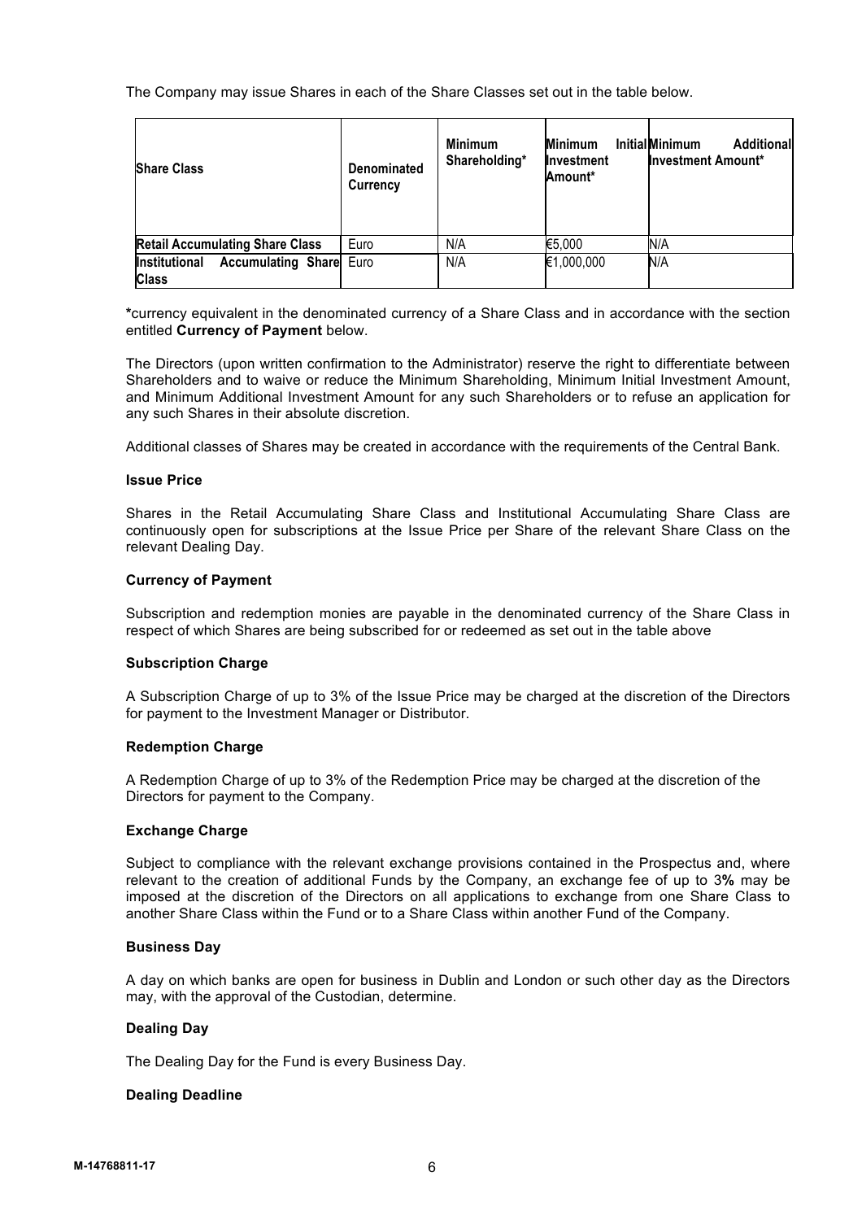The Company may issue Shares in each of the Share Classes set out in the table below.

| Share Class | Denominated Currency | Minimum Shareholding* | Minimum Initial Investment Amount* | Minimum Additional Investment Amount* |
|---|---|---|---|---|
| Retail Accumulating Share Class | Euro | N/A | €5,000 | N/A |
| Institutional Accumulating Share Class | Euro | N/A | €1,000,000 | N/A |

***currency equivalent in the denominated currency of a Share Class and in accordance with the section entitled **Currency of Payment** below.

The Directors (upon written confirmation to the Administrator) reserve the right to differentiate between Shareholders and to waive or reduce the Minimum Shareholding, Minimum Initial Investment Amount, and Minimum Additional Investment Amount for any such Shareholders or to refuse an application for any such Shares in their absolute discretion.

Additional classes of Shares may be created in accordance with the requirements of the Central Bank.

**Issue Price**

Shares in the Retail Accumulating Share Class and Institutional Accumulating Share Class are continuously open for subscriptions at the Issue Price per Share of the relevant Share Class on the relevant Dealing Day.

**Currency of Payment**

Subscription and redemption monies are payable in the denominated currency of the Share Class in respect of which Shares are being subscribed for or redeemed as set out in the table above

**Subscription Charge**

A Subscription Charge of up to 3% of the Issue Price may be charged at the discretion of the Directors for payment to the Investment Manager or Distributor.

**Redemption Charge**

A Redemption Charge of up to 3% of the Redemption Price may be charged at the discretion of the Directors for payment to the Company.

**Exchange Charge**

Subject to compliance with the relevant exchange provisions contained in the Prospectus and, where relevant to the creation of additional Funds by the Company, an exchange fee of up to 3**%** may be imposed at the discretion of the Directors on all applications to exchange from one Share Class to another Share Class within the Fund or to a Share Class within another Fund of the Company.

**Business Day**

A day on which banks are open for business in Dublin and London or such other day as the Directors may, with the approval of the Custodian, determine.

**Dealing Day**

The Dealing Day for the Fund is every Business Day.

**Dealing Deadline**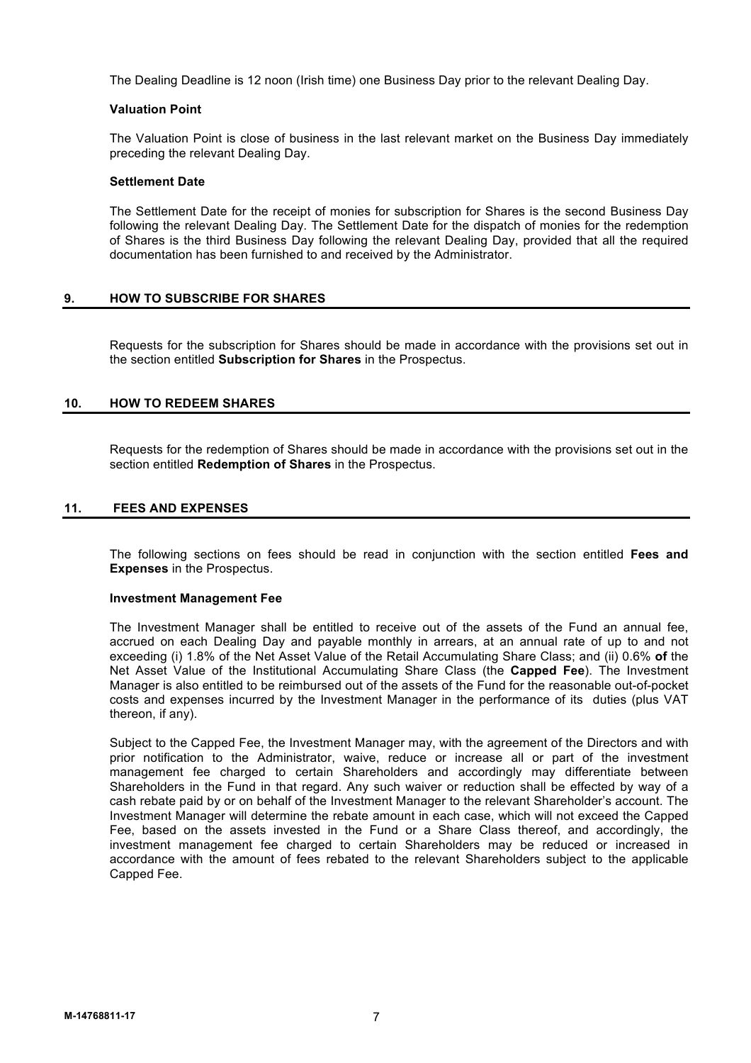The Dealing Deadline is 12 noon (Irish time) one Business Day prior to the relevant Dealing Day.

**Valuation Point**

The Valuation Point is close of business in the last relevant market on the Business Day immediately preceding the relevant Dealing Day.

**Settlement Date**

The Settlement Date for the receipt of monies for subscription for Shares is the second Business Day following the relevant Dealing Day. The Settlement Date for the dispatch of monies for the redemption of Shares is the third Business Day following the relevant Dealing Day, provided that all the required documentation has been furnished to and received by the Administrator.

## 9. HOW TO SUBSCRIBE FOR SHARES

Requests for the subscription for Shares should be made in accordance with the provisions set out in the section entitled **Subscription for Shares** in the Prospectus.

## 10. HOW TO REDEEM SHARES

Requests for the redemption of Shares should be made in accordance with the provisions set out in the section entitled **Redemption of Shares** in the Prospectus.

## 11. FEES AND EXPENSES

The following sections on fees should be read in conjunction with the section entitled **Fees and Expenses** in the Prospectus.

**Investment Management Fee**

The Investment Manager shall be entitled to receive out of the assets of the Fund an annual fee, accrued on each Dealing Day and payable monthly in arrears, at an annual rate of up to and not exceeding (i) 1.8% of the Net Asset Value of the Retail Accumulating Share Class; and (ii) 0.6% **of** the Net Asset Value of the Institutional Accumulating Share Class (the **Capped Fee**). The Investment Manager is also entitled to be reimbursed out of the assets of the Fund for the reasonable out-of-pocket costs and expenses incurred by the Investment Manager in the performance of its duties (plus VAT thereon, if any).

Subject to the Capped Fee, the Investment Manager may, with the agreement of the Directors and with prior notification to the Administrator, waive, reduce or increase all or part of the investment management fee charged to certain Shareholders and accordingly may differentiate between Shareholders in the Fund in that regard. Any such waiver or reduction shall be effected by way of a cash rebate paid by or on behalf of the Investment Manager to the relevant Shareholder's account. The Investment Manager will determine the rebate amount in each case, which will not exceed the Capped Fee, based on the assets invested in the Fund or a Share Class thereof, and accordingly, the investment management fee charged to certain Shareholders may be reduced or increased in accordance with the amount of fees rebated to the relevant Shareholders subject to the applicable Capped Fee.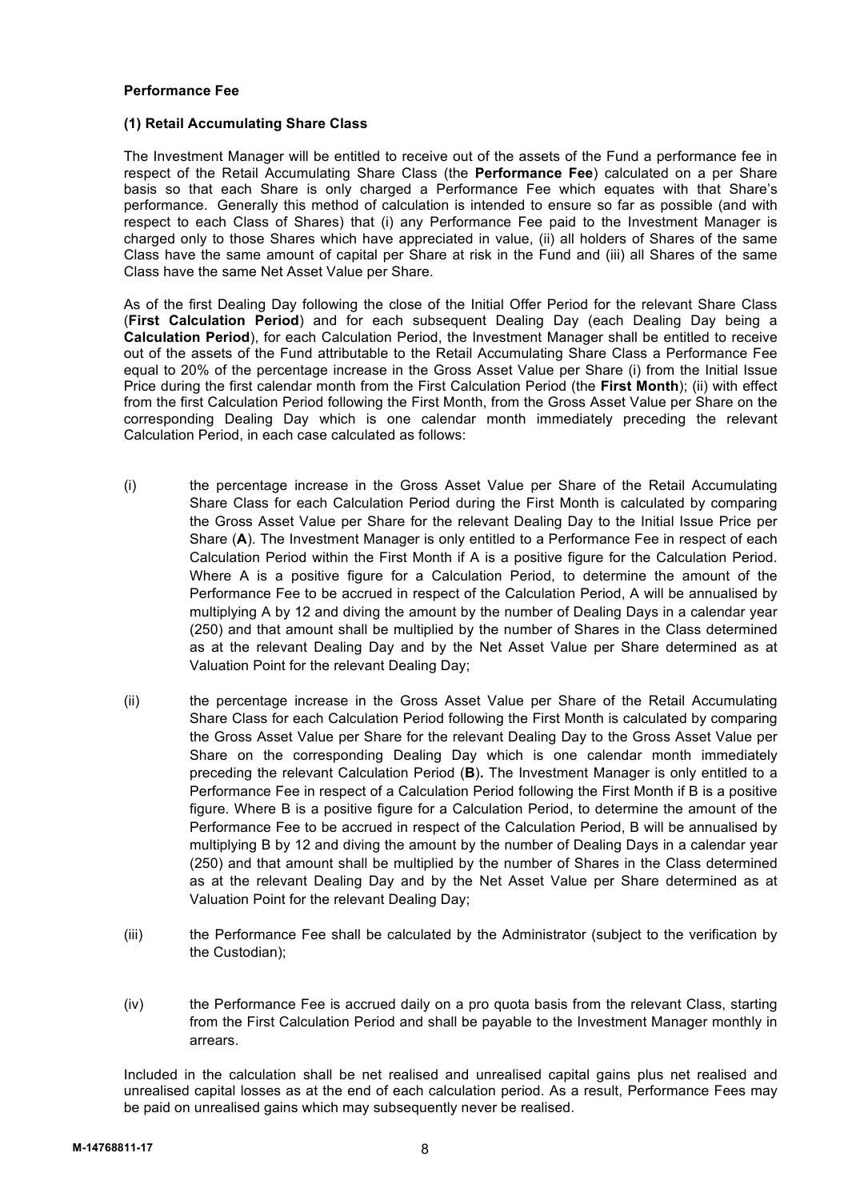**Performance Fee**

**(1) Retail Accumulating Share Class**

The Investment Manager will be entitled to receive out of the assets of the Fund a performance fee in respect of the Retail Accumulating Share Class (the **Performance Fee**) calculated on a per Share basis so that each Share is only charged a Performance Fee which equates with that Share's performance. Generally this method of calculation is intended to ensure so far as possible (and with respect to each Class of Shares) that (i) any Performance Fee paid to the Investment Manager is charged only to those Shares which have appreciated in value, (ii) all holders of Shares of the same Class have the same amount of capital per Share at risk in the Fund and (iii) all Shares of the same Class have the same Net Asset Value per Share.

As of the first Dealing Day following the close of the Initial Offer Period for the relevant Share Class (**First Calculation Period**) and for each subsequent Dealing Day (each Dealing Day being a **Calculation Period**), for each Calculation Period, the Investment Manager shall be entitled to receive out of the assets of the Fund attributable to the Retail Accumulating Share Class a Performance Fee equal to 20% of the percentage increase in the Gross Asset Value per Share (i) from the Initial Issue Price during the first calendar month from the First Calculation Period (the **First Month**); (ii) with effect from the first Calculation Period following the First Month, from the Gross Asset Value per Share on the corresponding Dealing Day which is one calendar month immediately preceding the relevant Calculation Period, in each case calculated as follows:

(i) the percentage increase in the Gross Asset Value per Share of the Retail Accumulating Share Class for each Calculation Period during the First Month is calculated by comparing the Gross Asset Value per Share for the relevant Dealing Day to the Initial Issue Price per Share (**A**). The Investment Manager is only entitled to a Performance Fee in respect of each Calculation Period within the First Month if A is a positive figure for the Calculation Period. Where A is a positive figure for a Calculation Period, to determine the amount of the Performance Fee to be accrued in respect of the Calculation Period, A will be annualised by multiplying A by 12 and diving the amount by the number of Dealing Days in a calendar year (250) and that amount shall be multiplied by the number of Shares in the Class determined as at the relevant Dealing Day and by the Net Asset Value per Share determined as at Valuation Point for the relevant Dealing Day;

(ii) the percentage increase in the Gross Asset Value per Share of the Retail Accumulating Share Class for each Calculation Period following the First Month is calculated by comparing the Gross Asset Value per Share for the relevant Dealing Day to the Gross Asset Value per Share on the corresponding Dealing Day which is one calendar month immediately preceding the relevant Calculation Period (**B**). The Investment Manager is only entitled to a Performance Fee in respect of a Calculation Period following the First Month if B is a positive figure. Where B is a positive figure for a Calculation Period, to determine the amount of the Performance Fee to be accrued in respect of the Calculation Period, B will be annualised by multiplying B by 12 and diving the amount by the number of Dealing Days in a calendar year (250) and that amount shall be multiplied by the number of Shares in the Class determined as at the relevant Dealing Day and by the Net Asset Value per Share determined as at Valuation Point for the relevant Dealing Day;

(iii) the Performance Fee shall be calculated by the Administrator (subject to the verification by the Custodian);

(iv) the Performance Fee is accrued daily on a pro quota basis from the relevant Class, starting from the First Calculation Period and shall be payable to the Investment Manager monthly in arrears.

Included in the calculation shall be net realised and unrealised capital gains plus net realised and unrealised capital losses as at the end of each calculation period. As a result, Performance Fees may be paid on unrealised gains which may subsequently never be realised.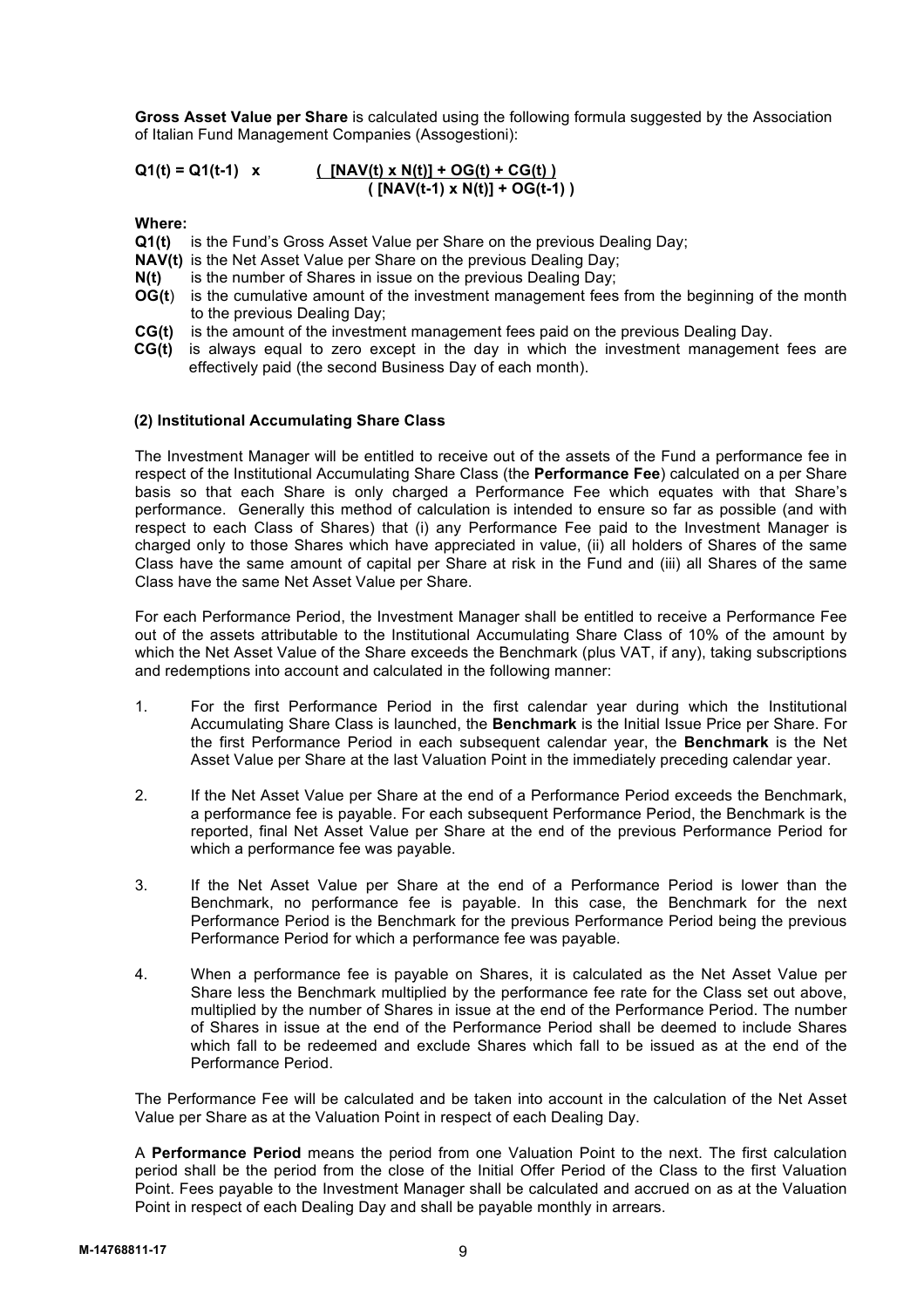**Gross Asset Value per Share** is calculated using the following formula suggested by the Association of Italian Fund Management Companies (Assogestioni):

$$Q1(t) = Q1(t-1) \times \frac{[NAV(t) \times N(t)] + OG(t) + CG(t)}{[NAV(t-1) \times N(t)] + OG(t-1)}$$

**Where:**

**Q1(t)** is the Fund's Gross Asset Value per Share on the previous Dealing Day;
**NAV(t)** is the Net Asset Value per Share on the previous Dealing Day;
**N(t)** is the number of Shares in issue on the previous Dealing Day;
**OG(t)** is the cumulative amount of the investment management fees from the beginning of the month to the previous Dealing Day;
**CG(t)** is the amount of the investment management fees paid on the previous Dealing Day.
**CG(t)** is always equal to zero except in the day in which the investment management fees are effectively paid (the second Business Day of each month).

**(2) Institutional Accumulating Share Class**

The Investment Manager will be entitled to receive out of the assets of the Fund a performance fee in respect of the Institutional Accumulating Share Class (the **Performance Fee**) calculated on a per Share basis so that each Share is only charged a Performance Fee which equates with that Share's performance. Generally this method of calculation is intended to ensure so far as possible (and with respect to each Class of Shares) that (i) any Performance Fee paid to the Investment Manager is charged only to those Shares which have appreciated in value, (ii) all holders of Shares of the same Class have the same amount of capital per Share at risk in the Fund and (iii) all Shares of the same Class have the same Net Asset Value per Share.

For each Performance Period, the Investment Manager shall be entitled to receive a Performance Fee out of the assets attributable to the Institutional Accumulating Share Class of 10% of the amount by which the Net Asset Value of the Share exceeds the Benchmark (plus VAT, if any), taking subscriptions and redemptions into account and calculated in the following manner:

1. For the first Performance Period in the first calendar year during which the Institutional Accumulating Share Class is launched, the **Benchmark** is the Initial Issue Price per Share. For the first Performance Period in each subsequent calendar year, the **Benchmark** is the Net Asset Value per Share at the last Valuation Point in the immediately preceding calendar year.

2. If the Net Asset Value per Share at the end of a Performance Period exceeds the Benchmark, a performance fee is payable. For each subsequent Performance Period, the Benchmark is the reported, final Net Asset Value per Share at the end of the previous Performance Period for which a performance fee was payable.

3. If the Net Asset Value per Share at the end of a Performance Period is lower than the Benchmark, no performance fee is payable. In this case, the Benchmark for the next Performance Period is the Benchmark for the previous Performance Period being the previous Performance Period for which a performance fee was payable.

4. When a performance fee is payable on Shares, it is calculated as the Net Asset Value per Share less the Benchmark multiplied by the performance fee rate for the Class set out above, multiplied by the number of Shares in issue at the end of the Performance Period. The number of Shares in issue at the end of the Performance Period shall be deemed to include Shares which fall to be redeemed and exclude Shares which fall to be issued as at the end of the Performance Period.

The Performance Fee will be calculated and be taken into account in the calculation of the Net Asset Value per Share as at the Valuation Point in respect of each Dealing Day.

A **Performance Period** means the period from one Valuation Point to the next. The first calculation period shall be the period from the close of the Initial Offer Period of the Class to the first Valuation Point. Fees payable to the Investment Manager shall be calculated and accrued on as at the Valuation Point in respect of each Dealing Day and shall be payable monthly in arrears.

M-14768811-17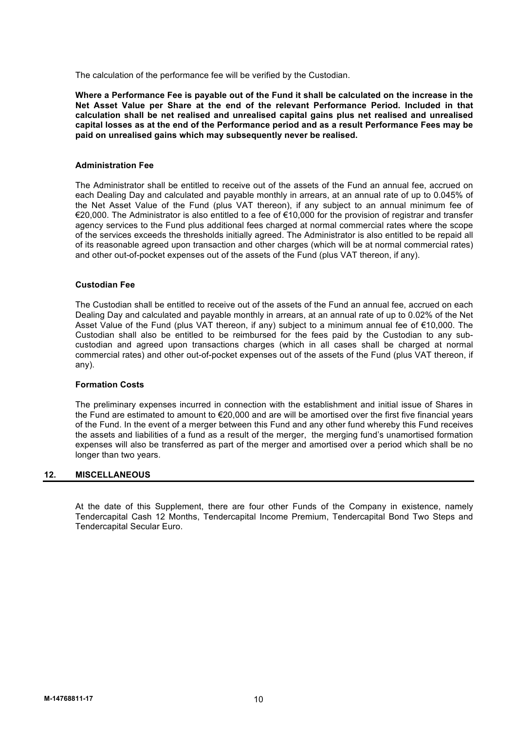The calculation of the performance fee will be verified by the Custodian.

**Where a Performance Fee is payable out of the Fund it shall be calculated on the increase in the Net Asset Value per Share at the end of the relevant Performance Period. Included in that calculation shall be net realised and unrealised capital gains plus net realised and unrealised capital losses as at the end of the Performance period and as a result Performance Fees may be paid on unrealised gains which may subsequently never be realised.**

**Administration Fee**

The Administrator shall be entitled to receive out of the assets of the Fund an annual fee, accrued on each Dealing Day and calculated and payable monthly in arrears, at an annual rate of up to 0.045% of the Net Asset Value of the Fund (plus VAT thereon), if any subject to an annual minimum fee of €20,000. The Administrator is also entitled to a fee of €10,000 for the provision of registrar and transfer agency services to the Fund plus additional fees charged at normal commercial rates where the scope of the services exceeds the thresholds initially agreed. The Administrator is also entitled to be repaid all of its reasonable agreed upon transaction and other charges (which will be at normal commercial rates) and other out-of-pocket expenses out of the assets of the Fund (plus VAT thereon, if any).

**Custodian Fee**

The Custodian shall be entitled to receive out of the assets of the Fund an annual fee, accrued on each Dealing Day and calculated and payable monthly in arrears, at an annual rate of up to 0.02% of the Net Asset Value of the Fund (plus VAT thereon, if any) subject to a minimum annual fee of €10,000. The Custodian shall also be entitled to be reimbursed for the fees paid by the Custodian to any sub-custodian and agreed upon transactions charges (which in all cases shall be charged at normal commercial rates) and other out-of-pocket expenses out of the assets of the Fund (plus VAT thereon, if any).

**Formation Costs**

The preliminary expenses incurred in connection with the establishment and initial issue of Shares in the Fund are estimated to amount to €20,000 and are will be amortised over the first five financial years of the Fund. In the event of a merger between this Fund and any other fund whereby this Fund receives the assets and liabilities of a fund as a result of the merger, the merging fund's unamortised formation expenses will also be transferred as part of the merger and amortised over a period which shall be no longer than two years.

## 12. MISCELLANEOUS

At the date of this Supplement, there are four other Funds of the Company in existence, namely Tendercapital Cash 12 Months, Tendercapital Income Premium, Tendercapital Bond Two Steps and Tendercapital Secular Euro.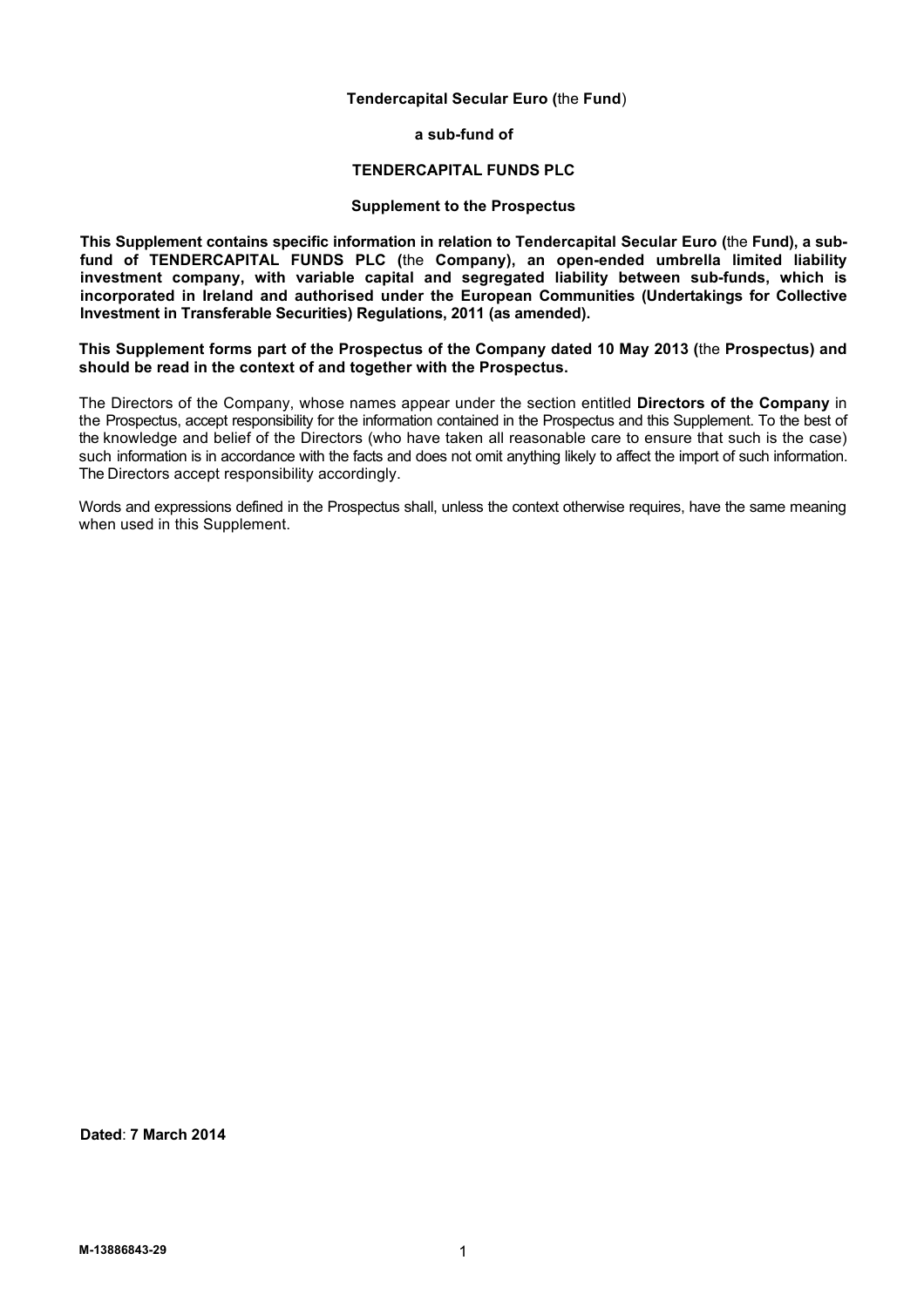**Tendercapital Secular Euro (**the **Fund**)

**a sub-fund of**

**TENDERCAPITAL FUNDS PLC**

**Supplement to the Prospectus**

**This Supplement contains specific information in relation to Tendercapital Secular Euro (**the **Fund), a sub-fund of TENDERCAPITAL FUNDS PLC (**the **Company), an open-ended umbrella limited liability investment company, with variable capital and segregated liability between sub-funds, which is incorporated in Ireland and authorised under the European Communities (Undertakings for Collective Investment in Transferable Securities) Regulations, 2011 (as amended).**

**This Supplement forms part of the Prospectus of the Company dated 10 May 2013 (**the **Prospectus) and should be read in the context of and together with the Prospectus.**

The Directors of the Company, whose names appear under the section entitled **Directors of the Company** in the Prospectus, accept responsibility for the information contained in the Prospectus and this Supplement. To the best of the knowledge and belief of the Directors (who have taken all reasonable care to ensure that such is the case) such information is in accordance with the facts and does not omit anything likely to affect the import of such information. The Directors accept responsibility accordingly.

Words and expressions defined in the Prospectus shall, unless the context otherwise requires, have the same meaning when used in this Supplement.

**Dated**: **7 March 2014**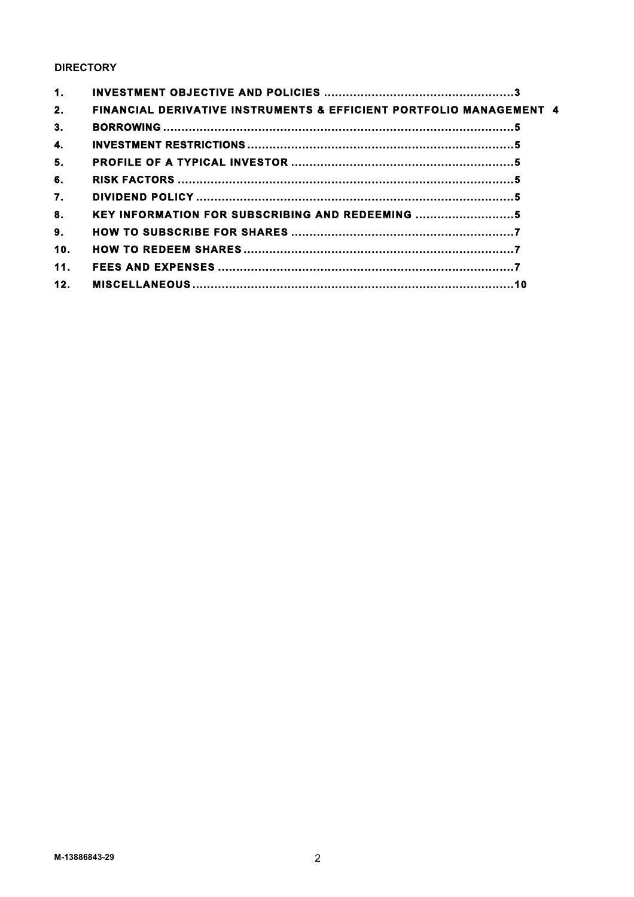**DIRECTORY**

| | | |
|---|---|---|
| 1. | INVESTMENT OBJECTIVE AND POLICIES | 3 |
| 2. | FINANCIAL DERIVATIVE INSTRUMENTS & EFFICIENT PORTFOLIO MANAGEMENT | 4 |
| 3. | BORROWING | 5 |
| 4. | INVESTMENT RESTRICTIONS | 5 |
| 5. | PROFILE OF A TYPICAL INVESTOR | 5 |
| 6. | RISK FACTORS | 5 |
| 7. | DIVIDEND POLICY | 5 |
| 8. | KEY INFORMATION FOR SUBSCRIBING AND REDEEMING | 5 |
| 9. | HOW TO SUBSCRIBE FOR SHARES | 7 |
| 10. | HOW TO REDEEM SHARES | 7 |
| 11. | FEES AND EXPENSES | 7 |
| 12. | MISCELLANEOUS | 10 |

M-13886843-29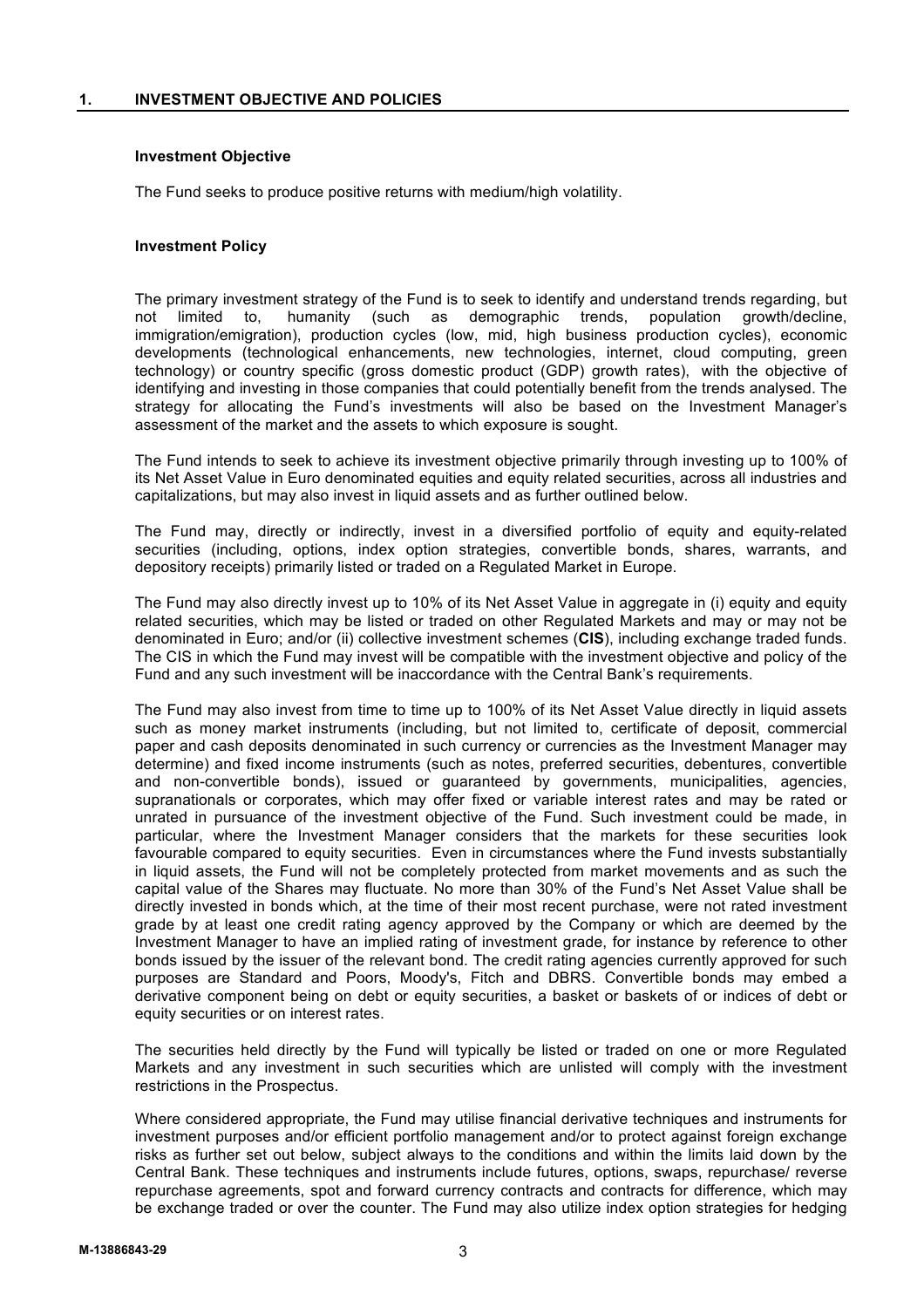## 1. INVESTMENT OBJECTIVE AND POLICIES

### Investment Objective

The Fund seeks to produce positive returns with medium/high volatility.

### Investment Policy

The primary investment strategy of the Fund is to seek to identify and understand trends regarding, but not limited to, humanity (such as demographic trends, population growth/decline, immigration/emigration), production cycles (low, mid, high business production cycles), economic developments (technological enhancements, new technologies, internet, cloud computing, green technology) or country specific (gross domestic product (GDP) growth rates), with the objective of identifying and investing in those companies that could potentially benefit from the trends analysed. The strategy for allocating the Fund's investments will also be based on the Investment Manager's assessment of the market and the assets to which exposure is sought.

The Fund intends to seek to achieve its investment objective primarily through investing up to 100% of its Net Asset Value in Euro denominated equities and equity related securities, across all industries and capitalizations, but may also invest in liquid assets and as further outlined below.

The Fund may, directly or indirectly, invest in a diversified portfolio of equity and equity-related securities (including, options, index option strategies, convertible bonds, shares, warrants, and depository receipts) primarily listed or traded on a Regulated Market in Europe.

The Fund may also directly invest up to 10% of its Net Asset Value in aggregate in (i) equity and equity related securities, which may be listed or traded on other Regulated Markets and may or may not be denominated in Euro; and/or (ii) collective investment schemes (**CIS**), including exchange traded funds. The CIS in which the Fund may invest will be compatible with the investment objective and policy of the Fund and any such investment will be inaccordance with the Central Bank's requirements.

The Fund may also invest from time to time up to 100% of its Net Asset Value directly in liquid assets such as money market instruments (including, but not limited to, certificate of deposit, commercial paper and cash deposits denominated in such currency or currencies as the Investment Manager may determine) and fixed income instruments (such as notes, preferred securities, debentures, convertible and non-convertible bonds), issued or guaranteed by governments, municipalities, agencies, supranationals or corporates, which may offer fixed or variable interest rates and may be rated or unrated in pursuance of the investment objective of the Fund. Such investment could be made, in particular, where the Investment Manager considers that the markets for these securities look favourable compared to equity securities. Even in circumstances where the Fund invests substantially in liquid assets, the Fund will not be completely protected from market movements and as such the capital value of the Shares may fluctuate. No more than 30% of the Fund's Net Asset Value shall be directly invested in bonds which, at the time of their most recent purchase, were not rated investment grade by at least one credit rating agency approved by the Company or which are deemed by the Investment Manager to have an implied rating of investment grade, for instance by reference to other bonds issued by the issuer of the relevant bond. The credit rating agencies currently approved for such purposes are Standard and Poors, Moody's, Fitch and DBRS. Convertible bonds may embed a derivative component being on debt or equity securities, a basket or baskets of or indices of debt or equity securities or on interest rates.

The securities held directly by the Fund will typically be listed or traded on one or more Regulated Markets and any investment in such securities which are unlisted will comply with the investment restrictions in the Prospectus.

Where considered appropriate, the Fund may utilise financial derivative techniques and instruments for investment purposes and/or efficient portfolio management and/or to protect against foreign exchange risks as further set out below, subject always to the conditions and within the limits laid down by the Central Bank. These techniques and instruments include futures, options, swaps, repurchase/ reverse repurchase agreements, spot and forward currency contracts and contracts for difference, which may be exchange traded or over the counter. The Fund may also utilize index option strategies for hedging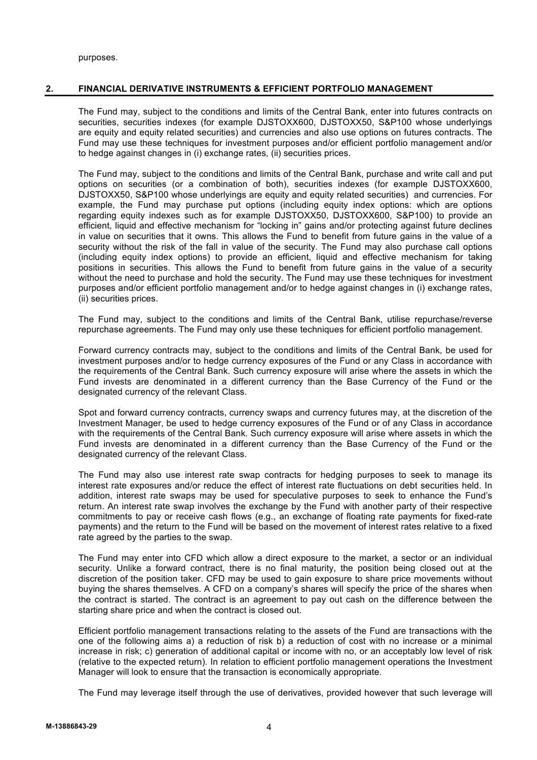purposes.

## 2. FINANCIAL DERIVATIVE INSTRUMENTS & EFFICIENT PORTFOLIO MANAGEMENT

The Fund may, subject to the conditions and limits of the Central Bank, enter into futures contracts on securities, securities indexes (for example DJSTOXX600, DJSTOXX50, S&P100 whose underlyings are equity and equity related securities) and currencies and also use options on futures contracts. The Fund may use these techniques for investment purposes and/or efficient portfolio management and/or to hedge against changes in (i) exchange rates, (ii) securities prices.

The Fund may, subject to the conditions and limits of the Central Bank, purchase and write call and put options on securities (or a combination of both), securities indexes (for example DJSTOXX600, DJSTOXX50, S&P100 whose underlyings are equity and equity related securities) and currencies. For example, the Fund may purchase put options (including equity index options: which are options regarding equity indexes such as for example DJSTOXX50, DJSTOXX600, S&P100) to provide an efficient, liquid and effective mechanism for "locking in" gains and/or protecting against future declines in value on securities that it owns. This allows the Fund to benefit from future gains in the value of a security without the risk of the fall in value of the security. The Fund may also purchase call options (including equity index options) to provide an efficient, liquid and effective mechanism for taking positions in securities. This allows the Fund to benefit from future gains in the value of a security without the need to purchase and hold the security. The Fund may use these techniques for investment purposes and/or efficient portfolio management and/or to hedge against changes in (i) exchange rates, (ii) securities prices.

The Fund may, subject to the conditions and limits of the Central Bank, utilise repurchase/reverse repurchase agreements. The Fund may only use these techniques for efficient portfolio management.

Forward currency contracts may, subject to the conditions and limits of the Central Bank, be used for investment purposes and/or to hedge currency exposures of the Fund or any Class in accordance with the requirements of the Central Bank. Such currency exposure will arise where the assets in which the Fund invests are denominated in a different currency than the Base Currency of the Fund or the designated currency of the relevant Class.

Spot and forward currency contracts, currency swaps and currency futures may, at the discretion of the Investment Manager, be used to hedge currency exposures of the Fund or of any Class in accordance with the requirements of the Central Bank. Such currency exposure will arise where assets in which the Fund invests are denominated in a different currency than the Base Currency of the Fund or the designated currency of the relevant Class.

The Fund may also use interest rate swap contracts for hedging purposes to seek to manage its interest rate exposures and/or reduce the effect of interest rate fluctuations on debt securities held. In addition, interest rate swaps may be used for speculative purposes to seek to enhance the Fund's return. An interest rate swap involves the exchange by the Fund with another party of their respective commitments to pay or receive cash flows (e.g., an exchange of floating rate payments for fixed-rate payments) and the return to the Fund will be based on the movement of interest rates relative to a fixed rate agreed by the parties to the swap.

The Fund may enter into CFD which allow a direct exposure to the market, a sector or an individual security. Unlike a forward contract, there is no final maturity, the position being closed out at the discretion of the position taker. CFD may be used to gain exposure to share price movements without buying the shares themselves. A CFD on a company's shares will specify the price of the shares when the contract is started. The contract is an agreement to pay out cash on the difference between the starting share price and when the contract is closed out.

Efficient portfolio management transactions relating to the assets of the Fund are transactions with the one of the following aims a) a reduction of risk b) a reduction of cost with no increase or a minimal increase in risk; c) generation of additional capital or income with no, or an acceptably low level of risk (relative to the expected return). In relation to efficient portfolio management operations the Investment Manager will look to ensure that the transaction is economically appropriate.

The Fund may leverage itself through the use of derivatives, provided however that such leverage will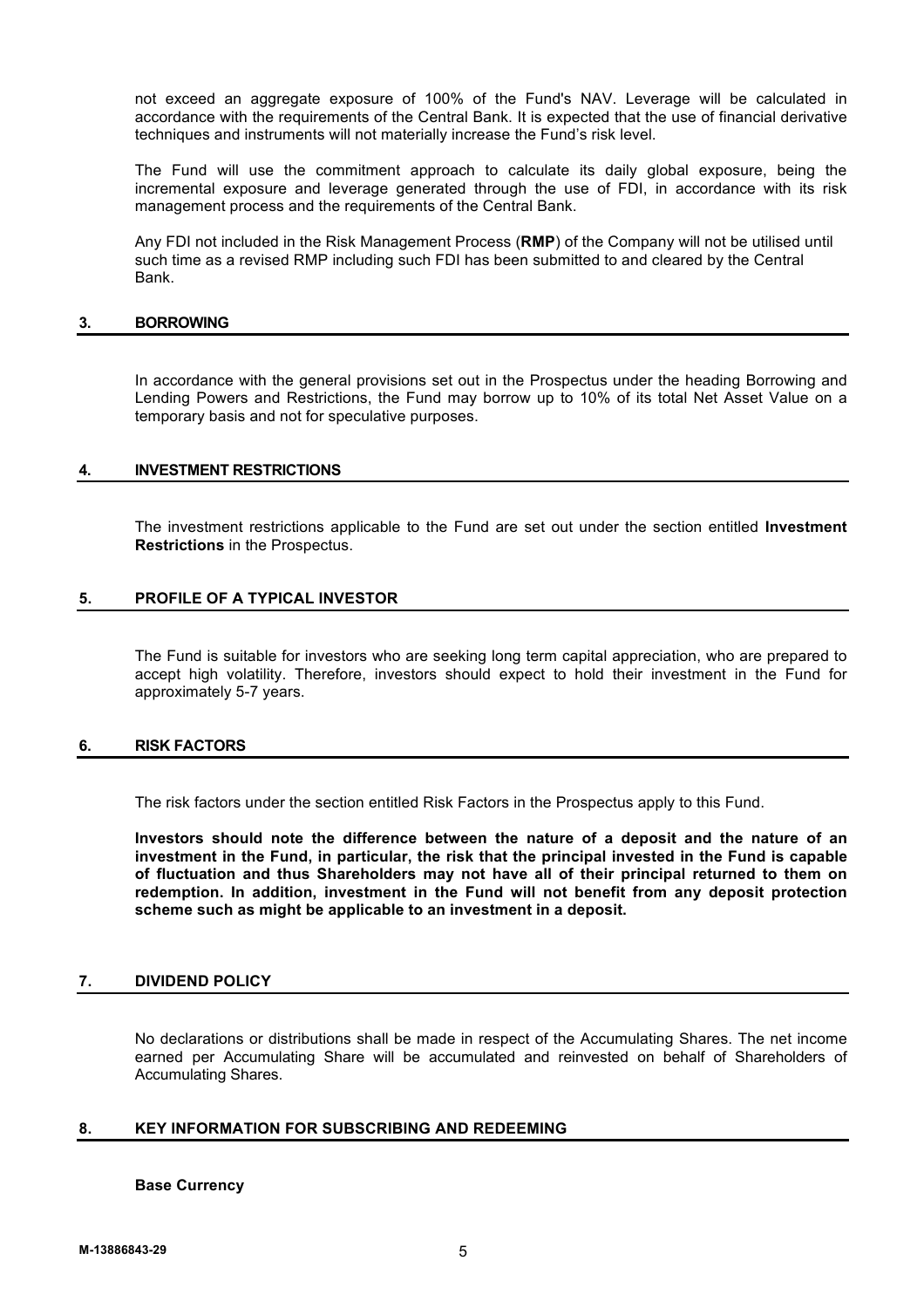not exceed an aggregate exposure of 100% of the Fund's NAV. Leverage will be calculated in accordance with the requirements of the Central Bank. It is expected that the use of financial derivative techniques and instruments will not materially increase the Fund's risk level.

The Fund will use the commitment approach to calculate its daily global exposure, being the incremental exposure and leverage generated through the use of FDI, in accordance with its risk management process and the requirements of the Central Bank.

Any FDI not included in the Risk Management Process (**RMP**) of the Company will not be utilised until such time as a revised RMP including such FDI has been submitted to and cleared by the Central Bank.

## 3. BORROWING

In accordance with the general provisions set out in the Prospectus under the heading Borrowing and Lending Powers and Restrictions, the Fund may borrow up to 10% of its total Net Asset Value on a temporary basis and not for speculative purposes.

## 4. INVESTMENT RESTRICTIONS

The investment restrictions applicable to the Fund are set out under the section entitled **Investment Restrictions** in the Prospectus.

## 5. PROFILE OF A TYPICAL INVESTOR

The Fund is suitable for investors who are seeking long term capital appreciation, who are prepared to accept high volatility. Therefore, investors should expect to hold their investment in the Fund for approximately 5-7 years.

## 6. RISK FACTORS

The risk factors under the section entitled Risk Factors in the Prospectus apply to this Fund.

**Investors should note the difference between the nature of a deposit and the nature of an investment in the Fund, in particular, the risk that the principal invested in the Fund is capable of fluctuation and thus Shareholders may not have all of their principal returned to them on redemption. In addition, investment in the Fund will not benefit from any deposit protection scheme such as might be applicable to an investment in a deposit.**

## 7. DIVIDEND POLICY

No declarations or distributions shall be made in respect of the Accumulating Shares. The net income earned per Accumulating Share will be accumulated and reinvested on behalf of Shareholders of Accumulating Shares.

## 8. KEY INFORMATION FOR SUBSCRIBING AND REDEEMING

**Base Currency**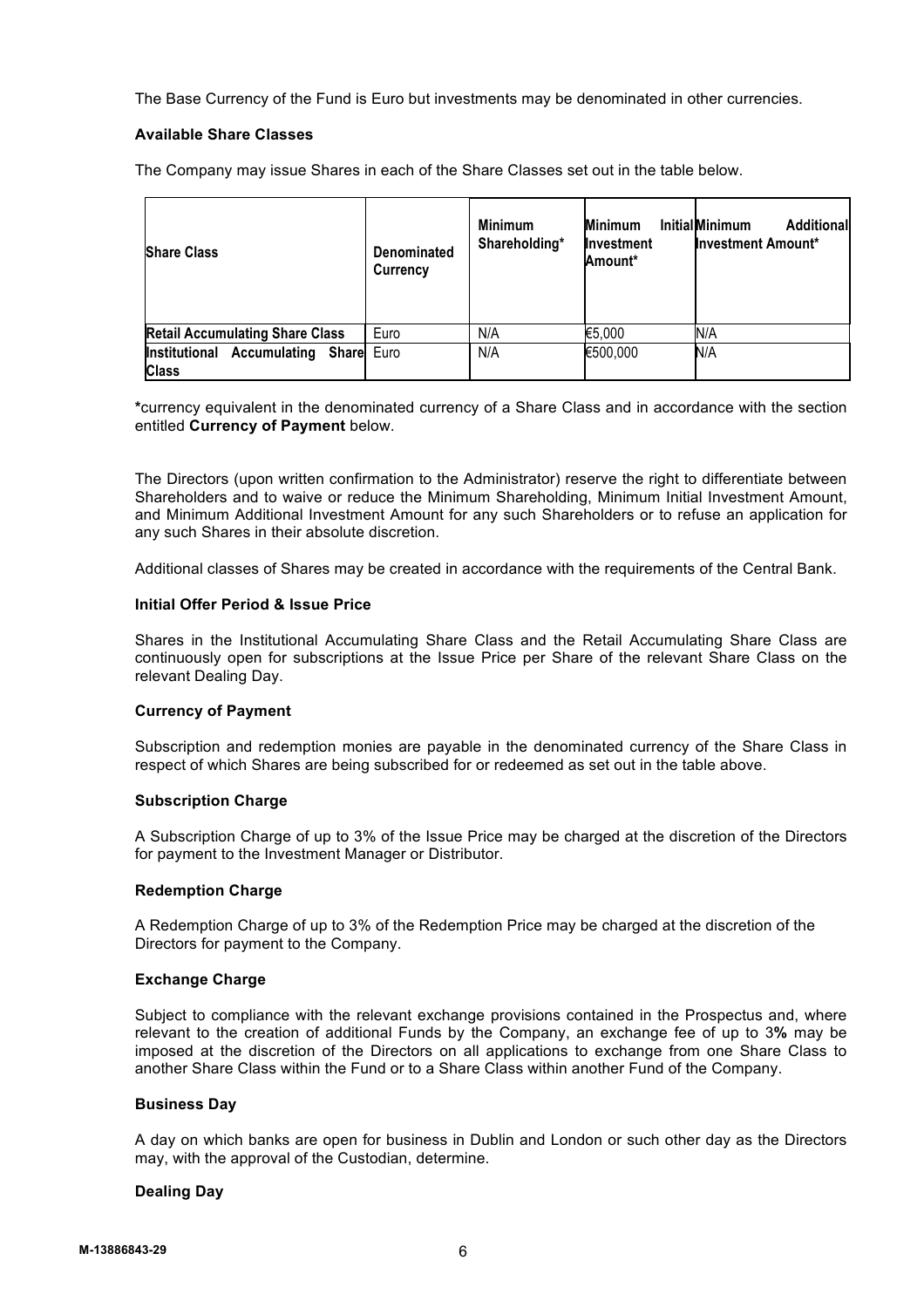The Base Currency of the Fund is Euro but investments may be denominated in other currencies.

**Available Share Classes**

The Company may issue Shares in each of the Share Classes set out in the table below.

| Share Class | Denominated Currency | Minimum Shareholding* | Minimum Initial Investment Amount* | Minimum Additional Investment Amount* |
|---|---|---|---|---|
| **Retail Accumulating Share Class** | Euro | N/A | €5,000 | N/A |
| **Institutional Accumulating Share Class** | Euro | N/A | €500,000 | N/A |

***currency equivalent in the denominated currency of a Share Class and in accordance with the section entitled **Currency of Payment** below.

The Directors (upon written confirmation to the Administrator) reserve the right to differentiate between Shareholders and to waive or reduce the Minimum Shareholding, Minimum Initial Investment Amount, and Minimum Additional Investment Amount for any such Shareholders or to refuse an application for any such Shares in their absolute discretion.

Additional classes of Shares may be created in accordance with the requirements of the Central Bank.

**Initial Offer Period & Issue Price**

Shares in the Institutional Accumulating Share Class and the Retail Accumulating Share Class are continuously open for subscriptions at the Issue Price per Share of the relevant Share Class on the relevant Dealing Day.

**Currency of Payment**

Subscription and redemption monies are payable in the denominated currency of the Share Class in respect of which Shares are being subscribed for or redeemed as set out in the table above.

**Subscription Charge**

A Subscription Charge of up to 3% of the Issue Price may be charged at the discretion of the Directors for payment to the Investment Manager or Distributor.

**Redemption Charge**

A Redemption Charge of up to 3% of the Redemption Price may be charged at the discretion of the Directors for payment to the Company.

**Exchange Charge**

Subject to compliance with the relevant exchange provisions contained in the Prospectus and, where relevant to the creation of additional Funds by the Company, an exchange fee of up to 3**%** may be imposed at the discretion of the Directors on all applications to exchange from one Share Class to another Share Class within the Fund or to a Share Class within another Fund of the Company.

**Business Day**

A day on which banks are open for business in Dublin and London or such other day as the Directors may, with the approval of the Custodian, determine.

**Dealing Day**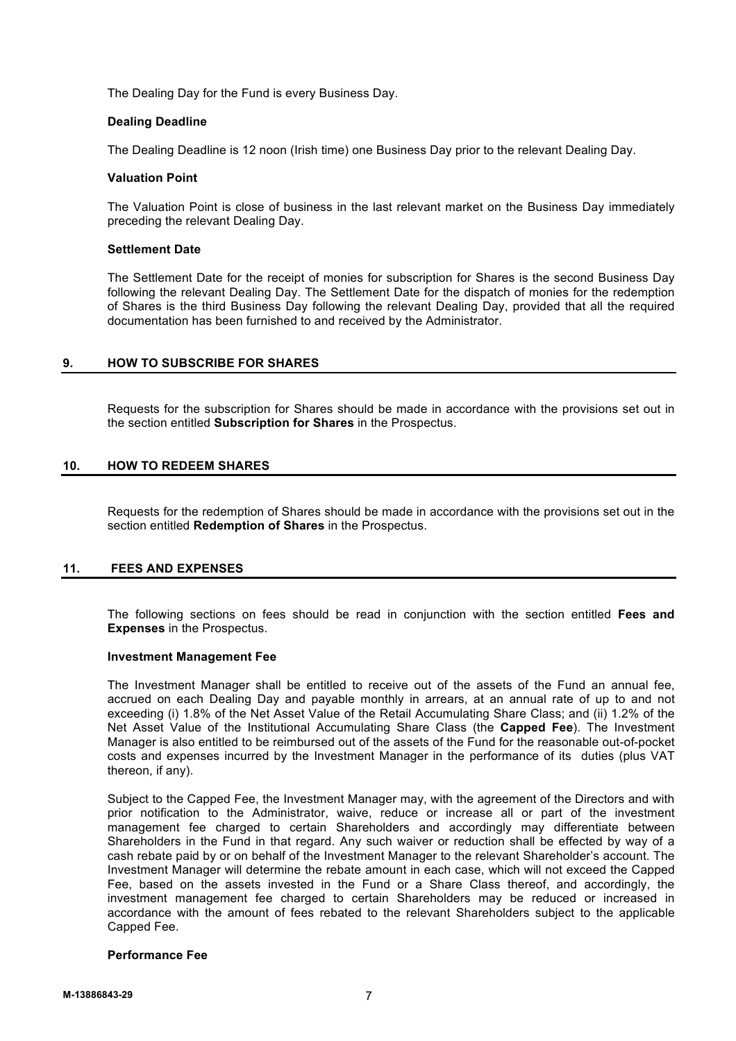The Dealing Day for the Fund is every Business Day.

**Dealing Deadline**

The Dealing Deadline is 12 noon (Irish time) one Business Day prior to the relevant Dealing Day.

**Valuation Point**

The Valuation Point is close of business in the last relevant market on the Business Day immediately preceding the relevant Dealing Day.

**Settlement Date**

The Settlement Date for the receipt of monies for subscription for Shares is the second Business Day following the relevant Dealing Day. The Settlement Date for the dispatch of monies for the redemption of Shares is the third Business Day following the relevant Dealing Day, provided that all the required documentation has been furnished to and received by the Administrator.

## 9. HOW TO SUBSCRIBE FOR SHARES

Requests for the subscription for Shares should be made in accordance with the provisions set out in the section entitled **Subscription for Shares** in the Prospectus.

## 10. HOW TO REDEEM SHARES

Requests for the redemption of Shares should be made in accordance with the provisions set out in the section entitled **Redemption of Shares** in the Prospectus.

## 11. FEES AND EXPENSES

The following sections on fees should be read in conjunction with the section entitled **Fees and Expenses** in the Prospectus.

**Investment Management Fee**

The Investment Manager shall be entitled to receive out of the assets of the Fund an annual fee, accrued on each Dealing Day and payable monthly in arrears, at an annual rate of up to and not exceeding (i) 1.8% of the Net Asset Value of the Retail Accumulating Share Class; and (ii) 1.2% of the Net Asset Value of the Institutional Accumulating Share Class (the **Capped Fee**). The Investment Manager is also entitled to be reimbursed out of the assets of the Fund for the reasonable out-of-pocket costs and expenses incurred by the Investment Manager in the performance of its duties (plus VAT thereon, if any).

Subject to the Capped Fee, the Investment Manager may, with the agreement of the Directors and with prior notification to the Administrator, waive, reduce or increase all or part of the investment management fee charged to certain Shareholders and accordingly may differentiate between Shareholders in the Fund in that regard. Any such waiver or reduction shall be effected by way of a cash rebate paid by or on behalf of the Investment Manager to the relevant Shareholder's account. The Investment Manager will determine the rebate amount in each case, which will not exceed the Capped Fee, based on the assets invested in the Fund or a Share Class thereof, and accordingly, the investment management fee charged to certain Shareholders may be reduced or increased in accordance with the amount of fees rebated to the relevant Shareholders subject to the applicable Capped Fee.

**Performance Fee**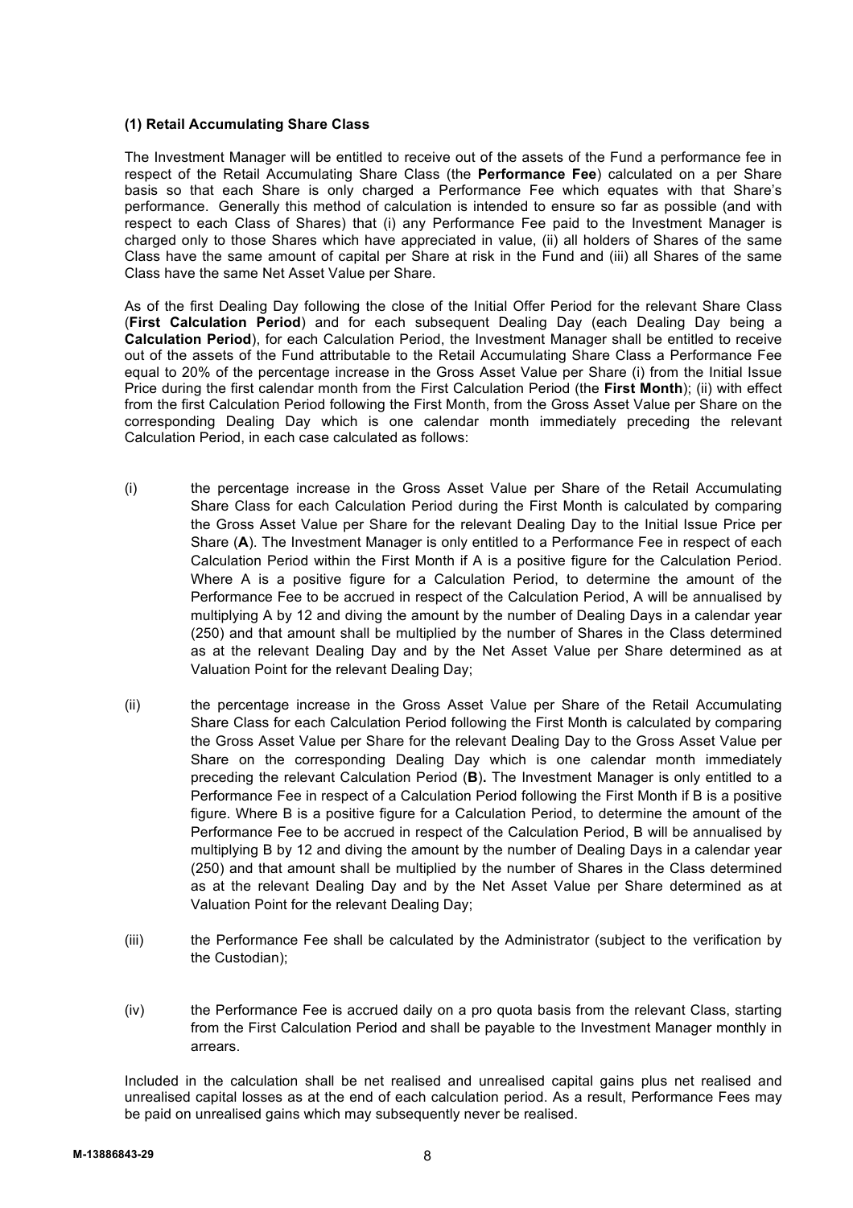**(1) Retail Accumulating Share Class**

The Investment Manager will be entitled to receive out of the assets of the Fund a performance fee in respect of the Retail Accumulating Share Class (the **Performance Fee**) calculated on a per Share basis so that each Share is only charged a Performance Fee which equates with that Share's performance. Generally this method of calculation is intended to ensure so far as possible (and with respect to each Class of Shares) that (i) any Performance Fee paid to the Investment Manager is charged only to those Shares which have appreciated in value, (ii) all holders of Shares of the same Class have the same amount of capital per Share at risk in the Fund and (iii) all Shares of the same Class have the same Net Asset Value per Share.

As of the first Dealing Day following the close of the Initial Offer Period for the relevant Share Class (**First Calculation Period**) and for each subsequent Dealing Day (each Dealing Day being a **Calculation Period**), for each Calculation Period, the Investment Manager shall be entitled to receive out of the assets of the Fund attributable to the Retail Accumulating Share Class a Performance Fee equal to 20% of the percentage increase in the Gross Asset Value per Share (i) from the Initial Issue Price during the first calendar month from the First Calculation Period (the **First Month**); (ii) with effect from the first Calculation Period following the First Month, from the Gross Asset Value per Share on the corresponding Dealing Day which is one calendar month immediately preceding the relevant Calculation Period, in each case calculated as follows:

(i) the percentage increase in the Gross Asset Value per Share of the Retail Accumulating Share Class for each Calculation Period during the First Month is calculated by comparing the Gross Asset Value per Share for the relevant Dealing Day to the Initial Issue Price per Share (**A**). The Investment Manager is only entitled to a Performance Fee in respect of each Calculation Period within the First Month if A is a positive figure for the Calculation Period. Where A is a positive figure for a Calculation Period, to determine the amount of the Performance Fee to be accrued in respect of the Calculation Period, A will be annualised by multiplying A by 12 and diving the amount by the number of Dealing Days in a calendar year (250) and that amount shall be multiplied by the number of Shares in the Class determined as at the relevant Dealing Day and by the Net Asset Value per Share determined as at Valuation Point for the relevant Dealing Day;

(ii) the percentage increase in the Gross Asset Value per Share of the Retail Accumulating Share Class for each Calculation Period following the First Month is calculated by comparing the Gross Asset Value per Share for the relevant Dealing Day to the Gross Asset Value per Share on the corresponding Dealing Day which is one calendar month immediately preceding the relevant Calculation Period (**B**)**.** The Investment Manager is only entitled to a Performance Fee in respect of a Calculation Period following the First Month if B is a positive figure. Where B is a positive figure for a Calculation Period, to determine the amount of the Performance Fee to be accrued in respect of the Calculation Period, B will be annualised by multiplying B by 12 and diving the amount by the number of Dealing Days in a calendar year (250) and that amount shall be multiplied by the number of Shares in the Class determined as at the relevant Dealing Day and by the Net Asset Value per Share determined as at Valuation Point for the relevant Dealing Day;

(iii) the Performance Fee shall be calculated by the Administrator (subject to the verification by the Custodian);

(iv) the Performance Fee is accrued daily on a pro quota basis from the relevant Class, starting from the First Calculation Period and shall be payable to the Investment Manager monthly in arrears.

Included in the calculation shall be net realised and unrealised capital gains plus net realised and unrealised capital losses as at the end of each calculation period. As a result, Performance Fees may be paid on unrealised gains which may subsequently never be realised.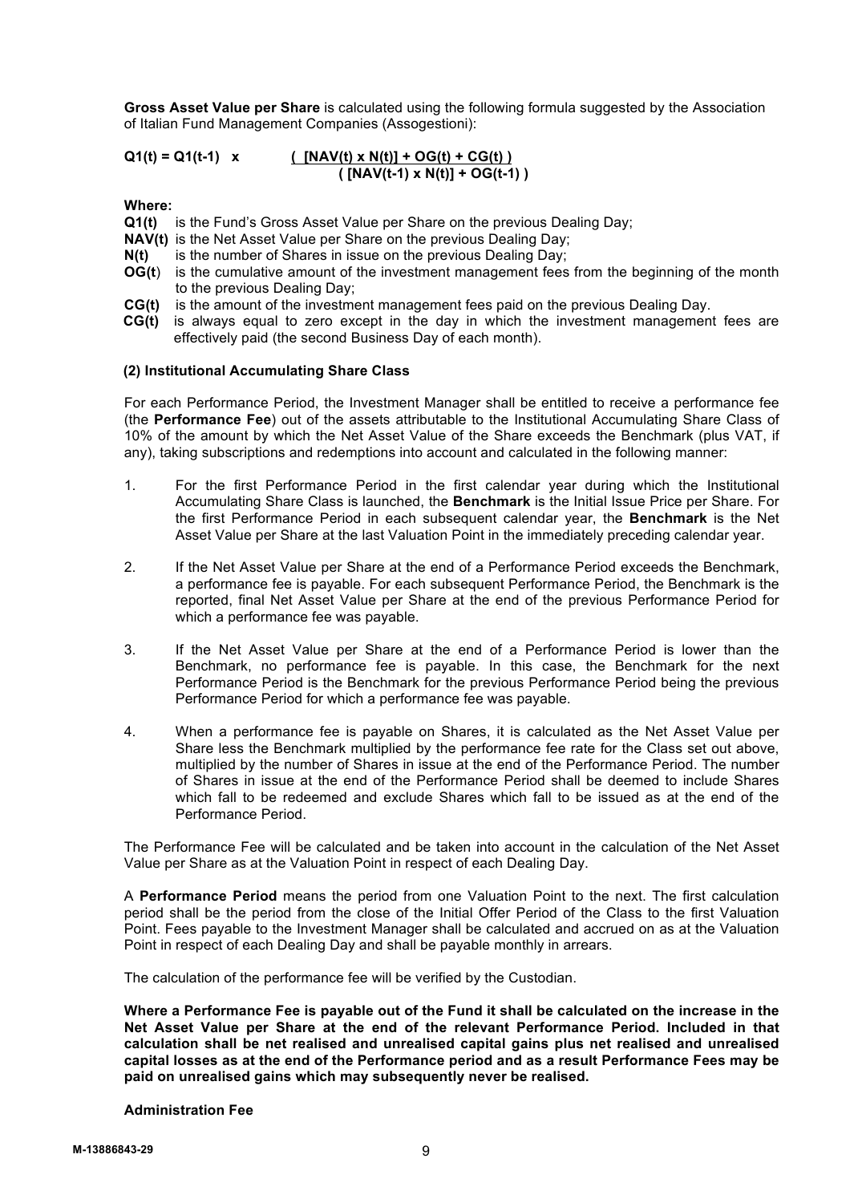**Gross Asset Value per Share** is calculated using the following formula suggested by the Association of Italian Fund Management Companies (Assogestioni):

$$Q1(t) = Q1(t-1) \times \frac{[NAV(t) \times N(t)] + OG(t) + CG(t)}{[NAV(t-1) \times N(t)] + OG(t-1)}$$

**Where:**

**Q1(t)** is the Fund's Gross Asset Value per Share on the previous Dealing Day;
**NAV(t)** is the Net Asset Value per Share on the previous Dealing Day;
**N(t)** is the number of Shares in issue on the previous Dealing Day;
**OG(t)** is the cumulative amount of the investment management fees from the beginning of the month to the previous Dealing Day;
**CG(t)** is the amount of the investment management fees paid on the previous Dealing Day.
**CG(t)** is always equal to zero except in the day in which the investment management fees are effectively paid (the second Business Day of each month).

**(2) Institutional Accumulating Share Class**

For each Performance Period, the Investment Manager shall be entitled to receive a performance fee (the **Performance Fee**) out of the assets attributable to the Institutional Accumulating Share Class of 10% of the amount by which the Net Asset Value of the Share exceeds the Benchmark (plus VAT, if any), taking subscriptions and redemptions into account and calculated in the following manner:

1. For the first Performance Period in the first calendar year during which the Institutional Accumulating Share Class is launched, the **Benchmark** is the Initial Issue Price per Share. For the first Performance Period in each subsequent calendar year, the **Benchmark** is the Net Asset Value per Share at the last Valuation Point in the immediately preceding calendar year.

2. If the Net Asset Value per Share at the end of a Performance Period exceeds the Benchmark, a performance fee is payable. For each subsequent Performance Period, the Benchmark is the reported, final Net Asset Value per Share at the end of the previous Performance Period for which a performance fee was payable.

3. If the Net Asset Value per Share at the end of a Performance Period is lower than the Benchmark, no performance fee is payable. In this case, the Benchmark for the next Performance Period is the Benchmark for the previous Performance Period being the previous Performance Period for which a performance fee was payable.

4. When a performance fee is payable on Shares, it is calculated as the Net Asset Value per Share less the Benchmark multiplied by the performance fee rate for the Class set out above, multiplied by the number of Shares in issue at the end of the Performance Period. The number of Shares in issue at the end of the Performance Period shall be deemed to include Shares which fall to be redeemed and exclude Shares which fall to be issued as at the end of the Performance Period.

The Performance Fee will be calculated and be taken into account in the calculation of the Net Asset Value per Share as at the Valuation Point in respect of each Dealing Day.

A **Performance Period** means the period from one Valuation Point to the next. The first calculation period shall be the period from the close of the Initial Offer Period of the Class to the first Valuation Point. Fees payable to the Investment Manager shall be calculated and accrued on as at the Valuation Point in respect of each Dealing Day and shall be payable monthly in arrears.

The calculation of the performance fee will be verified by the Custodian.

**Where a Performance Fee is payable out of the Fund it shall be calculated on the increase in the Net Asset Value per Share at the end of the relevant Performance Period. Included in that calculation shall be net realised and unrealised capital gains plus net realised and unrealised capital losses as at the end of the Performance period and as a result Performance Fees may be paid on unrealised gains which may subsequently never be realised.**

**Administration Fee**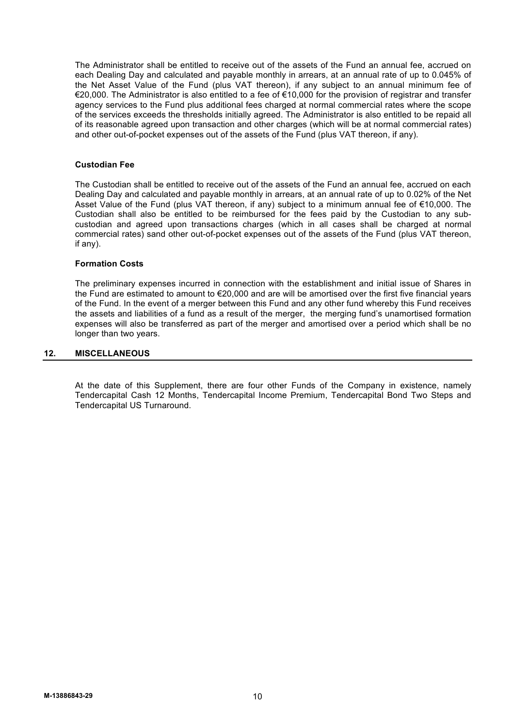The Administrator shall be entitled to receive out of the assets of the Fund an annual fee, accrued on each Dealing Day and calculated and payable monthly in arrears, at an annual rate of up to 0.045% of the Net Asset Value of the Fund (plus VAT thereon), if any subject to an annual minimum fee of €20,000. The Administrator is also entitled to a fee of €10,000 for the provision of registrar and transfer agency services to the Fund plus additional fees charged at normal commercial rates where the scope of the services exceeds the thresholds initially agreed. The Administrator is also entitled to be repaid all of its reasonable agreed upon transaction and other charges (which will be at normal commercial rates) and other out-of-pocket expenses out of the assets of the Fund (plus VAT thereon, if any).

**Custodian Fee**

The Custodian shall be entitled to receive out of the assets of the Fund an annual fee, accrued on each Dealing Day and calculated and payable monthly in arrears, at an annual rate of up to 0.02% of the Net Asset Value of the Fund (plus VAT thereon, if any) subject to a minimum annual fee of €10,000. The Custodian shall also be entitled to be reimbursed for the fees paid by the Custodian to any sub-custodian and agreed upon transactions charges (which in all cases shall be charged at normal commercial rates) sand other out-of-pocket expenses out of the assets of the Fund (plus VAT thereon, if any).

**Formation Costs**

The preliminary expenses incurred in connection with the establishment and initial issue of Shares in the Fund are estimated to amount to €20,000 and are will be amortised over the first five financial years of the Fund. In the event of a merger between this Fund and any other fund whereby this Fund receives the assets and liabilities of a fund as a result of the merger, the merging fund's unamortised formation expenses will also be transferred as part of the merger and amortised over a period which shall be no longer than two years.

## 12. MISCELLANEOUS

At the date of this Supplement, there are four other Funds of the Company in existence, namely Tendercapital Cash 12 Months, Tendercapital Income Premium, Tendercapital Bond Two Steps and Tendercapital US Turnaround.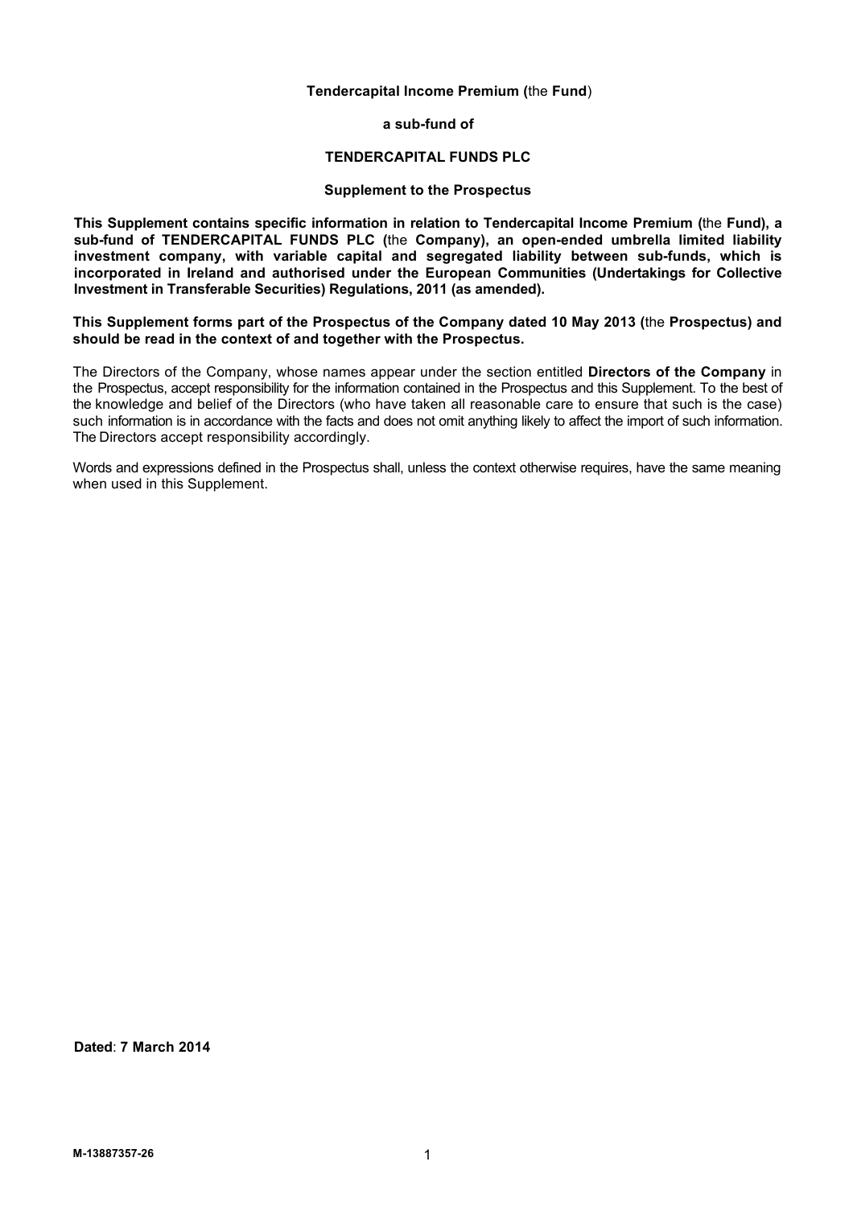**Tendercapital Income Premium (**the **Fund**)

**a sub-fund of**

**TENDERCAPITAL FUNDS PLC**

**Supplement to the Prospectus**

**This Supplement contains specific information in relation to Tendercapital Income Premium (**the **Fund), a sub-fund of TENDERCAPITAL FUNDS PLC (**the **Company), an open-ended umbrella limited liability investment company, with variable capital and segregated liability between sub-funds, which is incorporated in Ireland and authorised under the European Communities (Undertakings for Collective Investment in Transferable Securities) Regulations, 2011 (as amended).**

**This Supplement forms part of the Prospectus of the Company dated 10 May 2013 (**the **Prospectus) and should be read in the context of and together with the Prospectus.**

The Directors of the Company, whose names appear under the section entitled **Directors of the Company** in the Prospectus, accept responsibility for the information contained in the Prospectus and this Supplement. To the best of the knowledge and belief of the Directors (who have taken all reasonable care to ensure that such is the case) such information is in accordance with the facts and does not omit anything likely to affect the import of such information. The Directors accept responsibility accordingly.

Words and expressions defined in the Prospectus shall, unless the context otherwise requires, have the same meaning when used in this Supplement.

**Dated**: **7 March 2014**

**M-13887357-26**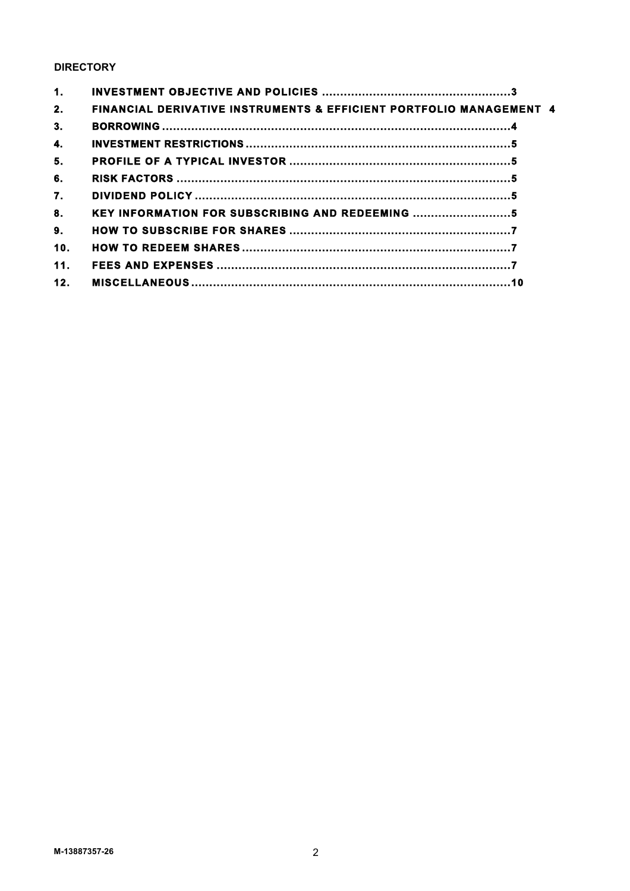**DIRECTORY**

| | | |
|---|---|---|
| 1. | INVESTMENT OBJECTIVE AND POLICIES | 3 |
| 2. | FINANCIAL DERIVATIVE INSTRUMENTS & EFFICIENT PORTFOLIO MANAGEMENT | 4 |
| 3. | BORROWING | 4 |
| 4. | INVESTMENT RESTRICTIONS | 5 |
| 5. | PROFILE OF A TYPICAL INVESTOR | 5 |
| 6. | RISK FACTORS | 5 |
| 7. | DIVIDEND POLICY | 5 |
| 8. | KEY INFORMATION FOR SUBSCRIBING AND REDEEMING | 5 |
| 9. | HOW TO SUBSCRIBE FOR SHARES | 7 |
| 10. | HOW TO REDEEM SHARES | 7 |
| 11. | FEES AND EXPENSES | 7 |
| 12. | MISCELLANEOUS | 10 |

M-13887357-26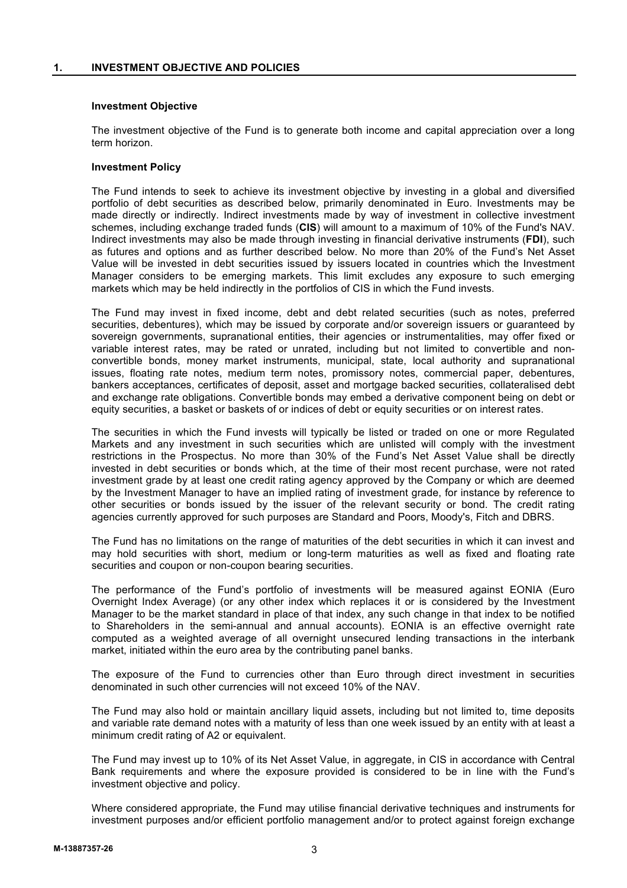## 1. INVESTMENT OBJECTIVE AND POLICIES

**Investment Objective**

The investment objective of the Fund is to generate both income and capital appreciation over a long term horizon.

**Investment Policy**

The Fund intends to seek to achieve its investment objective by investing in a global and diversified portfolio of debt securities as described below, primarily denominated in Euro. Investments may be made directly or indirectly. Indirect investments made by way of investment in collective investment schemes, including exchange traded funds (**CIS**) will amount to a maximum of 10% of the Fund's NAV. Indirect investments may also be made through investing in financial derivative instruments (**FDI**), such as futures and options and as further described below. No more than 20% of the Fund's Net Asset Value will be invested in debt securities issued by issuers located in countries which the Investment Manager considers to be emerging markets. This limit excludes any exposure to such emerging markets which may be held indirectly in the portfolios of CIS in which the Fund invests.

The Fund may invest in fixed income, debt and debt related securities (such as notes, preferred securities, debentures), which may be issued by corporate and/or sovereign issuers or guaranteed by sovereign governments, supranational entities, their agencies or instrumentalities, may offer fixed or variable interest rates, may be rated or unrated, including but not limited to convertible and non-convertible bonds, money market instruments, municipal, state, local authority and supranational issues, floating rate notes, medium term notes, promissory notes, commercial paper, debentures, bankers acceptances, certificates of deposit, asset and mortgage backed securities, collateralised debt and exchange rate obligations. Convertible bonds may embed a derivative component being on debt or equity securities, a basket or baskets of or indices of debt or equity securities or on interest rates.

The securities in which the Fund invests will typically be listed or traded on one or more Regulated Markets and any investment in such securities which are unlisted will comply with the investment restrictions in the Prospectus. No more than 30% of the Fund's Net Asset Value shall be directly invested in debt securities or bonds which, at the time of their most recent purchase, were not rated investment grade by at least one credit rating agency approved by the Company or which are deemed by the Investment Manager to have an implied rating of investment grade, for instance by reference to other securities or bonds issued by the issuer of the relevant security or bond. The credit rating agencies currently approved for such purposes are Standard and Poors, Moody's, Fitch and DBRS.

The Fund has no limitations on the range of maturities of the debt securities in which it can invest and may hold securities with short, medium or long-term maturities as well as fixed and floating rate securities and coupon or non-coupon bearing securities.

The performance of the Fund's portfolio of investments will be measured against EONIA (Euro Overnight Index Average) (or any other index which replaces it or is considered by the Investment Manager to be the market standard in place of that index, any such change in that index to be notified to Shareholders in the semi-annual and annual accounts). EONIA is an effective overnight rate computed as a weighted average of all overnight unsecured lending transactions in the interbank market, initiated within the euro area by the contributing panel banks.

The exposure of the Fund to currencies other than Euro through direct investment in securities denominated in such other currencies will not exceed 10% of the NAV.

The Fund may also hold or maintain ancillary liquid assets, including but not limited to, time deposits and variable rate demand notes with a maturity of less than one week issued by an entity with at least a minimum credit rating of A2 or equivalent.

The Fund may invest up to 10% of its Net Asset Value, in aggregate, in CIS in accordance with Central Bank requirements and where the exposure provided is considered to be in line with the Fund's investment objective and policy.

Where considered appropriate, the Fund may utilise financial derivative techniques and instruments for investment purposes and/or efficient portfolio management and/or to protect against foreign exchange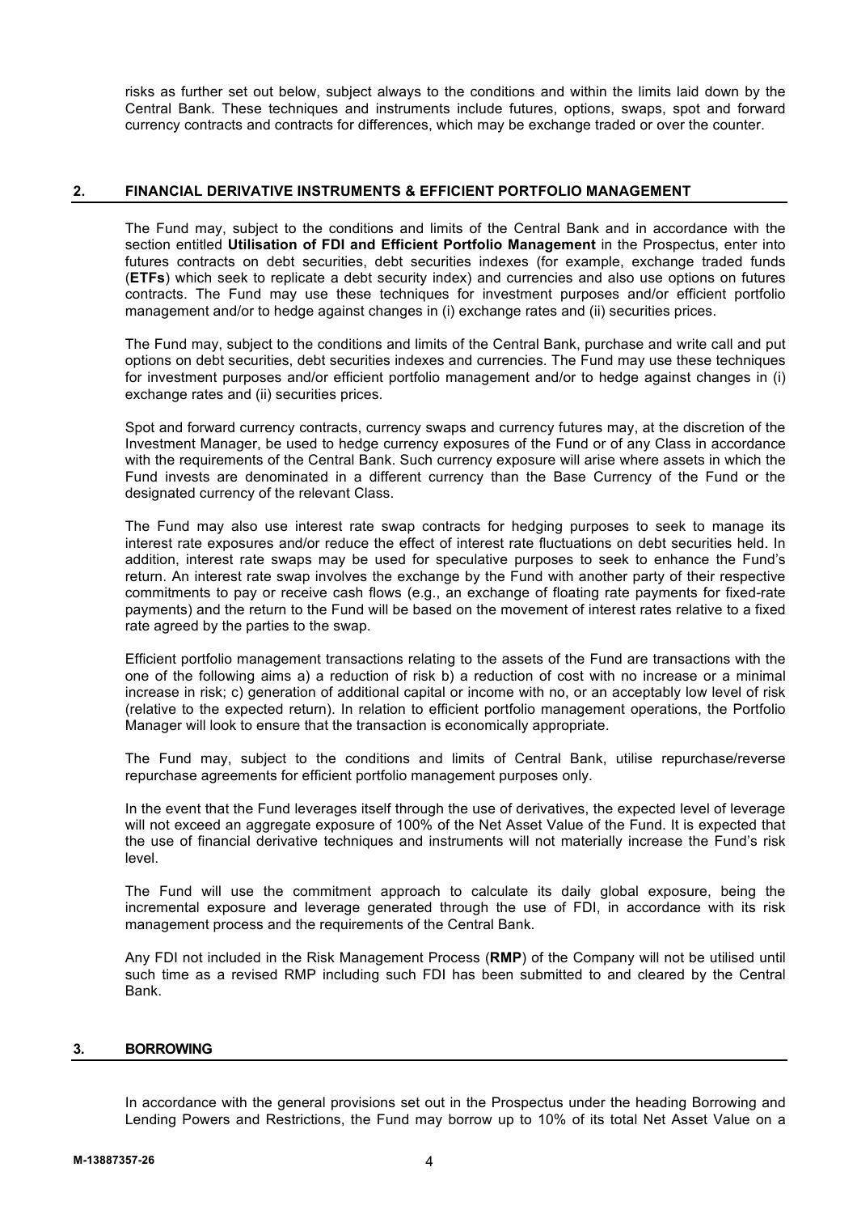risks as further set out below, subject always to the conditions and within the limits laid down by the Central Bank. These techniques and instruments include futures, options, swaps, spot and forward currency contracts and contracts for differences, which may be exchange traded or over the counter.

## 2. FINANCIAL DERIVATIVE INSTRUMENTS & EFFICIENT PORTFOLIO MANAGEMENT

The Fund may, subject to the conditions and limits of the Central Bank and in accordance with the section entitled **Utilisation of FDI and Efficient Portfolio Management** in the Prospectus, enter into futures contracts on debt securities, debt securities indexes (for example, exchange traded funds (**ETFs**) which seek to replicate a debt security index) and currencies and also use options on futures contracts. The Fund may use these techniques for investment purposes and/or efficient portfolio management and/or to hedge against changes in (i) exchange rates and (ii) securities prices.

The Fund may, subject to the conditions and limits of the Central Bank, purchase and write call and put options on debt securities, debt securities indexes and currencies. The Fund may use these techniques for investment purposes and/or efficient portfolio management and/or to hedge against changes in (i) exchange rates and (ii) securities prices.

Spot and forward currency contracts, currency swaps and currency futures may, at the discretion of the Investment Manager, be used to hedge currency exposures of the Fund or of any Class in accordance with the requirements of the Central Bank. Such currency exposure will arise where assets in which the Fund invests are denominated in a different currency than the Base Currency of the Fund or the designated currency of the relevant Class.

The Fund may also use interest rate swap contracts for hedging purposes to seek to manage its interest rate exposures and/or reduce the effect of interest rate fluctuations on debt securities held. In addition, interest rate swaps may be used for speculative purposes to seek to enhance the Fund's return. An interest rate swap involves the exchange by the Fund with another party of their respective commitments to pay or receive cash flows (e.g., an exchange of floating rate payments for fixed-rate payments) and the return to the Fund will be based on the movement of interest rates relative to a fixed rate agreed by the parties to the swap.

Efficient portfolio management transactions relating to the assets of the Fund are transactions with the one of the following aims a) a reduction of risk b) a reduction of cost with no increase or a minimal increase in risk; c) generation of additional capital or income with no, or an acceptably low level of risk (relative to the expected return). In relation to efficient portfolio management operations, the Portfolio Manager will look to ensure that the transaction is economically appropriate.

The Fund may, subject to the conditions and limits of Central Bank, utilise repurchase/reverse repurchase agreements for efficient portfolio management purposes only.

In the event that the Fund leverages itself through the use of derivatives, the expected level of leverage will not exceed an aggregate exposure of 100% of the Net Asset Value of the Fund. It is expected that the use of financial derivative techniques and instruments will not materially increase the Fund's risk level.

The Fund will use the commitment approach to calculate its daily global exposure, being the incremental exposure and leverage generated through the use of FDI, in accordance with its risk management process and the requirements of the Central Bank.

Any FDI not included in the Risk Management Process (**RMP**) of the Company will not be utilised until such time as a revised RMP including such FDI has been submitted to and cleared by the Central Bank.

## 3. BORROWING

In accordance with the general provisions set out in the Prospectus under the heading Borrowing and Lending Powers and Restrictions, the Fund may borrow up to 10% of its total Net Asset Value on a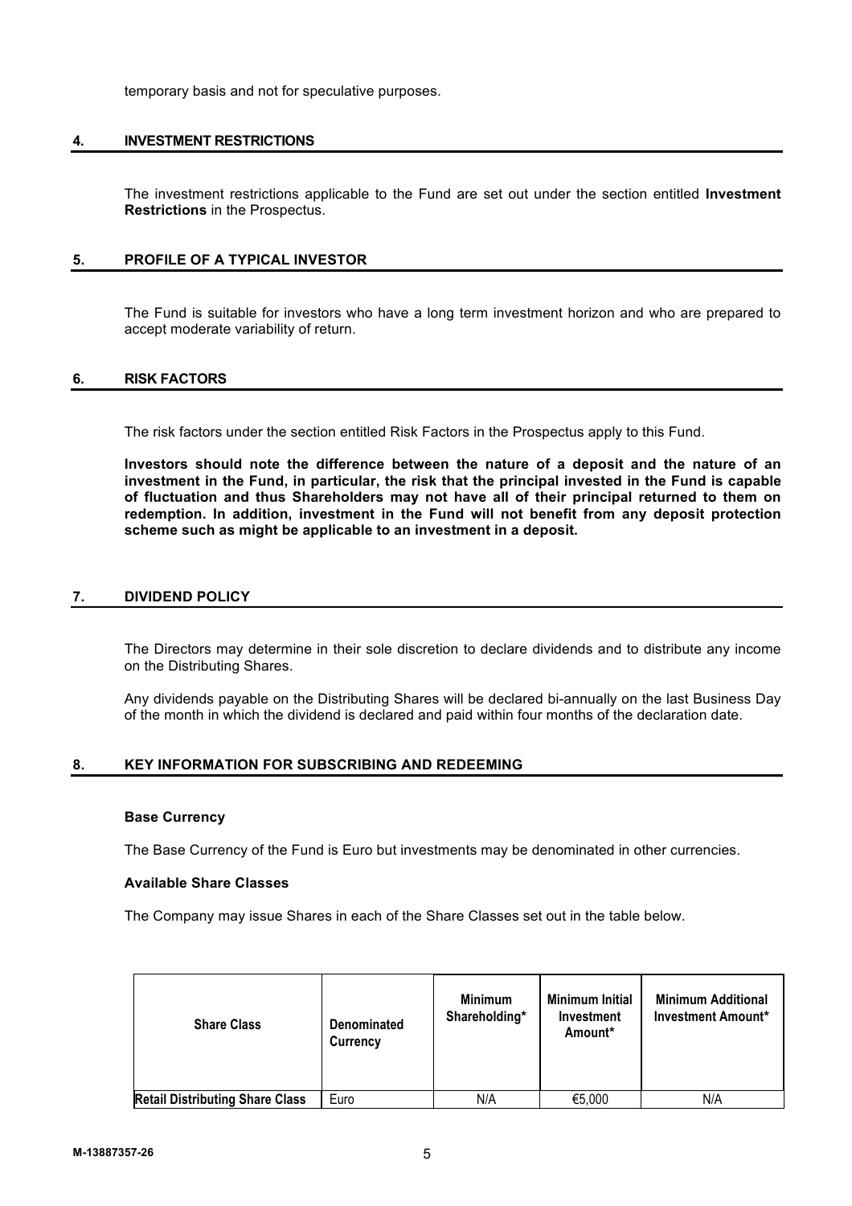temporary basis and not for speculative purposes.

## 4. INVESTMENT RESTRICTIONS

The investment restrictions applicable to the Fund are set out under the section entitled **Investment Restrictions** in the Prospectus.

## 5. PROFILE OF A TYPICAL INVESTOR

The Fund is suitable for investors who have a long term investment horizon and who are prepared to accept moderate variability of return.

## 6. RISK FACTORS

The risk factors under the section entitled Risk Factors in the Prospectus apply to this Fund.

**Investors should note the difference between the nature of a deposit and the nature of an investment in the Fund, in particular, the risk that the principal invested in the Fund is capable of fluctuation and thus Shareholders may not have all of their principal returned to them on redemption. In addition, investment in the Fund will not benefit from any deposit protection scheme such as might be applicable to an investment in a deposit.**

## 7. DIVIDEND POLICY

The Directors may determine in their sole discretion to declare dividends and to distribute any income on the Distributing Shares.

Any dividends payable on the Distributing Shares will be declared bi-annually on the last Business Day of the month in which the dividend is declared and paid within four months of the declaration date.

## 8. KEY INFORMATION FOR SUBSCRIBING AND REDEEMING

**Base Currency**

The Base Currency of the Fund is Euro but investments may be denominated in other currencies.

**Available Share Classes**

The Company may issue Shares in each of the Share Classes set out in the table below.

| Share Class | Denominated Currency | Minimum Shareholding* | Minimum Initial Investment Amount* | Minimum Additional Investment Amount* |
|---|---|---|---|---|
| **Retail Distributing Share Class** | Euro | N/A | €5,000 | N/A |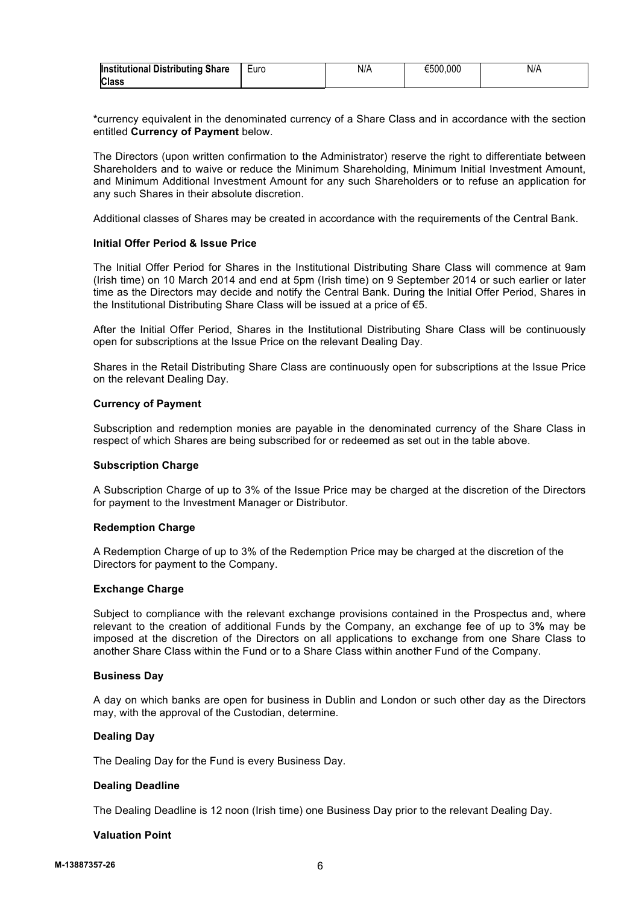| **Institutional Distributing Share Class** | Euro | N/A | €500,000 | N/A |
|---|---|---|---|---|

***currency equivalent in the denominated currency of a Share Class and in accordance with the section entitled **Currency of Payment** below.

The Directors (upon written confirmation to the Administrator) reserve the right to differentiate between Shareholders and to waive or reduce the Minimum Shareholding, Minimum Initial Investment Amount, and Minimum Additional Investment Amount for any such Shareholders or to refuse an application for any such Shares in their absolute discretion.

Additional classes of Shares may be created in accordance with the requirements of the Central Bank.

**Initial Offer Period & Issue Price**

The Initial Offer Period for Shares in the Institutional Distributing Share Class will commence at 9am (Irish time) on 10 March 2014 and end at 5pm (Irish time) on 9 September 2014 or such earlier or later time as the Directors may decide and notify the Central Bank. During the Initial Offer Period, Shares in the Institutional Distributing Share Class will be issued at a price of €5.

After the Initial Offer Period, Shares in the Institutional Distributing Share Class will be continuously open for subscriptions at the Issue Price on the relevant Dealing Day.

Shares in the Retail Distributing Share Class are continuously open for subscriptions at the Issue Price on the relevant Dealing Day.

**Currency of Payment**

Subscription and redemption monies are payable in the denominated currency of the Share Class in respect of which Shares are being subscribed for or redeemed as set out in the table above.

**Subscription Charge**

A Subscription Charge of up to 3% of the Issue Price may be charged at the discretion of the Directors for payment to the Investment Manager or Distributor.

**Redemption Charge**

A Redemption Charge of up to 3% of the Redemption Price may be charged at the discretion of the Directors for payment to the Company.

**Exchange Charge**

Subject to compliance with the relevant exchange provisions contained in the Prospectus and, where relevant to the creation of additional Funds by the Company, an exchange fee of up to 3**%** may be imposed at the discretion of the Directors on all applications to exchange from one Share Class to another Share Class within the Fund or to a Share Class within another Fund of the Company.

**Business Day**

A day on which banks are open for business in Dublin and London or such other day as the Directors may, with the approval of the Custodian, determine.

**Dealing Day**

The Dealing Day for the Fund is every Business Day.

**Dealing Deadline**

The Dealing Deadline is 12 noon (Irish time) one Business Day prior to the relevant Dealing Day.

**Valuation Point**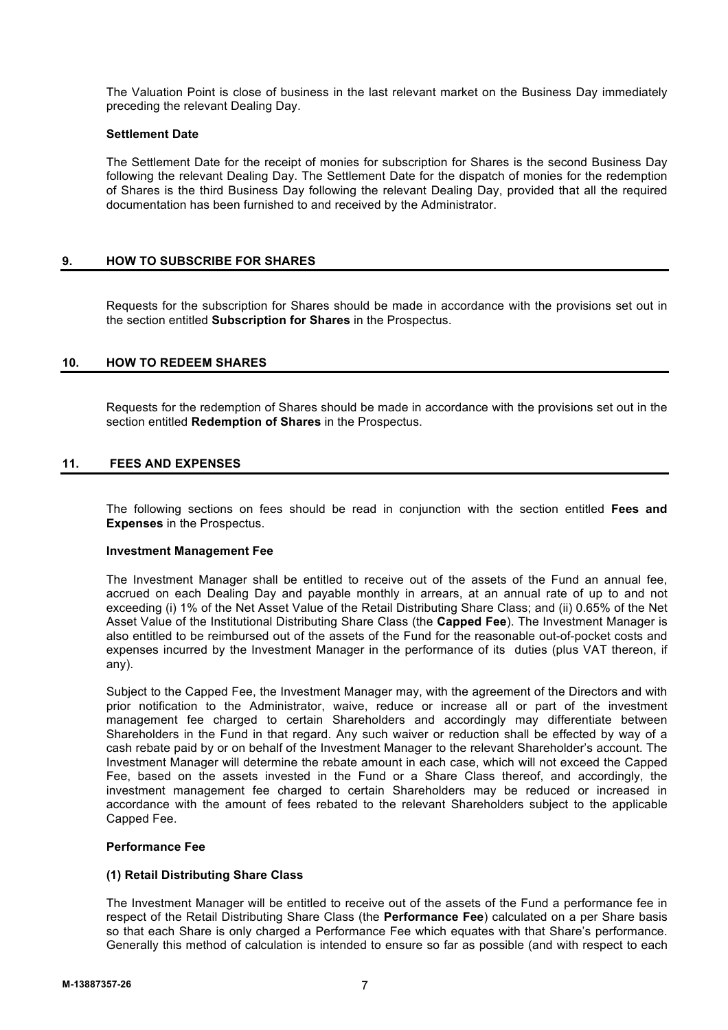The Valuation Point is close of business in the last relevant market on the Business Day immediately preceding the relevant Dealing Day.

**Settlement Date**

The Settlement Date for the receipt of monies for subscription for Shares is the second Business Day following the relevant Dealing Day. The Settlement Date for the dispatch of monies for the redemption of Shares is the third Business Day following the relevant Dealing Day, provided that all the required documentation has been furnished to and received by the Administrator.

## 9. HOW TO SUBSCRIBE FOR SHARES

Requests for the subscription for Shares should be made in accordance with the provisions set out in the section entitled **Subscription for Shares** in the Prospectus.

## 10. HOW TO REDEEM SHARES

Requests for the redemption of Shares should be made in accordance with the provisions set out in the section entitled **Redemption of Shares** in the Prospectus.

## 11. FEES AND EXPENSES

The following sections on fees should be read in conjunction with the section entitled **Fees and Expenses** in the Prospectus.

**Investment Management Fee**

The Investment Manager shall be entitled to receive out of the assets of the Fund an annual fee, accrued on each Dealing Day and payable monthly in arrears, at an annual rate of up to and not exceeding (i) 1% of the Net Asset Value of the Retail Distributing Share Class; and (ii) 0.65% of the Net Asset Value of the Institutional Distributing Share Class (the **Capped Fee**). The Investment Manager is also entitled to be reimbursed out of the assets of the Fund for the reasonable out-of-pocket costs and expenses incurred by the Investment Manager in the performance of its duties (plus VAT thereon, if any).

Subject to the Capped Fee, the Investment Manager may, with the agreement of the Directors and with prior notification to the Administrator, waive, reduce or increase all or part of the investment management fee charged to certain Shareholders and accordingly may differentiate between Shareholders in the Fund in that regard. Any such waiver or reduction shall be effected by way of a cash rebate paid by or on behalf of the Investment Manager to the relevant Shareholder's account. The Investment Manager will determine the rebate amount in each case, which will not exceed the Capped Fee, based on the assets invested in the Fund or a Share Class thereof, and accordingly, the investment management fee charged to certain Shareholders may be reduced or increased in accordance with the amount of fees rebated to the relevant Shareholders subject to the applicable Capped Fee.

**Performance Fee**

**(1) Retail Distributing Share Class**

The Investment Manager will be entitled to receive out of the assets of the Fund a performance fee in respect of the Retail Distributing Share Class (the **Performance Fee**) calculated on a per Share basis so that each Share is only charged a Performance Fee which equates with that Share's performance. Generally this method of calculation is intended to ensure so far as possible (and with respect to each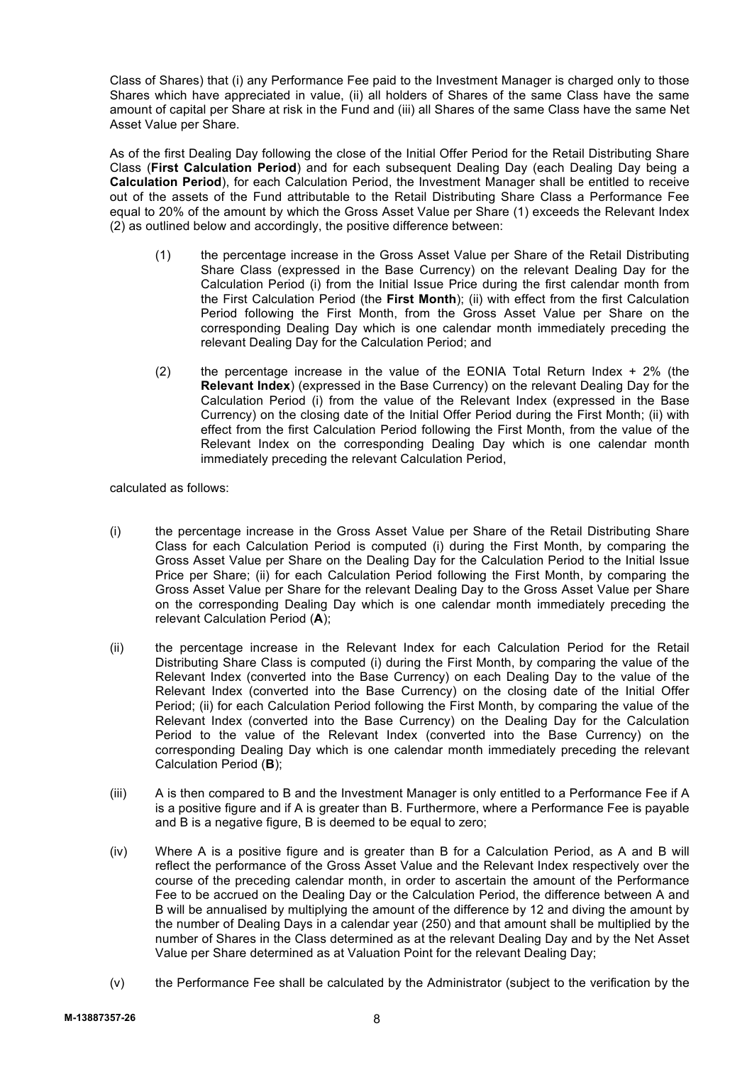Class of Shares) that (i) any Performance Fee paid to the Investment Manager is charged only to those Shares which have appreciated in value, (ii) all holders of Shares of the same Class have the same amount of capital per Share at risk in the Fund and (iii) all Shares of the same Class have the same Net Asset Value per Share.

As of the first Dealing Day following the close of the Initial Offer Period for the Retail Distributing Share Class (**First Calculation Period**) and for each subsequent Dealing Day (each Dealing Day being a **Calculation Period**), for each Calculation Period, the Investment Manager shall be entitled to receive out of the assets of the Fund attributable to the Retail Distributing Share Class a Performance Fee equal to 20% of the amount by which the Gross Asset Value per Share (1) exceeds the Relevant Index (2) as outlined below and accordingly, the positive difference between:

(1) the percentage increase in the Gross Asset Value per Share of the Retail Distributing Share Class (expressed in the Base Currency) on the relevant Dealing Day for the Calculation Period (i) from the Initial Issue Price during the first calendar month from the First Calculation Period (the **First Month**); (ii) with effect from the first Calculation Period following the First Month, from the Gross Asset Value per Share on the corresponding Dealing Day which is one calendar month immediately preceding the relevant Dealing Day for the Calculation Period; and

(2) the percentage increase in the value of the EONIA Total Return Index + 2% (the **Relevant Index**) (expressed in the Base Currency) on the relevant Dealing Day for the Calculation Period (i) from the value of the Relevant Index (expressed in the Base Currency) on the closing date of the Initial Offer Period during the First Month; (ii) with effect from the first Calculation Period following the First Month, from the value of the Relevant Index on the corresponding Dealing Day which is one calendar month immediately preceding the relevant Calculation Period,

calculated as follows:

(i) the percentage increase in the Gross Asset Value per Share of the Retail Distributing Share Class for each Calculation Period is computed (i) during the First Month, by comparing the Gross Asset Value per Share on the Dealing Day for the Calculation Period to the Initial Issue Price per Share; (ii) for each Calculation Period following the First Month, by comparing the Gross Asset Value per Share for the relevant Dealing Day to the Gross Asset Value per Share on the corresponding Dealing Day which is one calendar month immediately preceding the relevant Calculation Period (**A**);

(ii) the percentage increase in the Relevant Index for each Calculation Period for the Retail Distributing Share Class is computed (i) during the First Month, by comparing the value of the Relevant Index (converted into the Base Currency) on each Dealing Day to the value of the Relevant Index (converted into the Base Currency) on the closing date of the Initial Offer Period; (ii) for each Calculation Period following the First Month, by comparing the value of the Relevant Index (converted into the Base Currency) on the Dealing Day for the Calculation Period to the value of the Relevant Index (converted into the Base Currency) on the corresponding Dealing Day which is one calendar month immediately preceding the relevant Calculation Period (**B**);

(iii) A is then compared to B and the Investment Manager is only entitled to a Performance Fee if A is a positive figure and if A is greater than B. Furthermore, where a Performance Fee is payable and B is a negative figure, B is deemed to be equal to zero;

(iv) Where A is a positive figure and is greater than B for a Calculation Period, as A and B will reflect the performance of the Gross Asset Value and the Relevant Index respectively over the course of the preceding calendar month, in order to ascertain the amount of the Performance Fee to be accrued on the Dealing Day or the Calculation Period, the difference between A and B will be annualised by multiplying the amount of the difference by 12 and diving the amount by the number of Dealing Days in a calendar year (250) and that amount shall be multiplied by the number of Shares in the Class determined as at the relevant Dealing Day and by the Net Asset Value per Share determined as at Valuation Point for the relevant Dealing Day;

(v) the Performance Fee shall be calculated by the Administrator (subject to the verification by the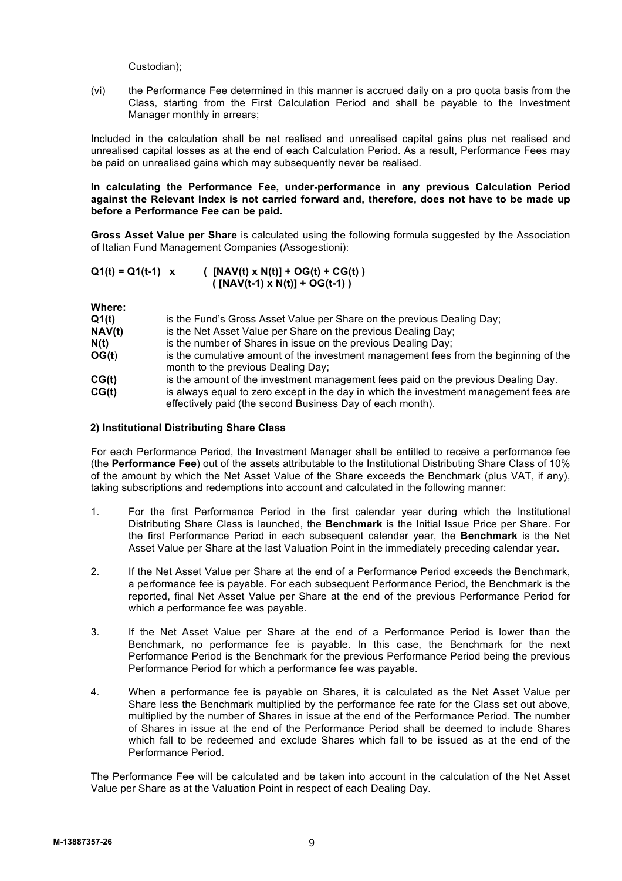Custodian);

(vi) the Performance Fee determined in this manner is accrued daily on a pro quota basis from the Class, starting from the First Calculation Period and shall be payable to the Investment Manager monthly in arrears;

Included in the calculation shall be net realised and unrealised capital gains plus net realised and unrealised capital losses as at the end of each Calculation Period. As a result, Performance Fees may be paid on unrealised gains which may subsequently never be realised.

**In calculating the Performance Fee, under-performance in any previous Calculation Period against the Relevant Index is not carried forward and, therefore, does not have to be made up before a Performance Fee can be paid.**

**Gross Asset Value per Share** is calculated using the following formula suggested by the Association of Italian Fund Management Companies (Assogestioni):

$$Q1(t) = Q1(t-1) \times \frac{[NAV(t) \times N(t)] + OG(t) + CG(t)}{[NAV(t-1) \times N(t)] + OG(t-1)}$$

**Where:**

| | |
|---|---|
| **Q1(t)** | is the Fund's Gross Asset Value per Share on the previous Dealing Day; |
| **NAV(t)** | is the Net Asset Value per Share on the previous Dealing Day; |
| **N(t)** | is the number of Shares in issue on the previous Dealing Day; |
| **OG(t)** | is the cumulative amount of the investment management fees from the beginning of the month to the previous Dealing Day; |
| **CG(t)** | is the amount of the investment management fees paid on the previous Dealing Day. |
| **CG(t)** | is always equal to zero except in the day in which the investment management fees are effectively paid (the second Business Day of each month). |

**2) Institutional Distributing Share Class**

For each Performance Period, the Investment Manager shall be entitled to receive a performance fee (the **Performance Fee**) out of the assets attributable to the Institutional Distributing Share Class of 10% of the amount by which the Net Asset Value of the Share exceeds the Benchmark (plus VAT, if any), taking subscriptions and redemptions into account and calculated in the following manner:

1. For the first Performance Period in the first calendar year during which the Institutional Distributing Share Class is launched, the **Benchmark** is the Initial Issue Price per Share. For the first Performance Period in each subsequent calendar year, the **Benchmark** is the Net Asset Value per Share at the last Valuation Point in the immediately preceding calendar year.

2. If the Net Asset Value per Share at the end of a Performance Period exceeds the Benchmark, a performance fee is payable. For each subsequent Performance Period, the Benchmark is the reported, final Net Asset Value per Share at the end of the previous Performance Period for which a performance fee was payable.

3. If the Net Asset Value per Share at the end of a Performance Period is lower than the Benchmark, no performance fee is payable. In this case, the Benchmark for the next Performance Period is the Benchmark for the previous Performance Period being the previous Performance Period for which a performance fee was payable.

4. When a performance fee is payable on Shares, it is calculated as the Net Asset Value per Share less the Benchmark multiplied by the performance fee rate for the Class set out above, multiplied by the number of Shares in issue at the end of the Performance Period. The number of Shares in issue at the end of the Performance Period shall be deemed to include Shares which fall to be redeemed and exclude Shares which fall to be issued as at the end of the Performance Period.

The Performance Fee will be calculated and be taken into account in the calculation of the Net Asset Value per Share as at the Valuation Point in respect of each Dealing Day.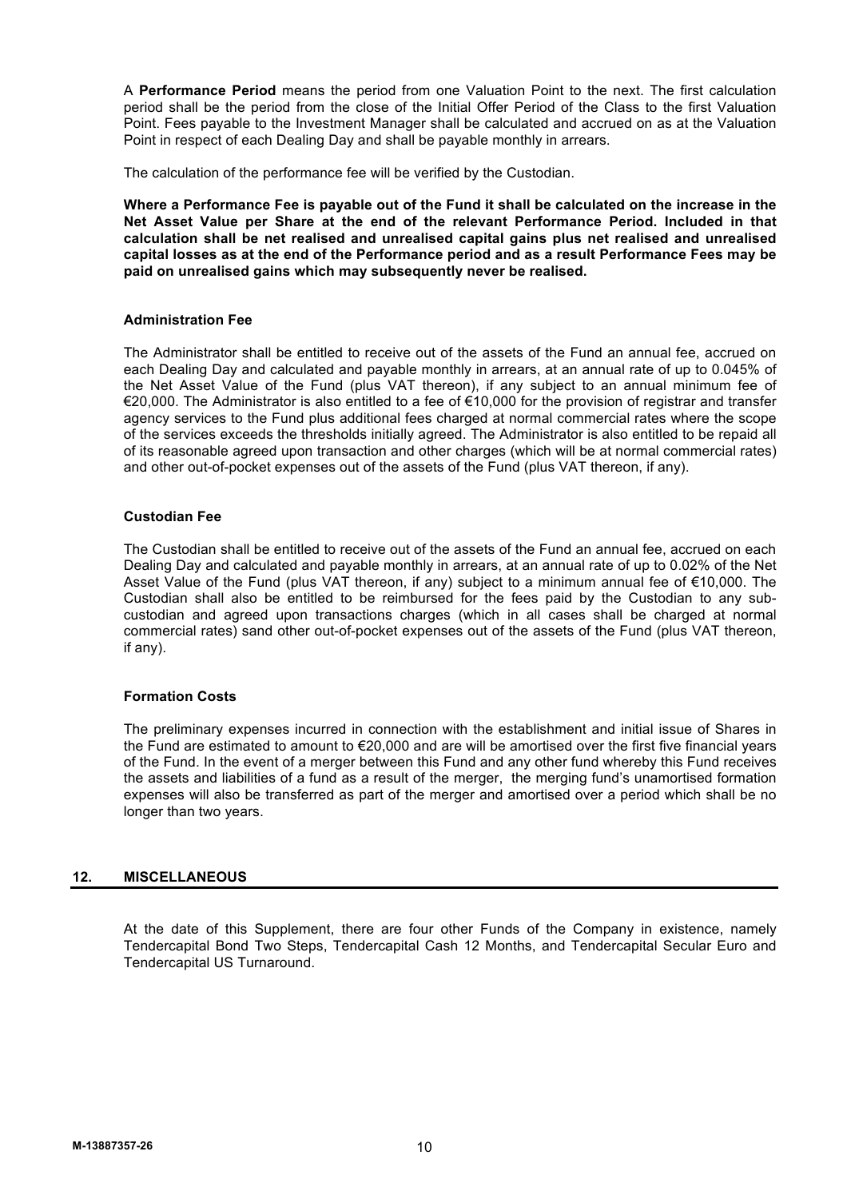A **Performance Period** means the period from one Valuation Point to the next. The first calculation period shall be the period from the close of the Initial Offer Period of the Class to the first Valuation Point. Fees payable to the Investment Manager shall be calculated and accrued on as at the Valuation Point in respect of each Dealing Day and shall be payable monthly in arrears.

The calculation of the performance fee will be verified by the Custodian.

**Where a Performance Fee is payable out of the Fund it shall be calculated on the increase in the Net Asset Value per Share at the end of the relevant Performance Period. Included in that calculation shall be net realised and unrealised capital gains plus net realised and unrealised capital losses as at the end of the Performance period and as a result Performance Fees may be paid on unrealised gains which may subsequently never be realised.**

**Administration Fee**

The Administrator shall be entitled to receive out of the assets of the Fund an annual fee, accrued on each Dealing Day and calculated and payable monthly in arrears, at an annual rate of up to 0.045% of the Net Asset Value of the Fund (plus VAT thereon), if any subject to an annual minimum fee of €20,000. The Administrator is also entitled to a fee of €10,000 for the provision of registrar and transfer agency services to the Fund plus additional fees charged at normal commercial rates where the scope of the services exceeds the thresholds initially agreed. The Administrator is also entitled to be repaid all of its reasonable agreed upon transaction and other charges (which will be at normal commercial rates) and other out-of-pocket expenses out of the assets of the Fund (plus VAT thereon, if any).

**Custodian Fee**

The Custodian shall be entitled to receive out of the assets of the Fund an annual fee, accrued on each Dealing Day and calculated and payable monthly in arrears, at an annual rate of up to 0.02% of the Net Asset Value of the Fund (plus VAT thereon, if any) subject to a minimum annual fee of €10,000. The Custodian shall also be entitled to be reimbursed for the fees paid by the Custodian to any sub-custodian and agreed upon transactions charges (which in all cases shall be charged at normal commercial rates) sand other out-of-pocket expenses out of the assets of the Fund (plus VAT thereon, if any).

**Formation Costs**

The preliminary expenses incurred in connection with the establishment and initial issue of Shares in the Fund are estimated to amount to €20,000 and are will be amortised over the first five financial years of the Fund. In the event of a merger between this Fund and any other fund whereby this Fund receives the assets and liabilities of a fund as a result of the merger, the merging fund's unamortised formation expenses will also be transferred as part of the merger and amortised over a period which shall be no longer than two years.

## 12. MISCELLANEOUS

At the date of this Supplement, there are four other Funds of the Company in existence, namely Tendercapital Bond Two Steps, Tendercapital Cash 12 Months, and Tendercapital Secular Euro and Tendercapital US Turnaround.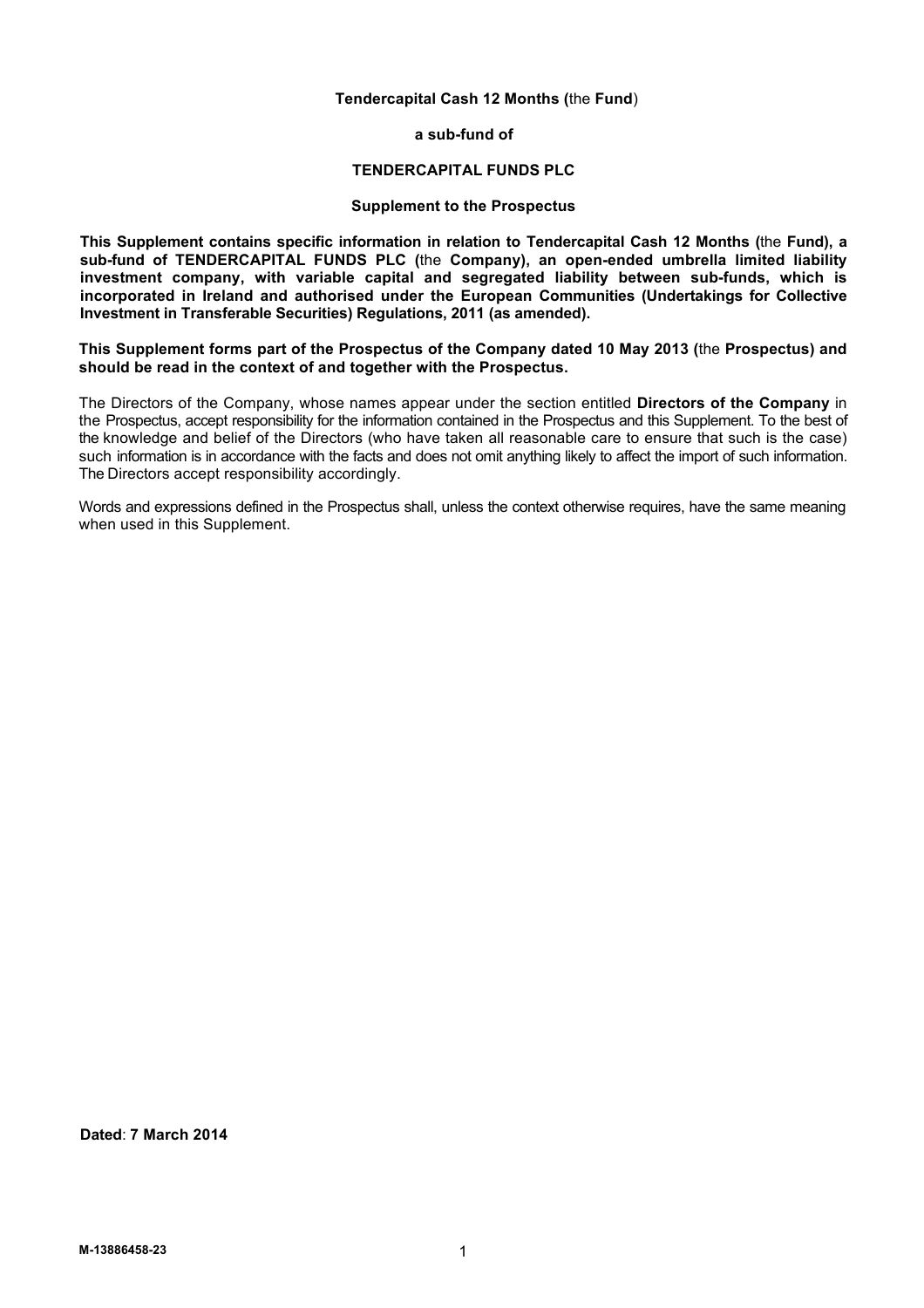**Tendercapital Cash 12 Months (**the **Fund**)

**a sub-fund of**

**TENDERCAPITAL FUNDS PLC**

**Supplement to the Prospectus**

**This Supplement contains specific information in relation to Tendercapital Cash 12 Months (**the **Fund), a sub-fund of TENDERCAPITAL FUNDS PLC (**the **Company), an open-ended umbrella limited liability investment company, with variable capital and segregated liability between sub-funds, which is incorporated in Ireland and authorised under the European Communities (Undertakings for Collective Investment in Transferable Securities) Regulations, 2011 (as amended).**

**This Supplement forms part of the Prospectus of the Company dated 10 May 2013 (**the **Prospectus) and should be read in the context of and together with the Prospectus.**

The Directors of the Company, whose names appear under the section entitled **Directors of the Company** in the Prospectus, accept responsibility for the information contained in the Prospectus and this Supplement. To the best of the knowledge and belief of the Directors (who have taken all reasonable care to ensure that such is the case) such information is in accordance with the facts and does not omit anything likely to affect the import of such information. The Directors accept responsibility accordingly.

Words and expressions defined in the Prospectus shall, unless the context otherwise requires, have the same meaning when used in this Supplement.

**Dated**: **7 March 2014**

**M-13886458-23**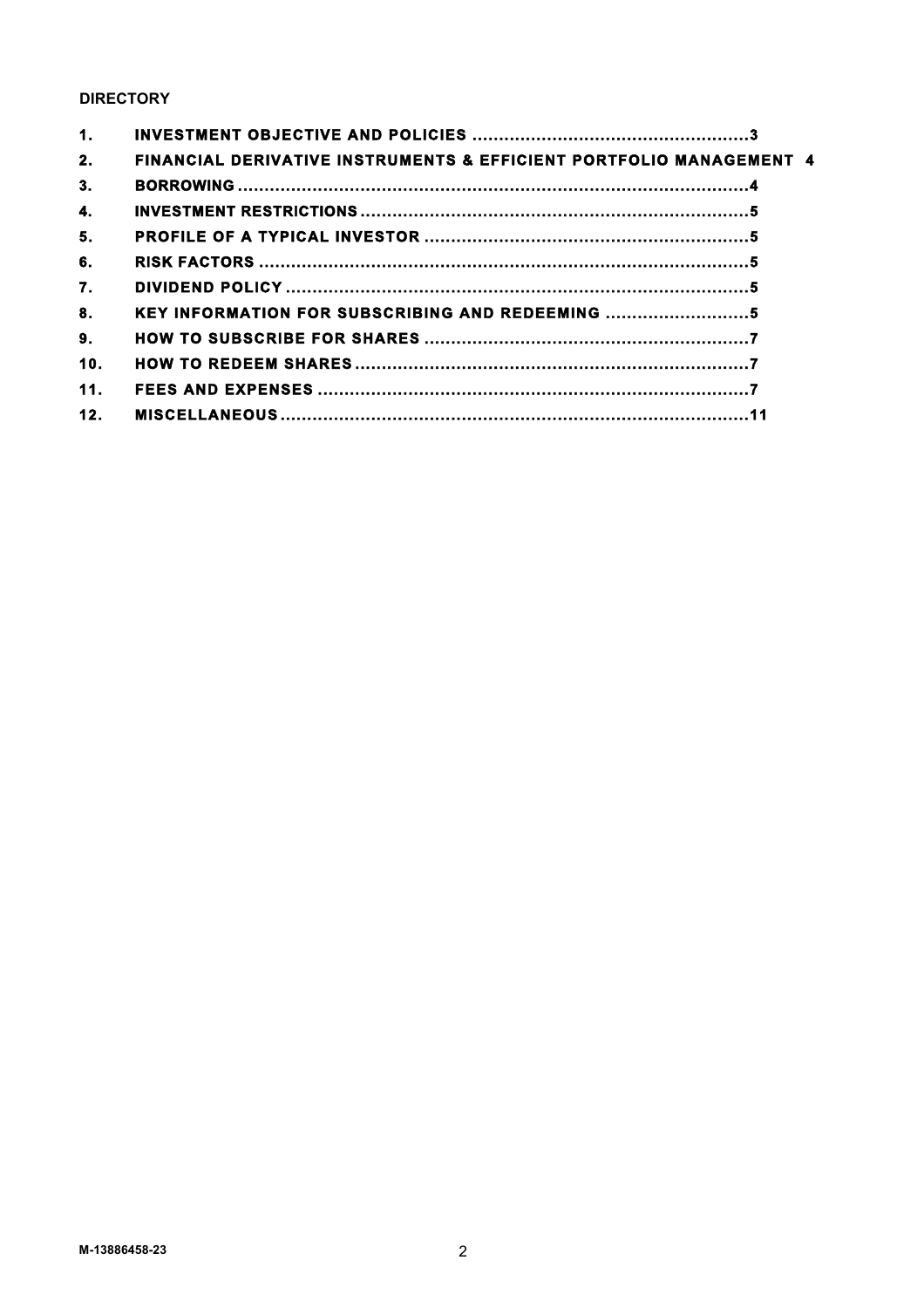**DIRECTORY**

| | | |
|---|---|---|
| 1. | INVESTMENT OBJECTIVE AND POLICIES | 3 |
| 2. | FINANCIAL DERIVATIVE INSTRUMENTS & EFFICIENT PORTFOLIO MANAGEMENT | 4 |
| 3. | BORROWING | 4 |
| 4. | INVESTMENT RESTRICTIONS | 5 |
| 5. | PROFILE OF A TYPICAL INVESTOR | 5 |
| 6. | RISK FACTORS | 5 |
| 7. | DIVIDEND POLICY | 5 |
| 8. | KEY INFORMATION FOR SUBSCRIBING AND REDEEMING | 5 |
| 9. | HOW TO SUBSCRIBE FOR SHARES | 7 |
| 10. | HOW TO REDEEM SHARES | 7 |
| 11. | FEES AND EXPENSES | 7 |
| 12. | MISCELLANEOUS | 11 |

M-13886458-23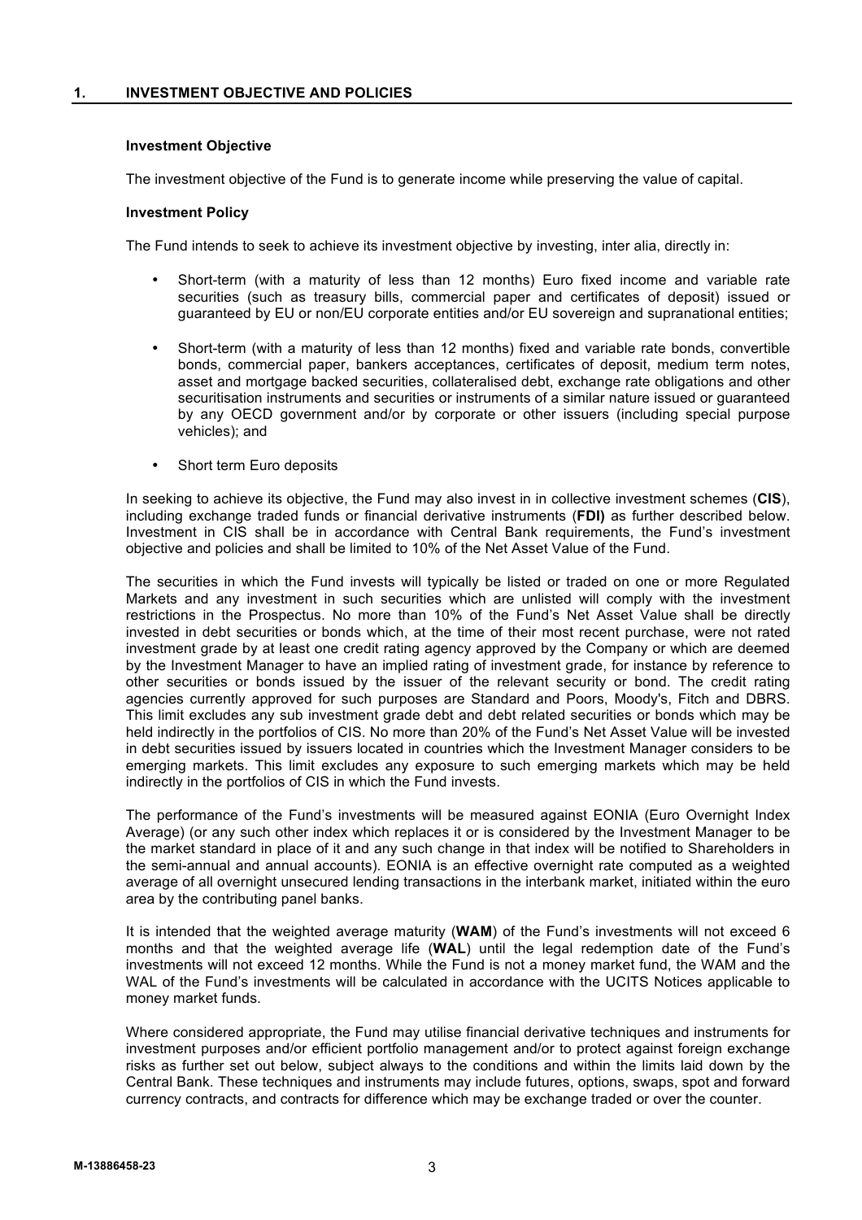## 1. INVESTMENT OBJECTIVE AND POLICIES

### Investment Objective

The investment objective of the Fund is to generate income while preserving the value of capital.

### Investment Policy

The Fund intends to seek to achieve its investment objective by investing, inter alia, directly in:

- Short-term (with a maturity of less than 12 months) Euro fixed income and variable rate securities (such as treasury bills, commercial paper and certificates of deposit) issued or guaranteed by EU or non/EU corporate entities and/or EU sovereign and supranational entities;
- Short-term (with a maturity of less than 12 months) fixed and variable rate bonds, convertible bonds, commercial paper, bankers acceptances, certificates of deposit, medium term notes, asset and mortgage backed securities, collateralised debt, exchange rate obligations and other securitisation instruments and securities or instruments of a similar nature issued or guaranteed by any OECD government and/or by corporate or other issuers (including special purpose vehicles); and
- Short term Euro deposits

In seeking to achieve its objective, the Fund may also invest in in collective investment schemes (**CIS**), including exchange traded funds or financial derivative instruments (**FDI)** as further described below. Investment in CIS shall be in accordance with Central Bank requirements, the Fund's investment objective and policies and shall be limited to 10% of the Net Asset Value of the Fund.

The securities in which the Fund invests will typically be listed or traded on one or more Regulated Markets and any investment in such securities which are unlisted will comply with the investment restrictions in the Prospectus. No more than 10% of the Fund's Net Asset Value shall be directly invested in debt securities or bonds which, at the time of their most recent purchase, were not rated investment grade by at least one credit rating agency approved by the Company or which are deemed by the Investment Manager to have an implied rating of investment grade, for instance by reference to other securities or bonds issued by the issuer of the relevant security or bond. The credit rating agencies currently approved for such purposes are Standard and Poors, Moody's, Fitch and DBRS. This limit excludes any sub investment grade debt and debt related securities or bonds which may be held indirectly in the portfolios of CIS. No more than 20% of the Fund's Net Asset Value will be invested in debt securities issued by issuers located in countries which the Investment Manager considers to be emerging markets. This limit excludes any exposure to such emerging markets which may be held indirectly in the portfolios of CIS in which the Fund invests.

The performance of the Fund's investments will be measured against EONIA (Euro Overnight Index Average) (or any such other index which replaces it or is considered by the Investment Manager to be the market standard in place of it and any such change in that index will be notified to Shareholders in the semi-annual and annual accounts). EONIA is an effective overnight rate computed as a weighted average of all overnight unsecured lending transactions in the interbank market, initiated within the euro area by the contributing panel banks.

It is intended that the weighted average maturity (**WAM**) of the Fund's investments will not exceed 6 months and that the weighted average life (**WAL**) until the legal redemption date of the Fund's investments will not exceed 12 months. While the Fund is not a money market fund, the WAM and the WAL of the Fund's investments will be calculated in accordance with the UCITS Notices applicable to money market funds.

Where considered appropriate, the Fund may utilise financial derivative techniques and instruments for investment purposes and/or efficient portfolio management and/or to protect against foreign exchange risks as further set out below, subject always to the conditions and within the limits laid down by the Central Bank. These techniques and instruments may include futures, options, swaps, spot and forward currency contracts, and contracts for difference which may be exchange traded or over the counter.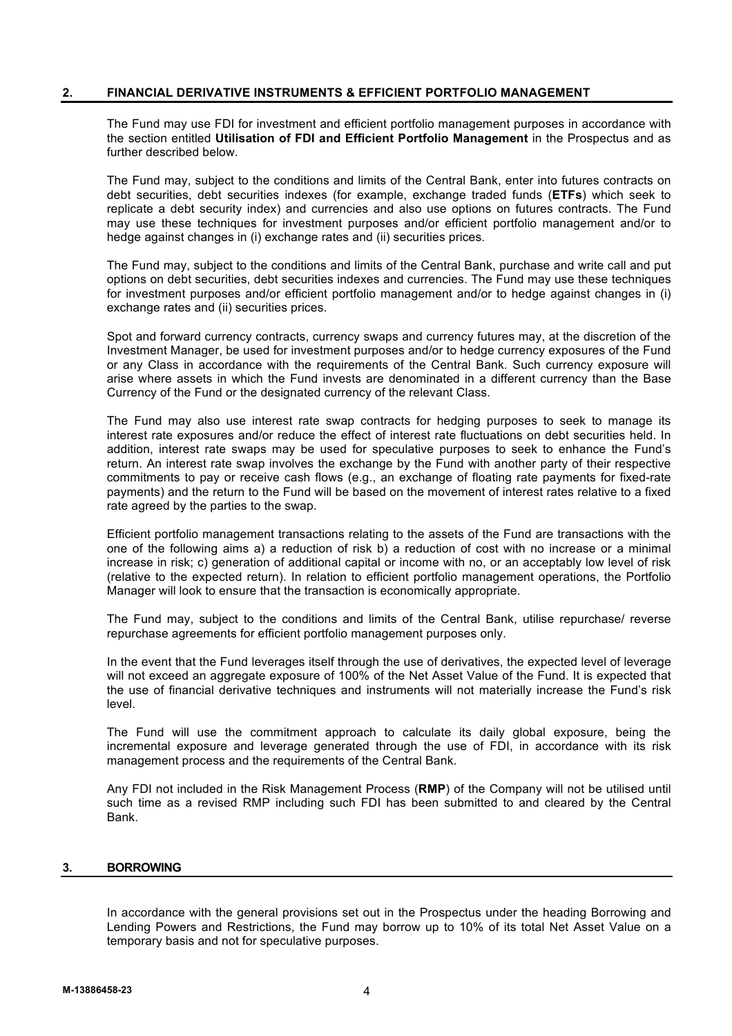## 2. FINANCIAL DERIVATIVE INSTRUMENTS & EFFICIENT PORTFOLIO MANAGEMENT

The Fund may use FDI for investment and efficient portfolio management purposes in accordance with the section entitled **Utilisation of FDI and Efficient Portfolio Management** in the Prospectus and as further described below.

The Fund may, subject to the conditions and limits of the Central Bank, enter into futures contracts on debt securities, debt securities indexes (for example, exchange traded funds (**ETFs**) which seek to replicate a debt security index) and currencies and also use options on futures contracts. The Fund may use these techniques for investment purposes and/or efficient portfolio management and/or to hedge against changes in (i) exchange rates and (ii) securities prices.

The Fund may, subject to the conditions and limits of the Central Bank, purchase and write call and put options on debt securities, debt securities indexes and currencies. The Fund may use these techniques for investment purposes and/or efficient portfolio management and/or to hedge against changes in (i) exchange rates and (ii) securities prices.

Spot and forward currency contracts, currency swaps and currency futures may, at the discretion of the Investment Manager, be used for investment purposes and/or to hedge currency exposures of the Fund or any Class in accordance with the requirements of the Central Bank. Such currency exposure will arise where assets in which the Fund invests are denominated in a different currency than the Base Currency of the Fund or the designated currency of the relevant Class.

The Fund may also use interest rate swap contracts for hedging purposes to seek to manage its interest rate exposures and/or reduce the effect of interest rate fluctuations on debt securities held. In addition, interest rate swaps may be used for speculative purposes to seek to enhance the Fund's return. An interest rate swap involves the exchange by the Fund with another party of their respective commitments to pay or receive cash flows (e.g., an exchange of floating rate payments for fixed-rate payments) and the return to the Fund will be based on the movement of interest rates relative to a fixed rate agreed by the parties to the swap.

Efficient portfolio management transactions relating to the assets of the Fund are transactions with the one of the following aims a) a reduction of risk b) a reduction of cost with no increase or a minimal increase in risk; c) generation of additional capital or income with no, or an acceptably low level of risk (relative to the expected return). In relation to efficient portfolio management operations, the Portfolio Manager will look to ensure that the transaction is economically appropriate.

The Fund may, subject to the conditions and limits of the Central Bank, utilise repurchase/ reverse repurchase agreements for efficient portfolio management purposes only.

In the event that the Fund leverages itself through the use of derivatives, the expected level of leverage will not exceed an aggregate exposure of 100% of the Net Asset Value of the Fund. It is expected that the use of financial derivative techniques and instruments will not materially increase the Fund's risk level.

The Fund will use the commitment approach to calculate its daily global exposure, being the incremental exposure and leverage generated through the use of FDI, in accordance with its risk management process and the requirements of the Central Bank.

Any FDI not included in the Risk Management Process (**RMP**) of the Company will not be utilised until such time as a revised RMP including such FDI has been submitted to and cleared by the Central Bank.

## 3. BORROWING

In accordance with the general provisions set out in the Prospectus under the heading Borrowing and Lending Powers and Restrictions, the Fund may borrow up to 10% of its total Net Asset Value on a temporary basis and not for speculative purposes.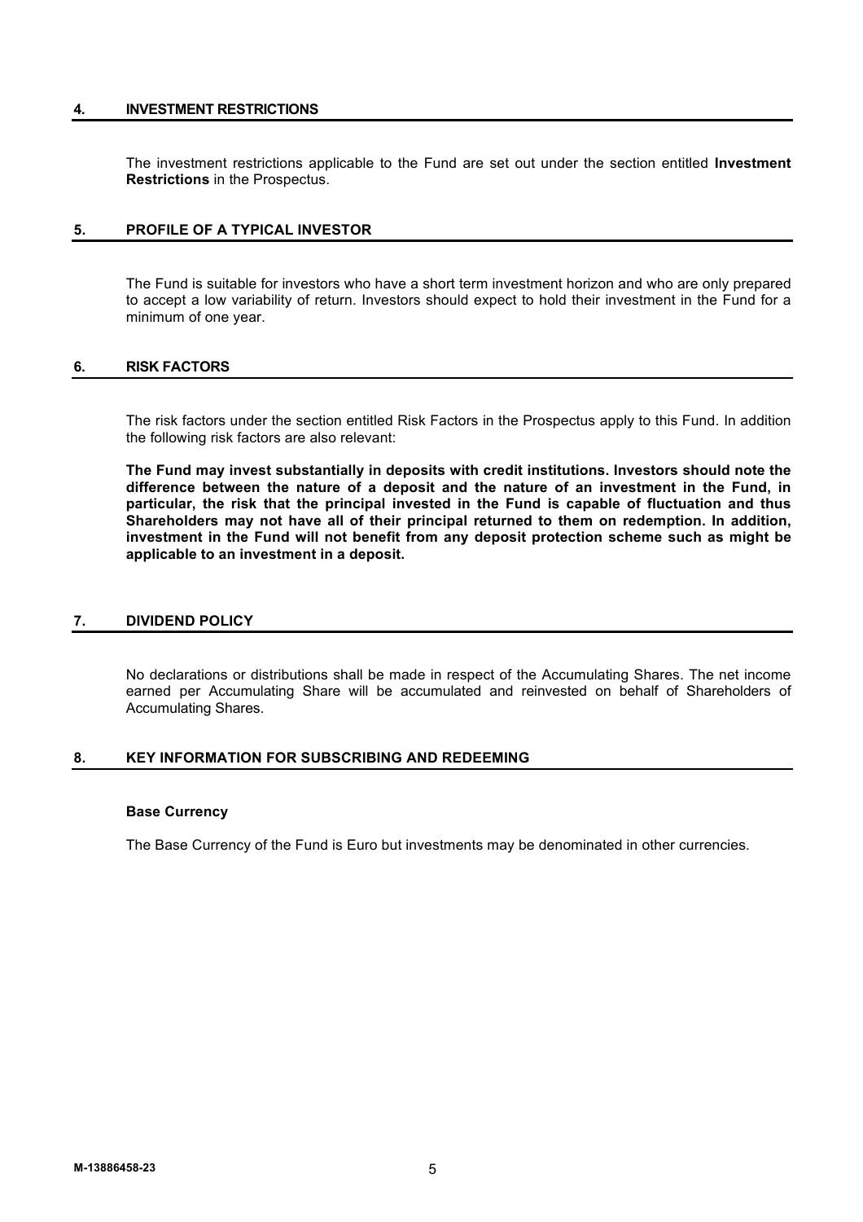## 4. INVESTMENT RESTRICTIONS

The investment restrictions applicable to the Fund are set out under the section entitled **Investment Restrictions** in the Prospectus.

## 5. PROFILE OF A TYPICAL INVESTOR

The Fund is suitable for investors who have a short term investment horizon and who are only prepared to accept a low variability of return. Investors should expect to hold their investment in the Fund for a minimum of one year.

## 6. RISK FACTORS

The risk factors under the section entitled Risk Factors in the Prospectus apply to this Fund. In addition the following risk factors are also relevant:

**The Fund may invest substantially in deposits with credit institutions. Investors should note the difference between the nature of a deposit and the nature of an investment in the Fund, in particular, the risk that the principal invested in the Fund is capable of fluctuation and thus Shareholders may not have all of their principal returned to them on redemption. In addition, investment in the Fund will not benefit from any deposit protection scheme such as might be applicable to an investment in a deposit.**

## 7. DIVIDEND POLICY

No declarations or distributions shall be made in respect of the Accumulating Shares. The net income earned per Accumulating Share will be accumulated and reinvested on behalf of Shareholders of Accumulating Shares.

## 8. KEY INFORMATION FOR SUBSCRIBING AND REDEEMING

**Base Currency**

The Base Currency of the Fund is Euro but investments may be denominated in other currencies.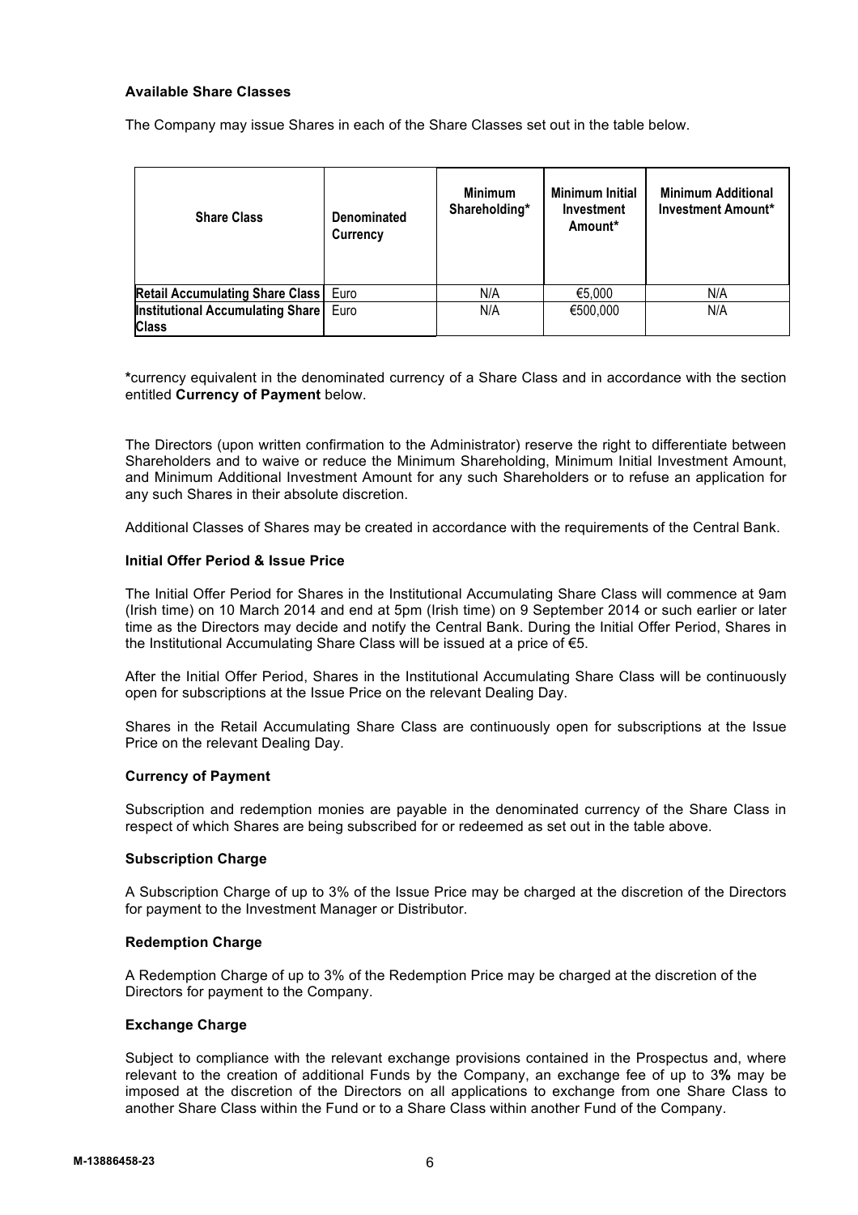**Available Share Classes**

The Company may issue Shares in each of the Share Classes set out in the table below.

| Share Class | Denominated Currency | Minimum Shareholding* | Minimum Initial Investment Amount* | Minimum Additional Investment Amount* |
|---|---|---|---|---|
| Retail Accumulating Share Class | Euro | N/A | €5,000 | N/A |
| Institutional Accumulating Share Class | Euro | N/A | €500,000 | N/A |

*currency equivalent in the denominated currency of a Share Class and in accordance with the section entitled **Currency of Payment** below.

The Directors (upon written confirmation to the Administrator) reserve the right to differentiate between Shareholders and to waive or reduce the Minimum Shareholding, Minimum Initial Investment Amount, and Minimum Additional Investment Amount for any such Shareholders or to refuse an application for any such Shares in their absolute discretion.

Additional Classes of Shares may be created in accordance with the requirements of the Central Bank.

**Initial Offer Period & Issue Price**

The Initial Offer Period for Shares in the Institutional Accumulating Share Class will commence at 9am (Irish time) on 10 March 2014 and end at 5pm (Irish time) on 9 September 2014 or such earlier or later time as the Directors may decide and notify the Central Bank. During the Initial Offer Period, Shares in the Institutional Accumulating Share Class will be issued at a price of €5.

After the Initial Offer Period, Shares in the Institutional Accumulating Share Class will be continuously open for subscriptions at the Issue Price on the relevant Dealing Day.

Shares in the Retail Accumulating Share Class are continuously open for subscriptions at the Issue Price on the relevant Dealing Day.

**Currency of Payment**

Subscription and redemption monies are payable in the denominated currency of the Share Class in respect of which Shares are being subscribed for or redeemed as set out in the table above.

**Subscription Charge**

A Subscription Charge of up to 3% of the Issue Price may be charged at the discretion of the Directors for payment to the Investment Manager or Distributor.

**Redemption Charge**

A Redemption Charge of up to 3% of the Redemption Price may be charged at the discretion of the Directors for payment to the Company.

**Exchange Charge**

Subject to compliance with the relevant exchange provisions contained in the Prospectus and, where relevant to the creation of additional Funds by the Company, an exchange fee of up to 3**%** may be imposed at the discretion of the Directors on all applications to exchange from one Share Class to another Share Class within the Fund or to a Share Class within another Fund of the Company.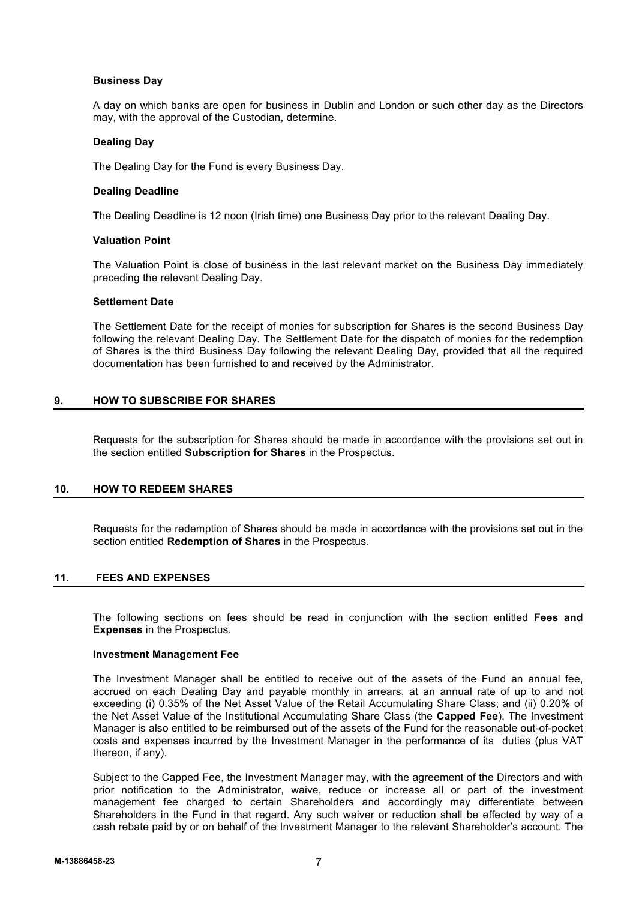**Business Day**

A day on which banks are open for business in Dublin and London or such other day as the Directors may, with the approval of the Custodian, determine.

**Dealing Day**

The Dealing Day for the Fund is every Business Day.

**Dealing Deadline**

The Dealing Deadline is 12 noon (Irish time) one Business Day prior to the relevant Dealing Day.

**Valuation Point**

The Valuation Point is close of business in the last relevant market on the Business Day immediately preceding the relevant Dealing Day.

**Settlement Date**

The Settlement Date for the receipt of monies for subscription for Shares is the second Business Day following the relevant Dealing Day. The Settlement Date for the dispatch of monies for the redemption of Shares is the third Business Day following the relevant Dealing Day, provided that all the required documentation has been furnished to and received by the Administrator.

## 9. HOW TO SUBSCRIBE FOR SHARES

Requests for the subscription for Shares should be made in accordance with the provisions set out in the section entitled **Subscription for Shares** in the Prospectus.

## 10. HOW TO REDEEM SHARES

Requests for the redemption of Shares should be made in accordance with the provisions set out in the section entitled **Redemption of Shares** in the Prospectus.

## 11. FEES AND EXPENSES

The following sections on fees should be read in conjunction with the section entitled **Fees and Expenses** in the Prospectus.

**Investment Management Fee**

The Investment Manager shall be entitled to receive out of the assets of the Fund an annual fee, accrued on each Dealing Day and payable monthly in arrears, at an annual rate of up to and not exceeding (i) 0.35% of the Net Asset Value of the Retail Accumulating Share Class; and (ii) 0.20% of the Net Asset Value of the Institutional Accumulating Share Class (the **Capped Fee**). The Investment Manager is also entitled to be reimbursed out of the assets of the Fund for the reasonable out-of-pocket costs and expenses incurred by the Investment Manager in the performance of its duties (plus VAT thereon, if any).

Subject to the Capped Fee, the Investment Manager may, with the agreement of the Directors and with prior notification to the Administrator, waive, reduce or increase all or part of the investment management fee charged to certain Shareholders and accordingly may differentiate between Shareholders in the Fund in that regard. Any such waiver or reduction shall be effected by way of a cash rebate paid by or on behalf of the Investment Manager to the relevant Shareholder's account. The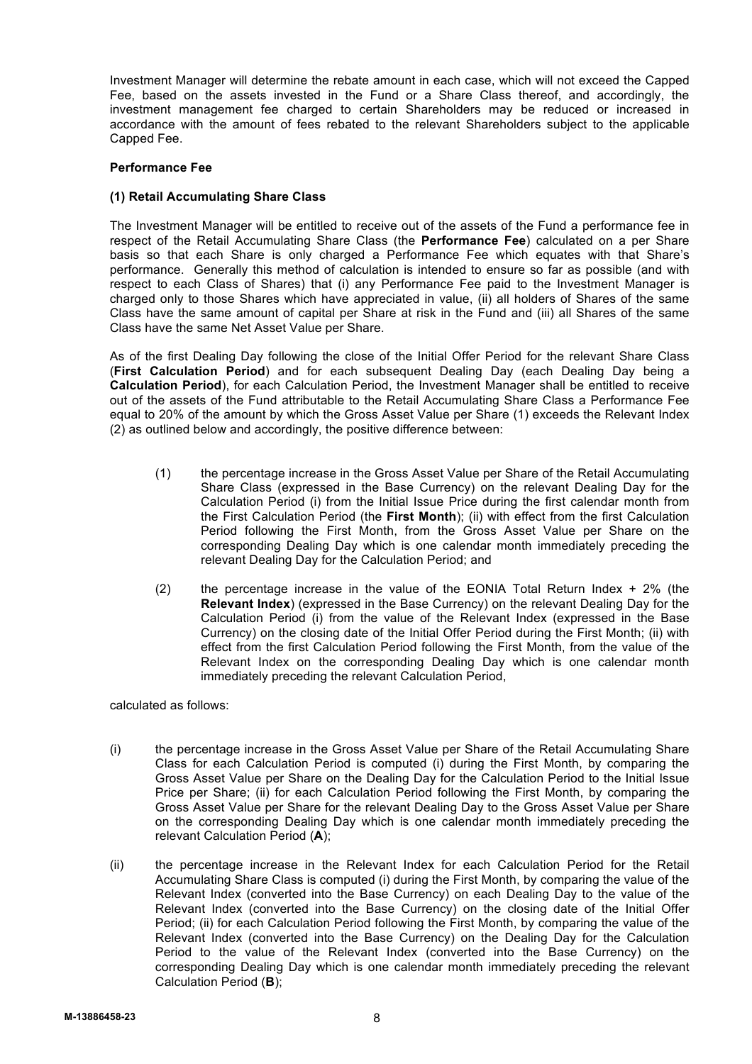Investment Manager will determine the rebate amount in each case, which will not exceed the Capped Fee, based on the assets invested in the Fund or a Share Class thereof, and accordingly, the investment management fee charged to certain Shareholders may be reduced or increased in accordance with the amount of fees rebated to the relevant Shareholders subject to the applicable Capped Fee.

**Performance Fee**

**(1) Retail Accumulating Share Class**

The Investment Manager will be entitled to receive out of the assets of the Fund a performance fee in respect of the Retail Accumulating Share Class (the **Performance Fee**) calculated on a per Share basis so that each Share is only charged a Performance Fee which equates with that Share's performance. Generally this method of calculation is intended to ensure so far as possible (and with respect to each Class of Shares) that (i) any Performance Fee paid to the Investment Manager is charged only to those Shares which have appreciated in value, (ii) all holders of Shares of the same Class have the same amount of capital per Share at risk in the Fund and (iii) all Shares of the same Class have the same Net Asset Value per Share.

As of the first Dealing Day following the close of the Initial Offer Period for the relevant Share Class (**First Calculation Period**) and for each subsequent Dealing Day (each Dealing Day being a **Calculation Period**), for each Calculation Period, the Investment Manager shall be entitled to receive out of the assets of the Fund attributable to the Retail Accumulating Share Class a Performance Fee equal to 20% of the amount by which the Gross Asset Value per Share (1) exceeds the Relevant Index (2) as outlined below and accordingly, the positive difference between:

(1) the percentage increase in the Gross Asset Value per Share of the Retail Accumulating Share Class (expressed in the Base Currency) on the relevant Dealing Day for the Calculation Period (i) from the Initial Issue Price during the first calendar month from the First Calculation Period (the **First Month**); (ii) with effect from the first Calculation Period following the First Month, from the Gross Asset Value per Share on the corresponding Dealing Day which is one calendar month immediately preceding the relevant Dealing Day for the Calculation Period; and

(2) the percentage increase in the value of the EONIA Total Return Index + 2% (the **Relevant Index**) (expressed in the Base Currency) on the relevant Dealing Day for the Calculation Period (i) from the value of the Relevant Index (expressed in the Base Currency) on the closing date of the Initial Offer Period during the First Month; (ii) with effect from the first Calculation Period following the First Month, from the value of the Relevant Index on the corresponding Dealing Day which is one calendar month immediately preceding the relevant Calculation Period,

calculated as follows:

(i) the percentage increase in the Gross Asset Value per Share of the Retail Accumulating Share Class for each Calculation Period is computed (i) during the First Month, by comparing the Gross Asset Value per Share on the Dealing Day for the Calculation Period to the Initial Issue Price per Share; (ii) for each Calculation Period following the First Month, by comparing the Gross Asset Value per Share for the relevant Dealing Day to the Gross Asset Value per Share on the corresponding Dealing Day which is one calendar month immediately preceding the relevant Calculation Period (**A**);

(ii) the percentage increase in the Relevant Index for each Calculation Period for the Retail Accumulating Share Class is computed (i) during the First Month, by comparing the value of the Relevant Index (converted into the Base Currency) on each Dealing Day to the value of the Relevant Index (converted into the Base Currency) on the closing date of the Initial Offer Period; (ii) for each Calculation Period following the First Month, by comparing the value of the Relevant Index (converted into the Base Currency) on the Dealing Day for the Calculation Period to the value of the Relevant Index (converted into the Base Currency) on the corresponding Dealing Day which is one calendar month immediately preceding the relevant Calculation Period (**B**);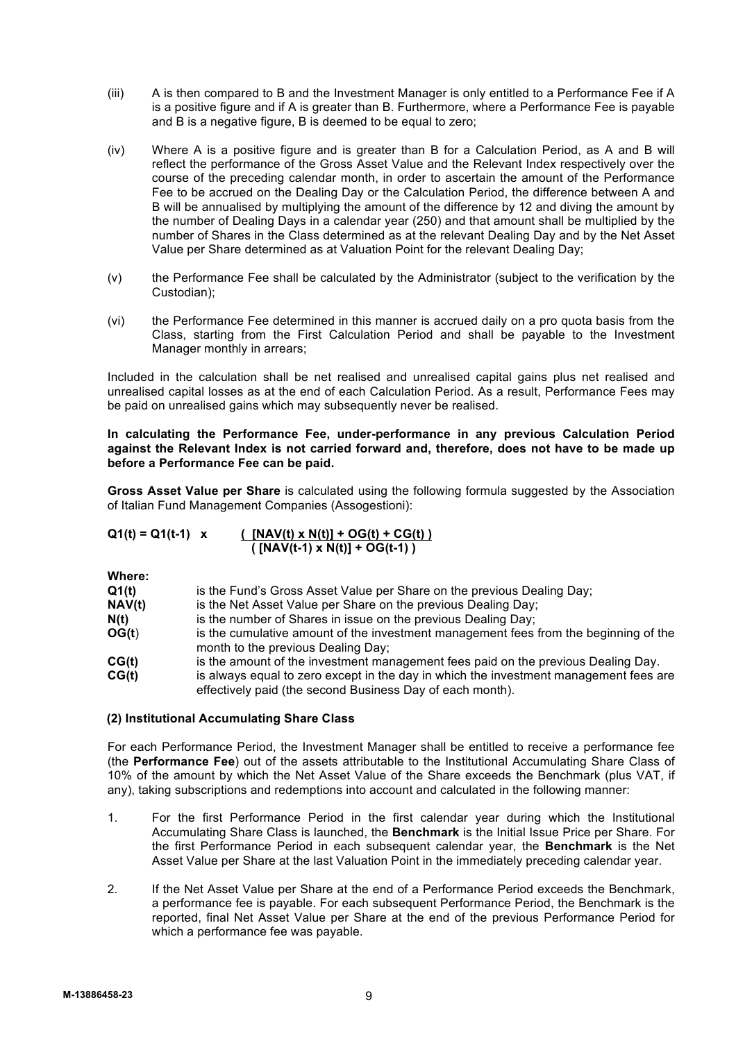(iii) A is then compared to B and the Investment Manager is only entitled to a Performance Fee if A is a positive figure and if A is greater than B. Furthermore, where a Performance Fee is payable and B is a negative figure, B is deemed to be equal to zero;

(iv) Where A is a positive figure and is greater than B for a Calculation Period, as A and B will reflect the performance of the Gross Asset Value and the Relevant Index respectively over the course of the preceding calendar month, in order to ascertain the amount of the Performance Fee to be accrued on the Dealing Day or the Calculation Period, the difference between A and B will be annualised by multiplying the amount of the difference by 12 and diving the amount by the number of Dealing Days in a calendar year (250) and that amount shall be multiplied by the number of Shares in the Class determined as at the relevant Dealing Day and by the Net Asset Value per Share determined as at Valuation Point for the relevant Dealing Day;

(v) the Performance Fee shall be calculated by the Administrator (subject to the verification by the Custodian);

(vi) the Performance Fee determined in this manner is accrued daily on a pro quota basis from the Class, starting from the First Calculation Period and shall be payable to the Investment Manager monthly in arrears;

Included in the calculation shall be net realised and unrealised capital gains plus net realised and unrealised capital losses as at the end of each Calculation Period. As a result, Performance Fees may be paid on unrealised gains which may subsequently never be realised.

**In calculating the Performance Fee, under-performance in any previous Calculation Period against the Relevant Index is not carried forward and, therefore, does not have to be made up before a Performance Fee can be paid.**

**Gross Asset Value per Share** is calculated using the following formula suggested by the Association of Italian Fund Management Companies (Assogestioni):

$$Q1(t) = Q1(t-1) \times \frac{[NAV(t) \times N(t)] + OG(t) + CG(t)}{[NAV(t-1) \times N(t)] + OG(t-1)}$$

**Where:**

| | |
|---|---|
| **Q1(t)** | is the Fund's Gross Asset Value per Share on the previous Dealing Day; |
| **NAV(t)** | is the Net Asset Value per Share on the previous Dealing Day; |
| **N(t)** | is the number of Shares in issue on the previous Dealing Day; |
| **OG(t)** | is the cumulative amount of the investment management fees from the beginning of the month to the previous Dealing Day; |
| **CG(t)** | is the amount of the investment management fees paid on the previous Dealing Day. |
| **CG(t)** | is always equal to zero except in the day in which the investment management fees are effectively paid (the second Business Day of each month). |

**(2) Institutional Accumulating Share Class**

For each Performance Period, the Investment Manager shall be entitled to receive a performance fee (the **Performance Fee**) out of the assets attributable to the Institutional Accumulating Share Class of 10% of the amount by which the Net Asset Value of the Share exceeds the Benchmark (plus VAT, if any), taking subscriptions and redemptions into account and calculated in the following manner:

1. For the first Performance Period in the first calendar year during which the Institutional Accumulating Share Class is launched, the **Benchmark** is the Initial Issue Price per Share. For the first Performance Period in each subsequent calendar year, the **Benchmark** is the Net Asset Value per Share at the last Valuation Point in the immediately preceding calendar year.

2. If the Net Asset Value per Share at the end of a Performance Period exceeds the Benchmark, a performance fee is payable. For each subsequent Performance Period, the Benchmark is the reported, final Net Asset Value per Share at the end of the previous Performance Period for which a performance fee was payable.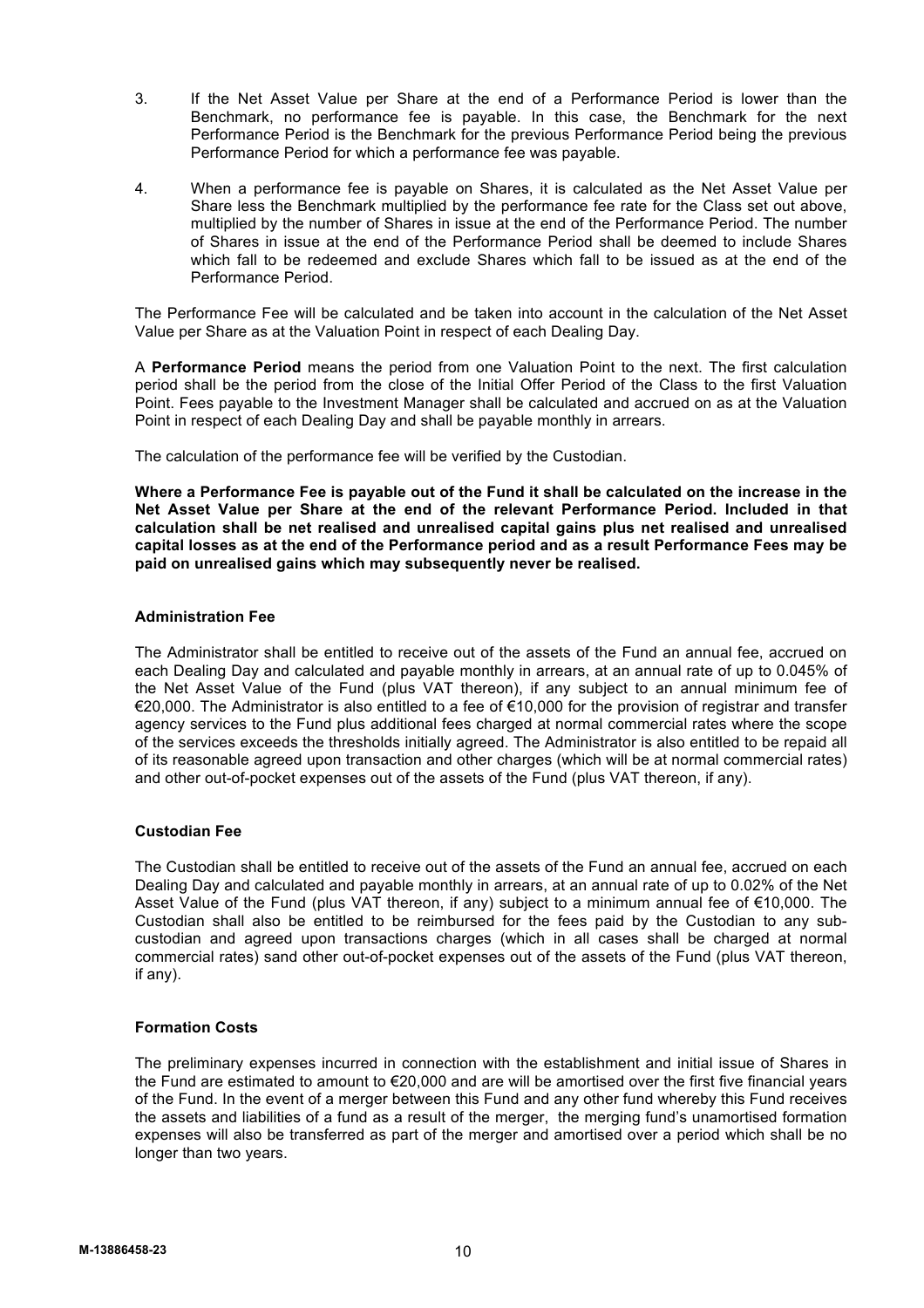3. If the Net Asset Value per Share at the end of a Performance Period is lower than the Benchmark, no performance fee is payable. In this case, the Benchmark for the next Performance Period is the Benchmark for the previous Performance Period being the previous Performance Period for which a performance fee was payable.

4. When a performance fee is payable on Shares, it is calculated as the Net Asset Value per Share less the Benchmark multiplied by the performance fee rate for the Class set out above, multiplied by the number of Shares in issue at the end of the Performance Period. The number of Shares in issue at the end of the Performance Period shall be deemed to include Shares which fall to be redeemed and exclude Shares which fall to be issued as at the end of the Performance Period.

The Performance Fee will be calculated and be taken into account in the calculation of the Net Asset Value per Share as at the Valuation Point in respect of each Dealing Day.

A **Performance Period** means the period from one Valuation Point to the next. The first calculation period shall be the period from the close of the Initial Offer Period of the Class to the first Valuation Point. Fees payable to the Investment Manager shall be calculated and accrued on as at the Valuation Point in respect of each Dealing Day and shall be payable monthly in arrears.

The calculation of the performance fee will be verified by the Custodian.

**Where a Performance Fee is payable out of the Fund it shall be calculated on the increase in the Net Asset Value per Share at the end of the relevant Performance Period. Included in that calculation shall be net realised and unrealised capital gains plus net realised and unrealised capital losses as at the end of the Performance period and as a result Performance Fees may be paid on unrealised gains which may subsequently never be realised.**

**Administration Fee**

The Administrator shall be entitled to receive out of the assets of the Fund an annual fee, accrued on each Dealing Day and calculated and payable monthly in arrears, at an annual rate of up to 0.045% of the Net Asset Value of the Fund (plus VAT thereon), if any subject to an annual minimum fee of €20,000. The Administrator is also entitled to a fee of €10,000 for the provision of registrar and transfer agency services to the Fund plus additional fees charged at normal commercial rates where the scope of the services exceeds the thresholds initially agreed. The Administrator is also entitled to be repaid all of its reasonable agreed upon transaction and other charges (which will be at normal commercial rates) and other out-of-pocket expenses out of the assets of the Fund (plus VAT thereon, if any).

**Custodian Fee**

The Custodian shall be entitled to receive out of the assets of the Fund an annual fee, accrued on each Dealing Day and calculated and payable monthly in arrears, at an annual rate of up to 0.02% of the Net Asset Value of the Fund (plus VAT thereon, if any) subject to a minimum annual fee of €10,000. The Custodian shall also be entitled to be reimbursed for the fees paid by the Custodian to any sub-custodian and agreed upon transactions charges (which in all cases shall be charged at normal commercial rates) sand other out-of-pocket expenses out of the assets of the Fund (plus VAT thereon, if any).

**Formation Costs**

The preliminary expenses incurred in connection with the establishment and initial issue of Shares in the Fund are estimated to amount to €20,000 and are will be amortised over the first five financial years of the Fund. In the event of a merger between this Fund and any other fund whereby this Fund receives the assets and liabilities of a fund as a result of the merger, the merging fund's unamortised formation expenses will also be transferred as part of the merger and amortised over a period which shall be no longer than two years.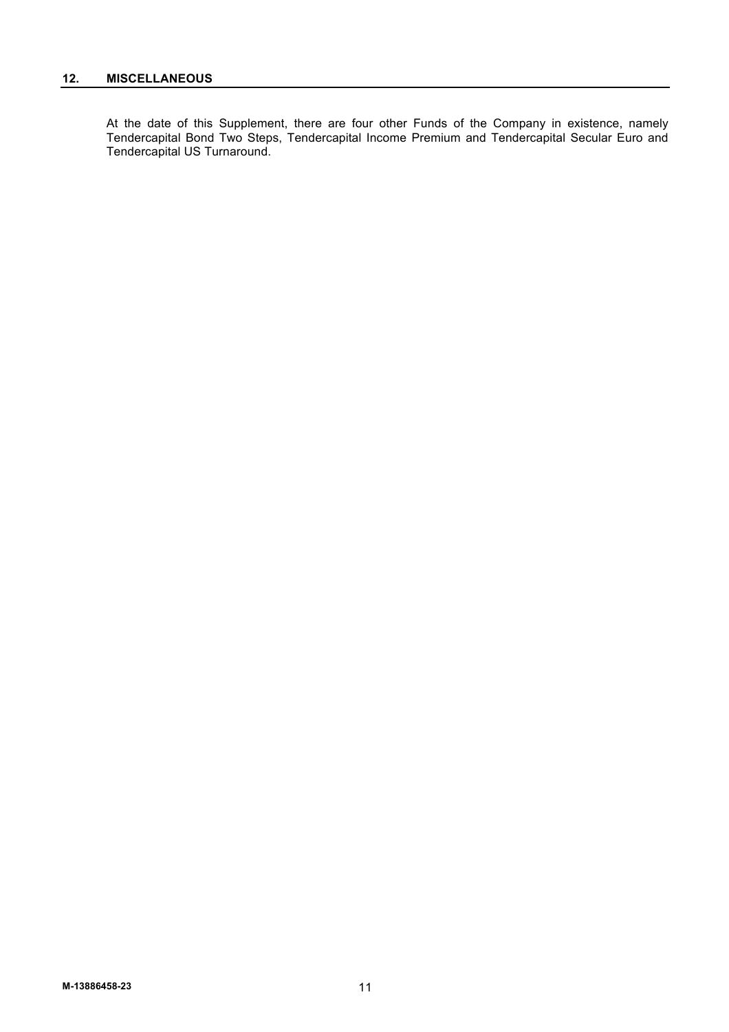## 12. MISCELLANEOUS

At the date of this Supplement, there are four other Funds of the Company in existence, namely Tendercapital Bond Two Steps, Tendercapital Income Premium and Tendercapital Secular Euro and Tendercapital US Turnaround.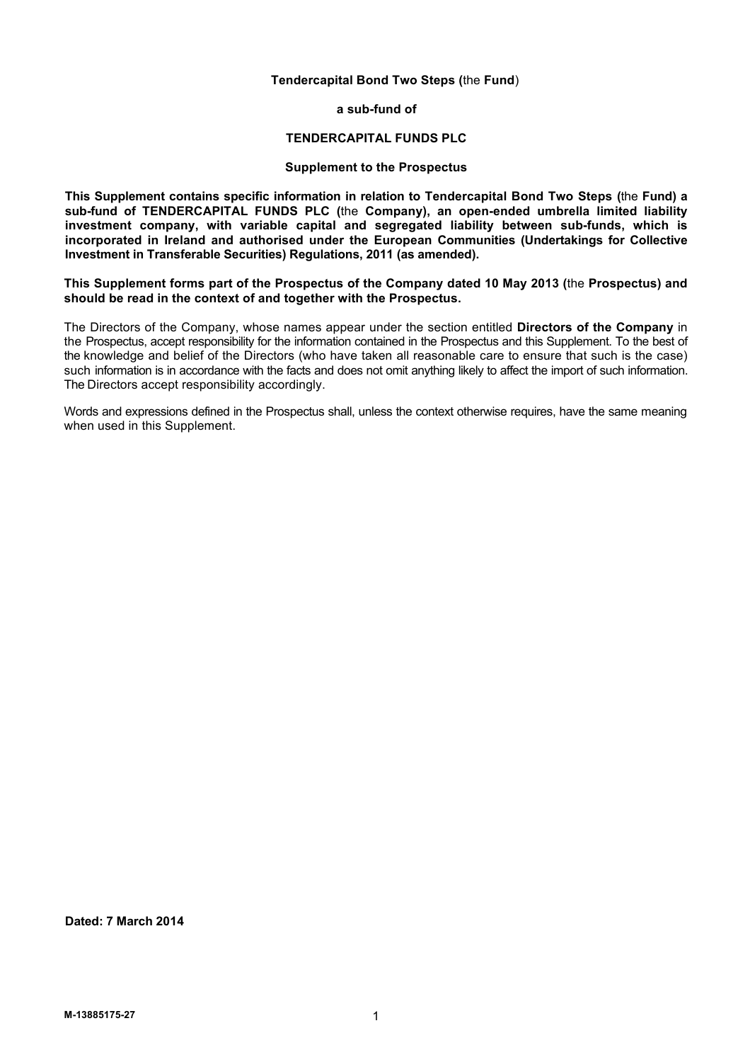**Tendercapital Bond Two Steps (**the **Fund**)

**a sub-fund of**

**TENDERCAPITAL FUNDS PLC**

**Supplement to the Prospectus**

**This Supplement contains specific information in relation to Tendercapital Bond Two Steps (**the **Fund) a sub-fund of TENDERCAPITAL FUNDS PLC (**the **Company), an open-ended umbrella limited liability investment company, with variable capital and segregated liability between sub-funds, which is incorporated in Ireland and authorised under the European Communities (Undertakings for Collective Investment in Transferable Securities) Regulations, 2011 (as amended).**

**This Supplement forms part of the Prospectus of the Company dated 10 May 2013 (**the **Prospectus) and should be read in the context of and together with the Prospectus.**

The Directors of the Company, whose names appear under the section entitled **Directors of the Company** in the Prospectus, accept responsibility for the information contained in the Prospectus and this Supplement. To the best of the knowledge and belief of the Directors (who have taken all reasonable care to ensure that such is the case) such information is in accordance with the facts and does not omit anything likely to affect the import of such information. The Directors accept responsibility accordingly.

Words and expressions defined in the Prospectus shall, unless the context otherwise requires, have the same meaning when used in this Supplement.

**Dated: 7 March 2014**

**M-13885175-27**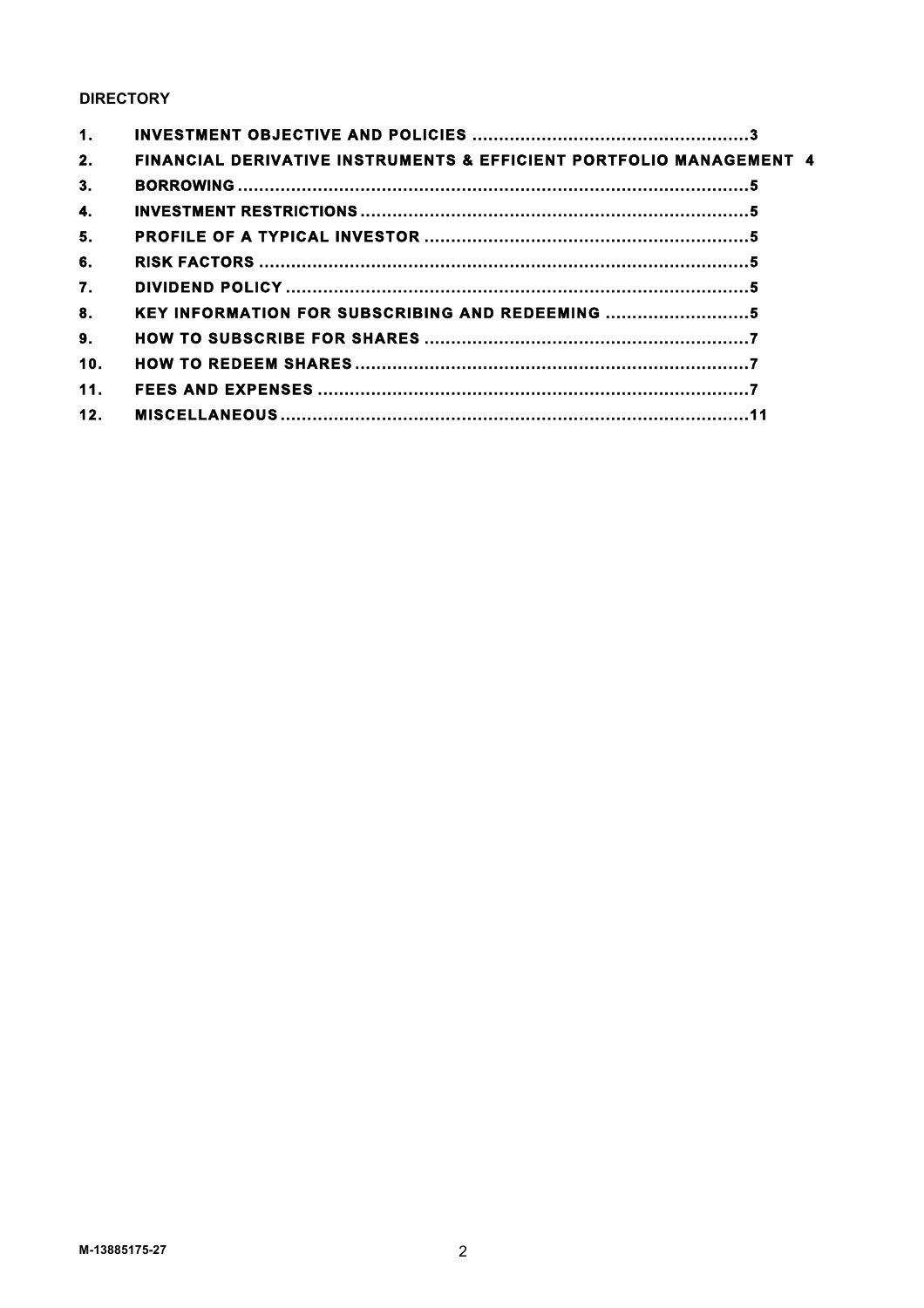**DIRECTORY**

| | | |
|---|---|---|
| 1. | INVESTMENT OBJECTIVE AND POLICIES | 3 |
| 2. | FINANCIAL DERIVATIVE INSTRUMENTS & EFFICIENT PORTFOLIO MANAGEMENT | 4 |
| 3. | BORROWING | 5 |
| 4. | INVESTMENT RESTRICTIONS | 5 |
| 5. | PROFILE OF A TYPICAL INVESTOR | 5 |
| 6. | RISK FACTORS | 5 |
| 7. | DIVIDEND POLICY | 5 |
| 8. | KEY INFORMATION FOR SUBSCRIBING AND REDEEMING | 5 |
| 9. | HOW TO SUBSCRIBE FOR SHARES | 7 |
| 10. | HOW TO REDEEM SHARES | 7 |
| 11. | FEES AND EXPENSES | 7 |
| 12. | MISCELLANEOUS | 11 |

M-13885175-27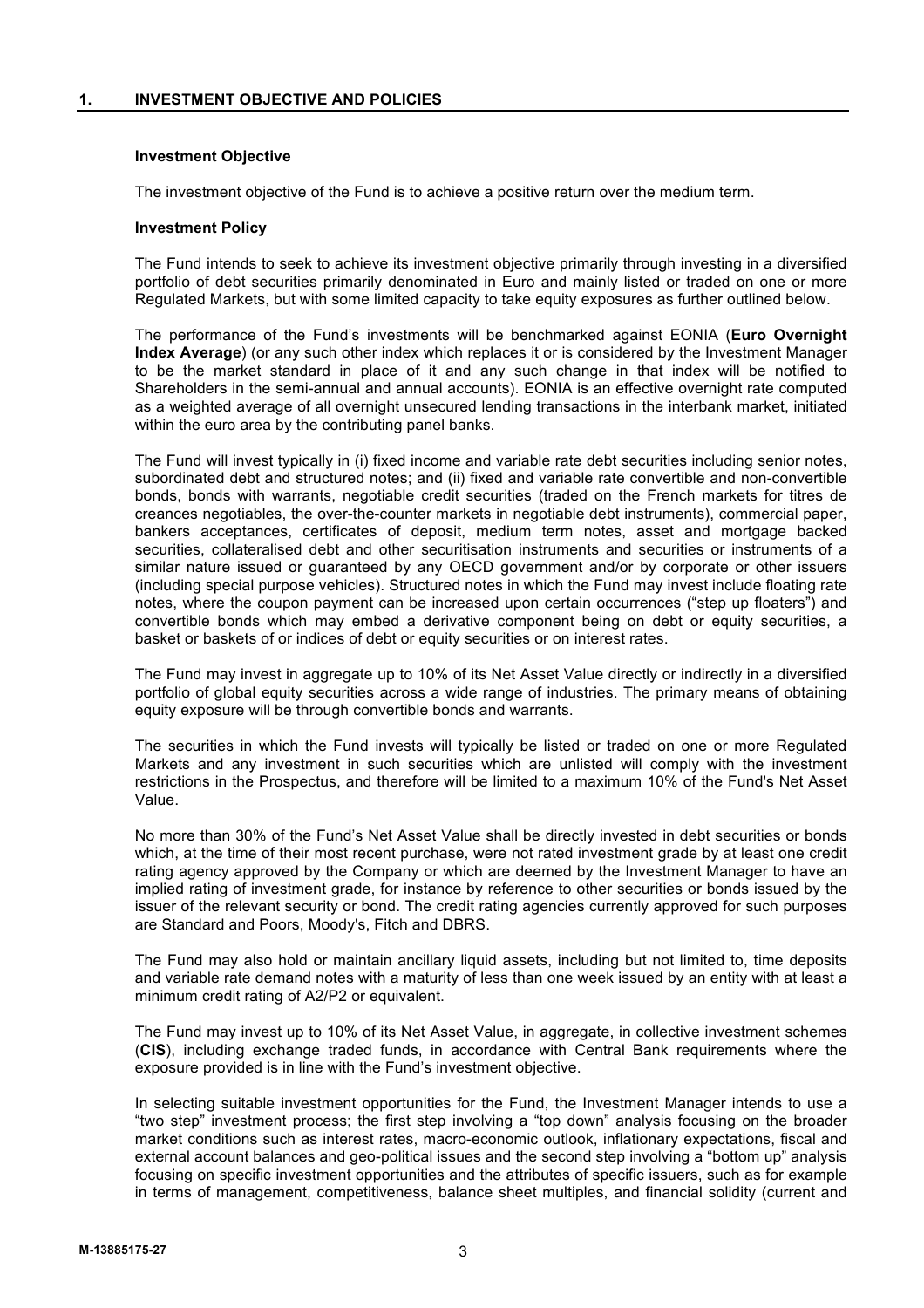## 1. INVESTMENT OBJECTIVE AND POLICIES

### Investment Objective

The investment objective of the Fund is to achieve a positive return over the medium term.

### Investment Policy

The Fund intends to seek to achieve its investment objective primarily through investing in a diversified portfolio of debt securities primarily denominated in Euro and mainly listed or traded on one or more Regulated Markets, but with some limited capacity to take equity exposures as further outlined below.

The performance of the Fund's investments will be benchmarked against EONIA (**Euro Overnight Index Average**) (or any such other index which replaces it or is considered by the Investment Manager to be the market standard in place of it and any such change in that index will be notified to Shareholders in the semi-annual and annual accounts). EONIA is an effective overnight rate computed as a weighted average of all overnight unsecured lending transactions in the interbank market, initiated within the euro area by the contributing panel banks.

The Fund will invest typically in (i) fixed income and variable rate debt securities including senior notes, subordinated debt and structured notes; and (ii) fixed and variable rate convertible and non-convertible bonds, bonds with warrants, negotiable credit securities (traded on the French markets for titres de creances negotiables, the over-the-counter markets in negotiable debt instruments), commercial paper, bankers acceptances, certificates of deposit, medium term notes, asset and mortgage backed securities, collateralised debt and other securitisation instruments and securities or instruments of a similar nature issued or guaranteed by any OECD government and/or by corporate or other issuers (including special purpose vehicles). Structured notes in which the Fund may invest include floating rate notes, where the coupon payment can be increased upon certain occurrences ("step up floaters") and convertible bonds which may embed a derivative component being on debt or equity securities, a basket or baskets of or indices of debt or equity securities or on interest rates.

The Fund may invest in aggregate up to 10% of its Net Asset Value directly or indirectly in a diversified portfolio of global equity securities across a wide range of industries. The primary means of obtaining equity exposure will be through convertible bonds and warrants.

The securities in which the Fund invests will typically be listed or traded on one or more Regulated Markets and any investment in such securities which are unlisted will comply with the investment restrictions in the Prospectus, and therefore will be limited to a maximum 10% of the Fund's Net Asset Value.

No more than 30% of the Fund's Net Asset Value shall be directly invested in debt securities or bonds which, at the time of their most recent purchase, were not rated investment grade by at least one credit rating agency approved by the Company or which are deemed by the Investment Manager to have an implied rating of investment grade, for instance by reference to other securities or bonds issued by the issuer of the relevant security or bond. The credit rating agencies currently approved for such purposes are Standard and Poors, Moody's, Fitch and DBRS.

The Fund may also hold or maintain ancillary liquid assets, including but not limited to, time deposits and variable rate demand notes with a maturity of less than one week issued by an entity with at least a minimum credit rating of A2/P2 or equivalent.

The Fund may invest up to 10% of its Net Asset Value, in aggregate, in collective investment schemes (**CIS**), including exchange traded funds, in accordance with Central Bank requirements where the exposure provided is in line with the Fund's investment objective.

In selecting suitable investment opportunities for the Fund, the Investment Manager intends to use a "two step" investment process; the first step involving a "top down" analysis focusing on the broader market conditions such as interest rates, macro-economic outlook, inflationary expectations, fiscal and external account balances and geo-political issues and the second step involving a "bottom up" analysis focusing on specific investment opportunities and the attributes of specific issuers, such as for example in terms of management, competitiveness, balance sheet multiples, and financial solidity (current and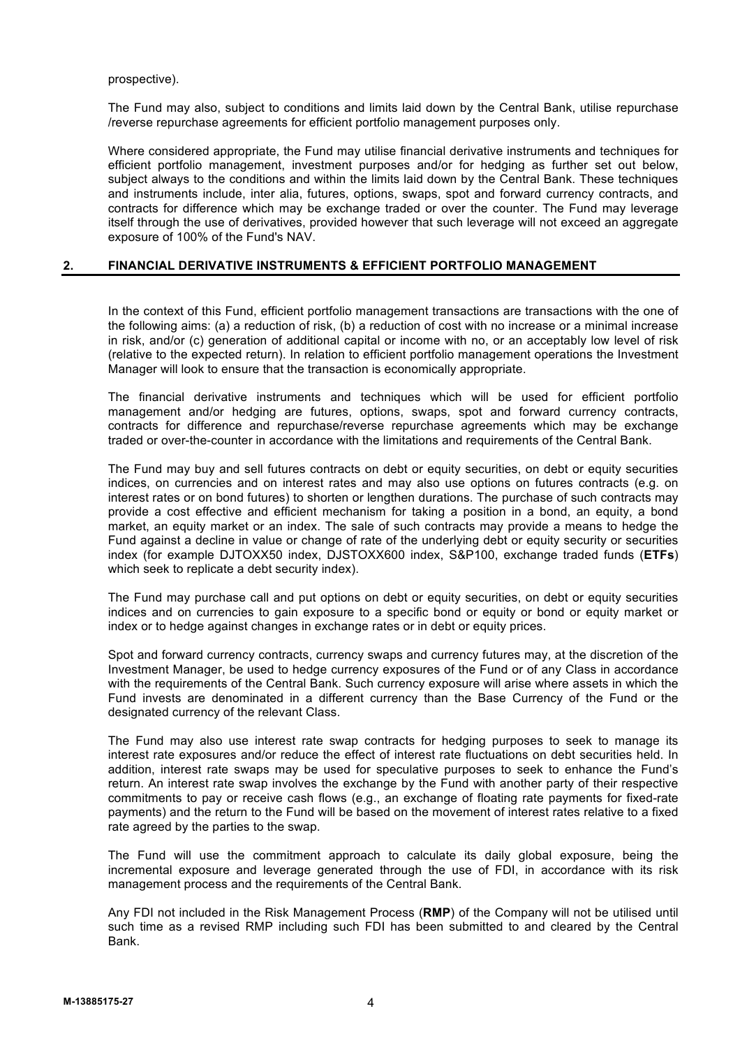prospective).

The Fund may also, subject to conditions and limits laid down by the Central Bank, utilise repurchase /reverse repurchase agreements for efficient portfolio management purposes only.

Where considered appropriate, the Fund may utilise financial derivative instruments and techniques for efficient portfolio management, investment purposes and/or for hedging as further set out below, subject always to the conditions and within the limits laid down by the Central Bank. These techniques and instruments include, inter alia, futures, options, swaps, spot and forward currency contracts, and contracts for difference which may be exchange traded or over the counter. The Fund may leverage itself through the use of derivatives, provided however that such leverage will not exceed an aggregate exposure of 100% of the Fund's NAV.

## 2. FINANCIAL DERIVATIVE INSTRUMENTS & EFFICIENT PORTFOLIO MANAGEMENT

In the context of this Fund, efficient portfolio management transactions are transactions with the one of the following aims: (a) a reduction of risk, (b) a reduction of cost with no increase or a minimal increase in risk, and/or (c) generation of additional capital or income with no, or an acceptably low level of risk (relative to the expected return). In relation to efficient portfolio management operations the Investment Manager will look to ensure that the transaction is economically appropriate.

The financial derivative instruments and techniques which will be used for efficient portfolio management and/or hedging are futures, options, swaps, spot and forward currency contracts, contracts for difference and repurchase/reverse repurchase agreements which may be exchange traded or over-the-counter in accordance with the limitations and requirements of the Central Bank.

The Fund may buy and sell futures contracts on debt or equity securities, on debt or equity securities indices, on currencies and on interest rates and may also use options on futures contracts (e.g. on interest rates or on bond futures) to shorten or lengthen durations. The purchase of such contracts may provide a cost effective and efficient mechanism for taking a position in a bond, an equity, a bond market, an equity market or an index. The sale of such contracts may provide a means to hedge the Fund against a decline in value or change of rate of the underlying debt or equity security or securities index (for example DJTOXX50 index, DJSTOXX600 index, S&P100, exchange traded funds (**ETFs**) which seek to replicate a debt security index).

The Fund may purchase call and put options on debt or equity securities, on debt or equity securities indices and on currencies to gain exposure to a specific bond or equity or bond or equity market or index or to hedge against changes in exchange rates or in debt or equity prices.

Spot and forward currency contracts, currency swaps and currency futures may, at the discretion of the Investment Manager, be used to hedge currency exposures of the Fund or of any Class in accordance with the requirements of the Central Bank. Such currency exposure will arise where assets in which the Fund invests are denominated in a different currency than the Base Currency of the Fund or the designated currency of the relevant Class.

The Fund may also use interest rate swap contracts for hedging purposes to seek to manage its interest rate exposures and/or reduce the effect of interest rate fluctuations on debt securities held. In addition, interest rate swaps may be used for speculative purposes to seek to enhance the Fund's return. An interest rate swap involves the exchange by the Fund with another party of their respective commitments to pay or receive cash flows (e.g., an exchange of floating rate payments for fixed-rate payments) and the return to the Fund will be based on the movement of interest rates relative to a fixed rate agreed by the parties to the swap.

The Fund will use the commitment approach to calculate its daily global exposure, being the incremental exposure and leverage generated through the use of FDI, in accordance with its risk management process and the requirements of the Central Bank.

Any FDI not included in the Risk Management Process (**RMP**) of the Company will not be utilised until such time as a revised RMP including such FDI has been submitted to and cleared by the Central Bank.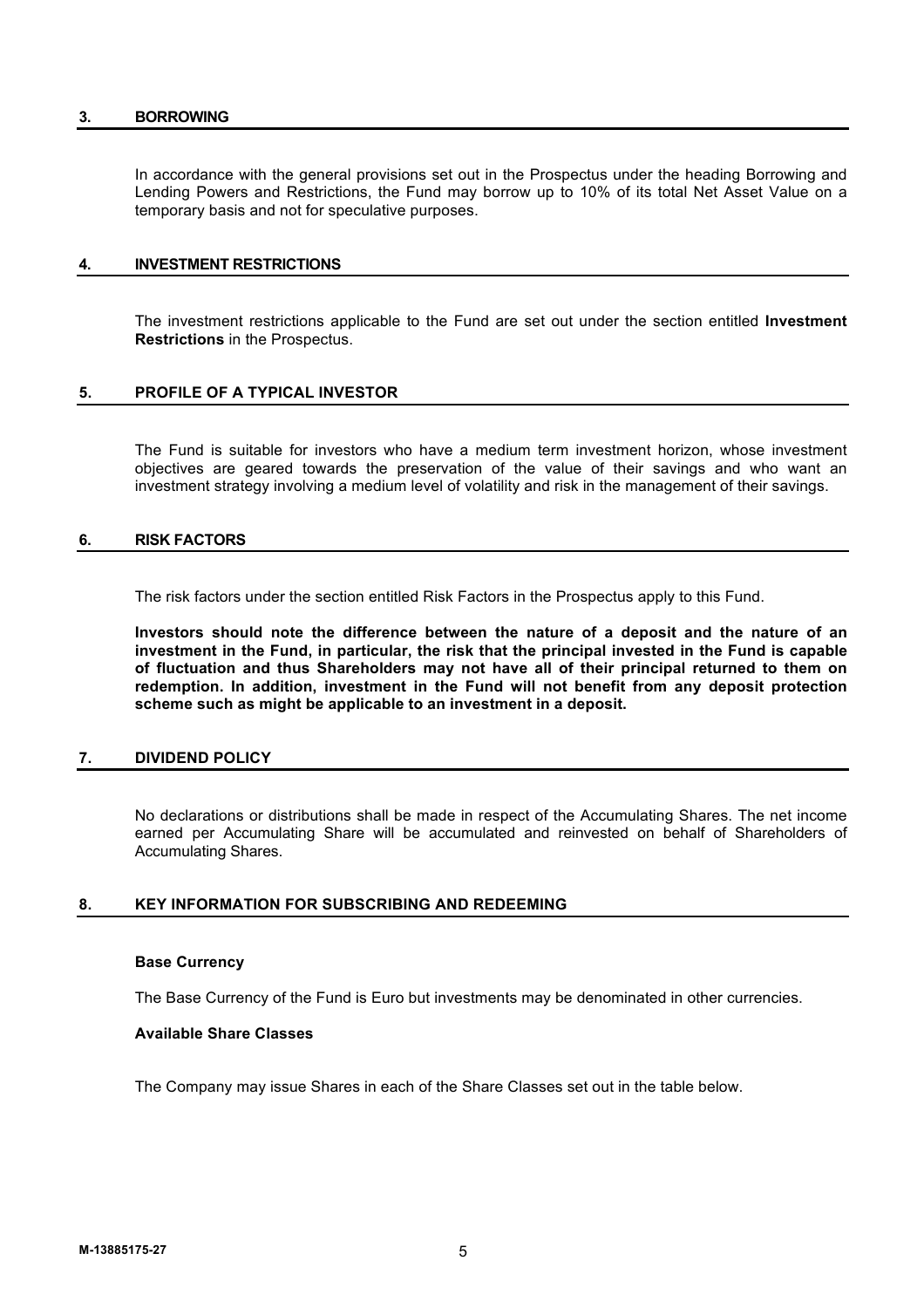## 3. BORROWING

In accordance with the general provisions set out in the Prospectus under the heading Borrowing and Lending Powers and Restrictions, the Fund may borrow up to 10% of its total Net Asset Value on a temporary basis and not for speculative purposes.

## 4. INVESTMENT RESTRICTIONS

The investment restrictions applicable to the Fund are set out under the section entitled **Investment Restrictions** in the Prospectus.

## 5. PROFILE OF A TYPICAL INVESTOR

The Fund is suitable for investors who have a medium term investment horizon, whose investment objectives are geared towards the preservation of the value of their savings and who want an investment strategy involving a medium level of volatility and risk in the management of their savings.

## 6. RISK FACTORS

The risk factors under the section entitled Risk Factors in the Prospectus apply to this Fund.

**Investors should note the difference between the nature of a deposit and the nature of an investment in the Fund, in particular, the risk that the principal invested in the Fund is capable of fluctuation and thus Shareholders may not have all of their principal returned to them on redemption. In addition, investment in the Fund will not benefit from any deposit protection scheme such as might be applicable to an investment in a deposit.**

## 7. DIVIDEND POLICY

No declarations or distributions shall be made in respect of the Accumulating Shares. The net income earned per Accumulating Share will be accumulated and reinvested on behalf of Shareholders of Accumulating Shares.

## 8. KEY INFORMATION FOR SUBSCRIBING AND REDEEMING

### Base Currency

The Base Currency of the Fund is Euro but investments may be denominated in other currencies.

### Available Share Classes

The Company may issue Shares in each of the Share Classes set out in the table below.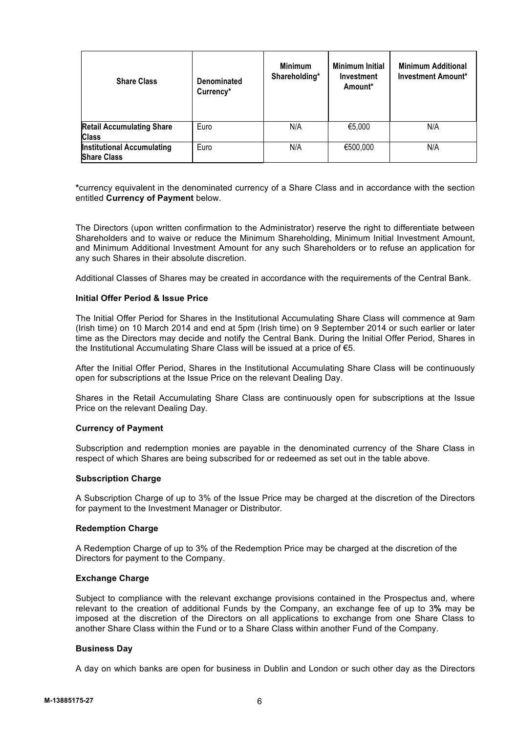| Share Class | Denominated Currency* | Minimum Shareholding* | Minimum Initial Investment Amount* | Minimum Additional Investment Amount* |
|---|---|---|---|---|
| **Retail Accumulating Share Class** | Euro | N/A | €5,000 | N/A |
| **Institutional Accumulating Share Class** | Euro | N/A | €500,000 | N/A |

**\***currency equivalent in the denominated currency of a Share Class and in accordance with the section entitled **Currency of Payment** below.

The Directors (upon written confirmation to the Administrator) reserve the right to differentiate between Shareholders and to waive or reduce the Minimum Shareholding, Minimum Initial Investment Amount, and Minimum Additional Investment Amount for any such Shareholders or to refuse an application for any such Shares in their absolute discretion.

Additional Classes of Shares may be created in accordance with the requirements of the Central Bank.

**Initial Offer Period & Issue Price**

The Initial Offer Period for Shares in the Institutional Accumulating Share Class will commence at 9am (Irish time) on 10 March 2014 and end at 5pm (Irish time) on 9 September 2014 or such earlier or later time as the Directors may decide and notify the Central Bank. During the Initial Offer Period, Shares in the Institutional Accumulating Share Class will be issued at a price of €5.

After the Initial Offer Period, Shares in the Institutional Accumulating Share Class will be continuously open for subscriptions at the Issue Price on the relevant Dealing Day.

Shares in the Retail Accumulating Share Class are continuously open for subscriptions at the Issue Price on the relevant Dealing Day.

**Currency of Payment**

Subscription and redemption monies are payable in the denominated currency of the Share Class in respect of which Shares are being subscribed for or redeemed as set out in the table above.

**Subscription Charge**

A Subscription Charge of up to 3% of the Issue Price may be charged at the discretion of the Directors for payment to the Investment Manager or Distributor.

**Redemption Charge**

A Redemption Charge of up to 3% of the Redemption Price may be charged at the discretion of the Directors for payment to the Company.

**Exchange Charge**

Subject to compliance with the relevant exchange provisions contained in the Prospectus and, where relevant to the creation of additional Funds by the Company, an exchange fee of up to 3**%** may be imposed at the discretion of the Directors on all applications to exchange from one Share Class to another Share Class within the Fund or to a Share Class within another Fund of the Company.

**Business Day**

A day on which banks are open for business in Dublin and London or such other day as the Directors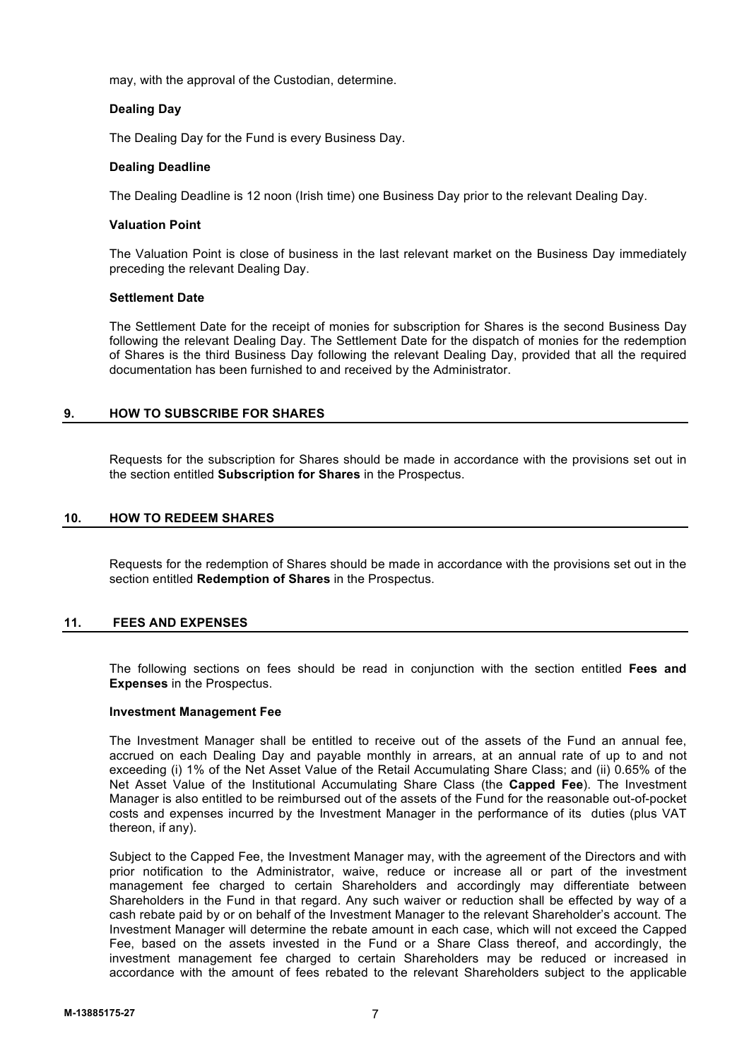may, with the approval of the Custodian, determine.

**Dealing Day**

The Dealing Day for the Fund is every Business Day.

**Dealing Deadline**

The Dealing Deadline is 12 noon (Irish time) one Business Day prior to the relevant Dealing Day.

**Valuation Point**

The Valuation Point is close of business in the last relevant market on the Business Day immediately preceding the relevant Dealing Day.

**Settlement Date**

The Settlement Date for the receipt of monies for subscription for Shares is the second Business Day following the relevant Dealing Day. The Settlement Date for the dispatch of monies for the redemption of Shares is the third Business Day following the relevant Dealing Day, provided that all the required documentation has been furnished to and received by the Administrator.

## 9. HOW TO SUBSCRIBE FOR SHARES

Requests for the subscription for Shares should be made in accordance with the provisions set out in the section entitled **Subscription for Shares** in the Prospectus.

## 10. HOW TO REDEEM SHARES

Requests for the redemption of Shares should be made in accordance with the provisions set out in the section entitled **Redemption of Shares** in the Prospectus.

## 11. FEES AND EXPENSES

The following sections on fees should be read in conjunction with the section entitled **Fees and Expenses** in the Prospectus.

**Investment Management Fee**

The Investment Manager shall be entitled to receive out of the assets of the Fund an annual fee, accrued on each Dealing Day and payable monthly in arrears, at an annual rate of up to and not exceeding (i) 1% of the Net Asset Value of the Retail Accumulating Share Class; and (ii) 0.65% of the Net Asset Value of the Institutional Accumulating Share Class (the **Capped Fee**). The Investment Manager is also entitled to be reimbursed out of the assets of the Fund for the reasonable out-of-pocket costs and expenses incurred by the Investment Manager in the performance of its duties (plus VAT thereon, if any).

Subject to the Capped Fee, the Investment Manager may, with the agreement of the Directors and with prior notification to the Administrator, waive, reduce or increase all or part of the investment management fee charged to certain Shareholders and accordingly may differentiate between Shareholders in the Fund in that regard. Any such waiver or reduction shall be effected by way of a cash rebate paid by or on behalf of the Investment Manager to the relevant Shareholder's account. The Investment Manager will determine the rebate amount in each case, which will not exceed the Capped Fee, based on the assets invested in the Fund or a Share Class thereof, and accordingly, the investment management fee charged to certain Shareholders may be reduced or increased in accordance with the amount of fees rebated to the relevant Shareholders subject to the applicable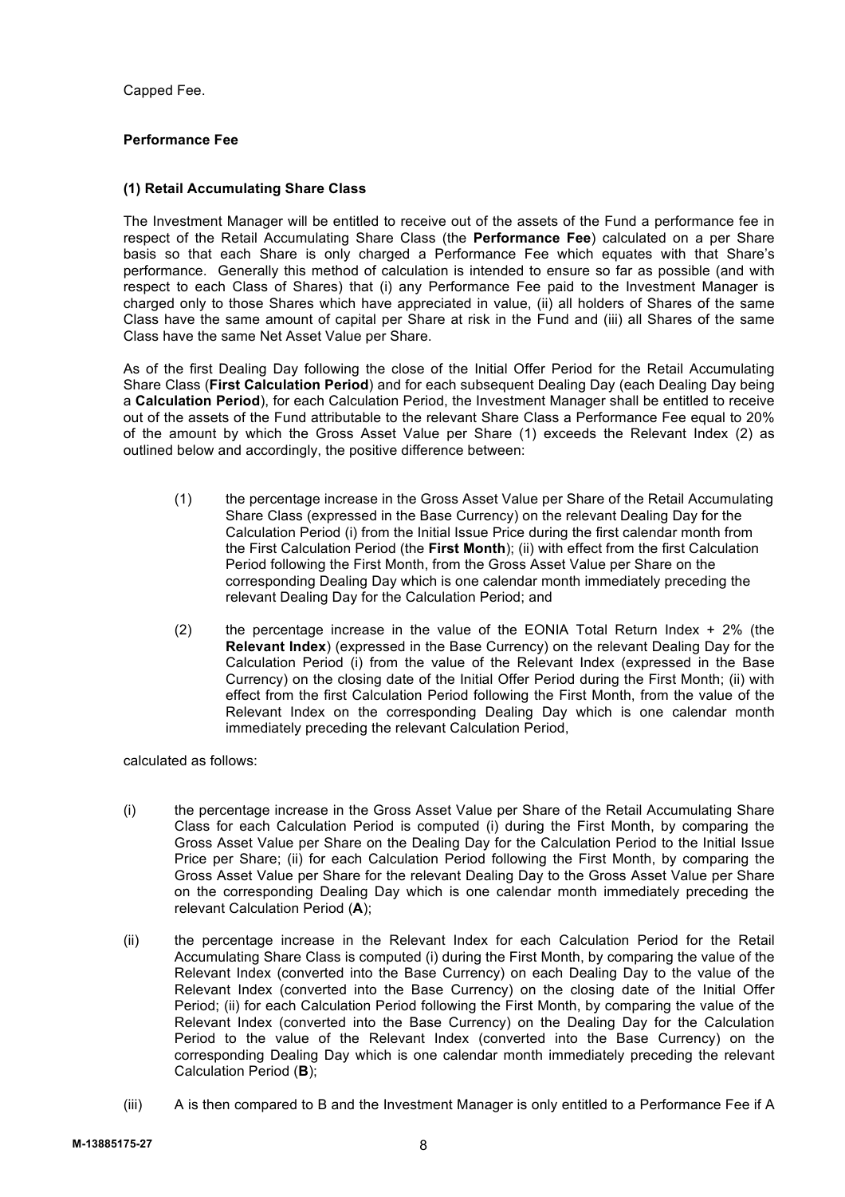Capped Fee.

**Performance Fee**

**(1) Retail Accumulating Share Class**

The Investment Manager will be entitled to receive out of the assets of the Fund a performance fee in respect of the Retail Accumulating Share Class (the **Performance Fee**) calculated on a per Share basis so that each Share is only charged a Performance Fee which equates with that Share's performance. Generally this method of calculation is intended to ensure so far as possible (and with respect to each Class of Shares) that (i) any Performance Fee paid to the Investment Manager is charged only to those Shares which have appreciated in value, (ii) all holders of Shares of the same Class have the same amount of capital per Share at risk in the Fund and (iii) all Shares of the same Class have the same Net Asset Value per Share.

As of the first Dealing Day following the close of the Initial Offer Period for the Retail Accumulating Share Class (**First Calculation Period**) and for each subsequent Dealing Day (each Dealing Day being a **Calculation Period**), for each Calculation Period, the Investment Manager shall be entitled to receive out of the assets of the Fund attributable to the relevant Share Class a Performance Fee equal to 20% of the amount by which the Gross Asset Value per Share (1) exceeds the Relevant Index (2) as outlined below and accordingly, the positive difference between:

(1) the percentage increase in the Gross Asset Value per Share of the Retail Accumulating Share Class (expressed in the Base Currency) on the relevant Dealing Day for the Calculation Period (i) from the Initial Issue Price during the first calendar month from the First Calculation Period (the **First Month**); (ii) with effect from the first Calculation Period following the First Month, from the Gross Asset Value per Share on the corresponding Dealing Day which is one calendar month immediately preceding the relevant Dealing Day for the Calculation Period; and

(2) the percentage increase in the value of the EONIA Total Return Index + 2% (the **Relevant Index**) (expressed in the Base Currency) on the relevant Dealing Day for the Calculation Period (i) from the value of the Relevant Index (expressed in the Base Currency) on the closing date of the Initial Offer Period during the First Month; (ii) with effect from the first Calculation Period following the First Month, from the value of the Relevant Index on the corresponding Dealing Day which is one calendar month immediately preceding the relevant Calculation Period,

calculated as follows:

(i) the percentage increase in the Gross Asset Value per Share of the Retail Accumulating Share Class for each Calculation Period is computed (i) during the First Month, by comparing the Gross Asset Value per Share on the Dealing Day for the Calculation Period to the Initial Issue Price per Share; (ii) for each Calculation Period following the First Month, by comparing the Gross Asset Value per Share for the relevant Dealing Day to the Gross Asset Value per Share on the corresponding Dealing Day which is one calendar month immediately preceding the relevant Calculation Period (**A**);

(ii) the percentage increase in the Relevant Index for each Calculation Period for the Retail Accumulating Share Class is computed (i) during the First Month, by comparing the value of the Relevant Index (converted into the Base Currency) on each Dealing Day to the value of the Relevant Index (converted into the Base Currency) on the closing date of the Initial Offer Period; (ii) for each Calculation Period following the First Month, by comparing the value of the Relevant Index (converted into the Base Currency) on the Dealing Day for the Calculation Period to the value of the Relevant Index (converted into the Base Currency) on the corresponding Dealing Day which is one calendar month immediately preceding the relevant Calculation Period (**B**);

(iii) A is then compared to B and the Investment Manager is only entitled to a Performance Fee if A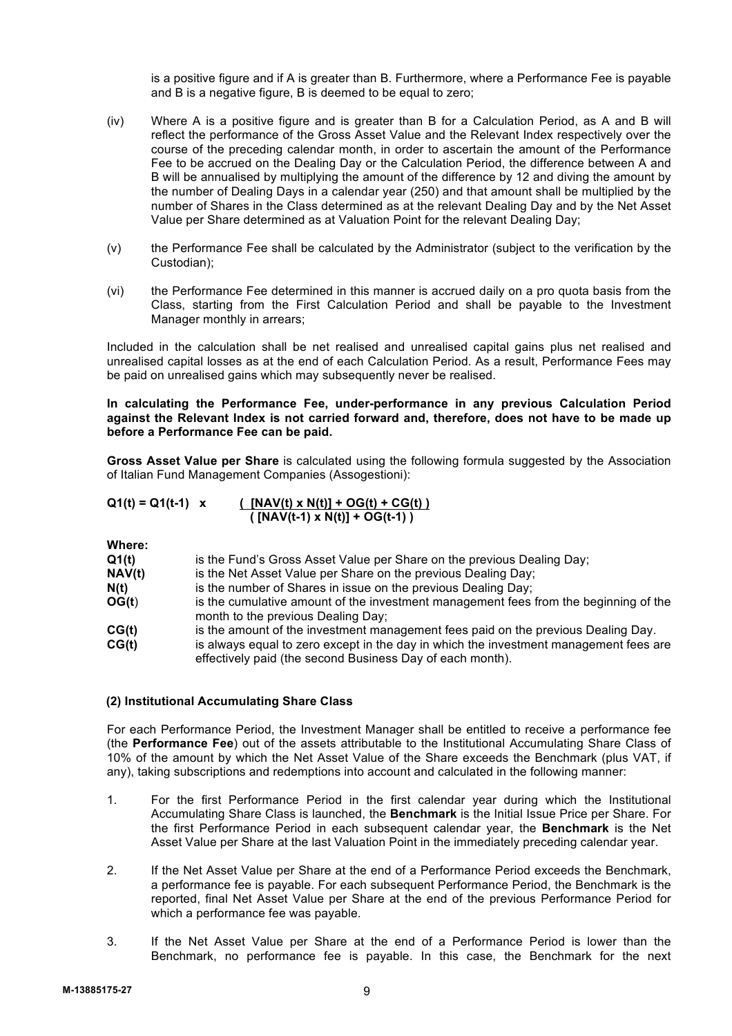is a positive figure and if A is greater than B. Furthermore, where a Performance Fee is payable and B is a negative figure, B is deemed to be equal to zero;

(iv) Where A is a positive figure and is greater than B for a Calculation Period, as A and B will reflect the performance of the Gross Asset Value and the Relevant Index respectively over the course of the preceding calendar month, in order to ascertain the amount of the Performance Fee to be accrued on the Dealing Day or the Calculation Period, the difference between A and B will be annualised by multiplying the amount of the difference by 12 and diving the amount by the number of Dealing Days in a calendar year (250) and that amount shall be multiplied by the number of Shares in the Class determined as at the relevant Dealing Day and by the Net Asset Value per Share determined as at Valuation Point for the relevant Dealing Day;

(v) the Performance Fee shall be calculated by the Administrator (subject to the verification by the Custodian);

(vi) the Performance Fee determined in this manner is accrued daily on a pro quota basis from the Class, starting from the First Calculation Period and shall be payable to the Investment Manager monthly in arrears;

Included in the calculation shall be net realised and unrealised capital gains plus net realised and unrealised capital losses as at the end of each Calculation Period. As a result, Performance Fees may be paid on unrealised gains which may subsequently never be realised.

**In calculating the Performance Fee, under-performance in any previous Calculation Period against the Relevant Index is not carried forward and, therefore, does not have to be made up before a Performance Fee can be paid.**

**Gross Asset Value per Share** is calculated using the following formula suggested by the Association of Italian Fund Management Companies (Assogestioni):

$$Q1(t) = Q1(t-1) \times \frac{([NAV(t) \times N(t)] + OG(t) + CG(t))}{([NAV(t-1) \times N(t)] + OG(t-1))}$$

**Where:**

| | |
|---|---|
| **Q1(t)** | is the Fund's Gross Asset Value per Share on the previous Dealing Day; |
| **NAV(t)** | is the Net Asset Value per Share on the previous Dealing Day; |
| **N(t)** | is the number of Shares in issue on the previous Dealing Day; |
| **OG(t)** | is the cumulative amount of the investment management fees from the beginning of the month to the previous Dealing Day; |
| **CG(t)** | is the amount of the investment management fees paid on the previous Dealing Day. |
| **CG(t)** | is always equal to zero except in the day in which the investment management fees are effectively paid (the second Business Day of each month). |

**(2) Institutional Accumulating Share Class**

For each Performance Period, the Investment Manager shall be entitled to receive a performance fee (the **Performance Fee**) out of the assets attributable to the Institutional Accumulating Share Class of 10% of the amount by which the Net Asset Value of the Share exceeds the Benchmark (plus VAT, if any), taking subscriptions and redemptions into account and calculated in the following manner:

1. For the first Performance Period in the first calendar year during which the Institutional Accumulating Share Class is launched, the **Benchmark** is the Initial Issue Price per Share. For the first Performance Period in each subsequent calendar year, the **Benchmark** is the Net Asset Value per Share at the last Valuation Point in the immediately preceding calendar year.

2. If the Net Asset Value per Share at the end of a Performance Period exceeds the Benchmark, a performance fee is payable. For each subsequent Performance Period, the Benchmark is the reported, final Net Asset Value per Share at the end of the previous Performance Period for which a performance fee was payable.

3. If the Net Asset Value per Share at the end of a Performance Period is lower than the Benchmark, no performance fee is payable. In this case, the Benchmark for the next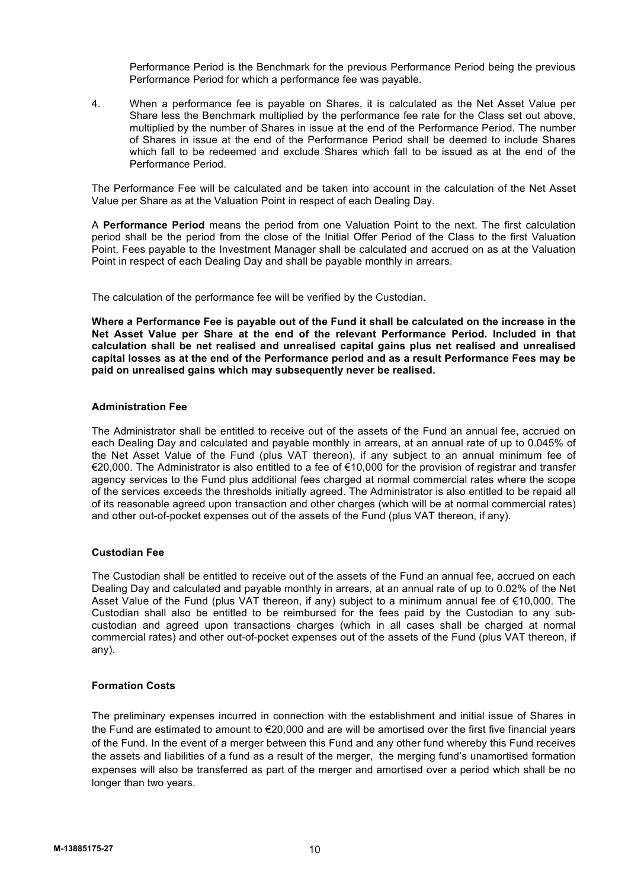Performance Period is the Benchmark for the previous Performance Period being the previous Performance Period for which a performance fee was payable.

4. When a performance fee is payable on Shares, it is calculated as the Net Asset Value per Share less the Benchmark multiplied by the performance fee rate for the Class set out above, multiplied by the number of Shares in issue at the end of the Performance Period. The number of Shares in issue at the end of the Performance Period shall be deemed to include Shares which fall to be redeemed and exclude Shares which fall to be issued as at the end of the Performance Period.

The Performance Fee will be calculated and be taken into account in the calculation of the Net Asset Value per Share as at the Valuation Point in respect of each Dealing Day.

A **Performance Period** means the period from one Valuation Point to the next. The first calculation period shall be the period from the close of the Initial Offer Period of the Class to the first Valuation Point. Fees payable to the Investment Manager shall be calculated and accrued on as at the Valuation Point in respect of each Dealing Day and shall be payable monthly in arrears.

The calculation of the performance fee will be verified by the Custodian.

**Where a Performance Fee is payable out of the Fund it shall be calculated on the increase in the Net Asset Value per Share at the end of the relevant Performance Period. Included in that calculation shall be net realised and unrealised capital gains plus net realised and unrealised capital losses as at the end of the Performance period and as a result Performance Fees may be paid on unrealised gains which may subsequently never be realised.**

**Administration Fee**

The Administrator shall be entitled to receive out of the assets of the Fund an annual fee, accrued on each Dealing Day and calculated and payable monthly in arrears, at an annual rate of up to 0.045% of the Net Asset Value of the Fund (plus VAT thereon), if any subject to an annual minimum fee of €20,000. The Administrator is also entitled to a fee of €10,000 for the provision of registrar and transfer agency services to the Fund plus additional fees charged at normal commercial rates where the scope of the services exceeds the thresholds initially agreed. The Administrator is also entitled to be repaid all of its reasonable agreed upon transaction and other charges (which will be at normal commercial rates) and other out-of-pocket expenses out of the assets of the Fund (plus VAT thereon, if any).

**Custodian Fee**

The Custodian shall be entitled to receive out of the assets of the Fund an annual fee, accrued on each Dealing Day and calculated and payable monthly in arrears, at an annual rate of up to 0.02% of the Net Asset Value of the Fund (plus VAT thereon, if any) subject to a minimum annual fee of €10,000. The Custodian shall also be entitled to be reimbursed for the fees paid by the Custodian to any sub-custodian and agreed upon transactions charges (which in all cases shall be charged at normal commercial rates) and other out-of-pocket expenses out of the assets of the Fund (plus VAT thereon, if any).

**Formation Costs**

The preliminary expenses incurred in connection with the establishment and initial issue of Shares in the Fund are estimated to amount to €20,000 and are will be amortised over the first five financial years of the Fund. In the event of a merger between this Fund and any other fund whereby this Fund receives the assets and liabilities of a fund as a result of the merger, the merging fund's unamortised formation expenses will also be transferred as part of the merger and amortised over a period which shall be no longer than two years.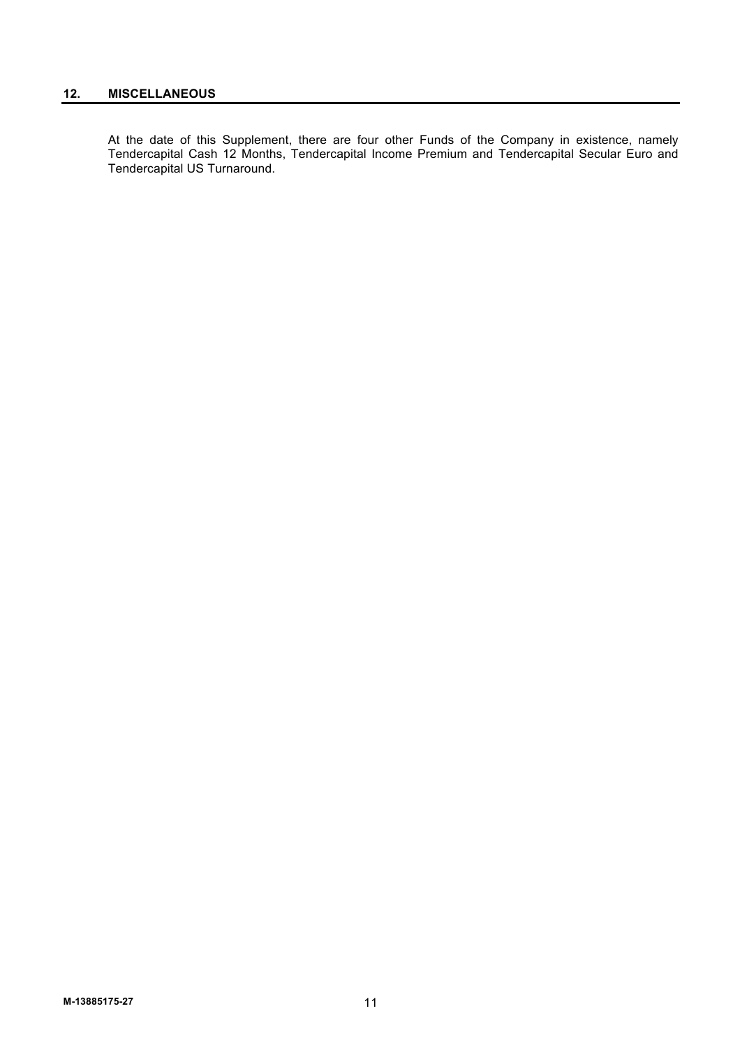## 12. MISCELLANEOUS

At the date of this Supplement, there are four other Funds of the Company in existence, namely Tendercapital Cash 12 Months, Tendercapital Income Premium and Tendercapital Secular Euro and Tendercapital US Turnaround.